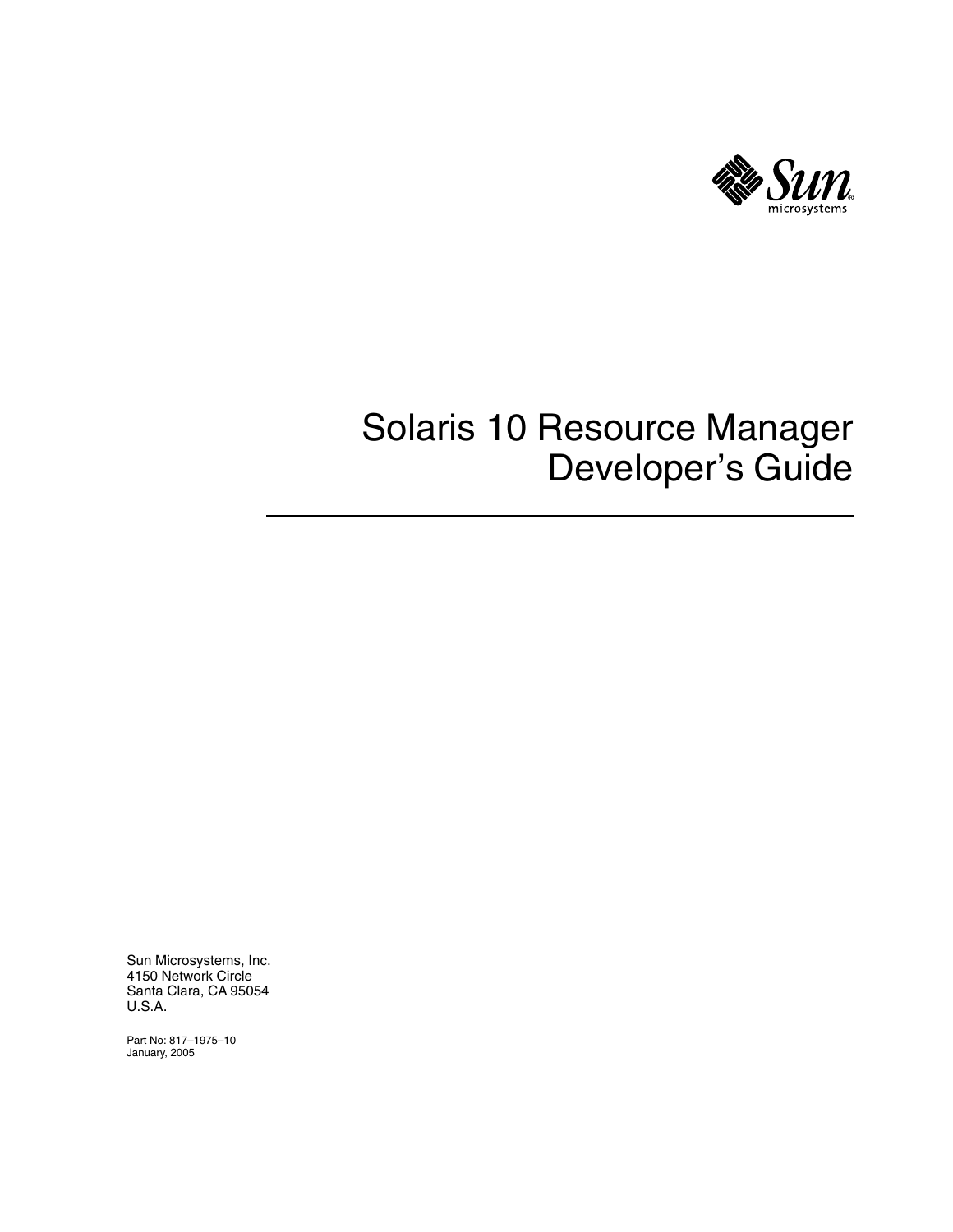# Solaris 10 Resource Manager Developer's Guide

Sun Microsystems, Inc.
4150 Network Circle
Santa Clara, CA 95054
U.S.A.

Part No: 817–1975–10
January, 2005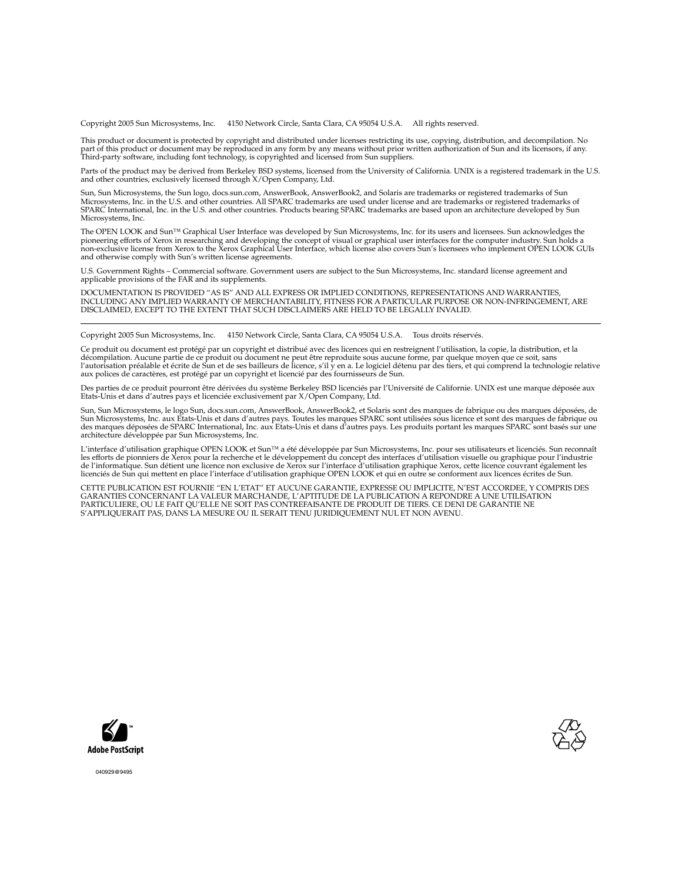Copyright 2005 Sun Microsystems, Inc.     4150 Network Circle, Santa Clara, CA 95054 U.S.A.     All rights reserved.

This product or document is protected by copyright and distributed under licenses restricting its use, copying, distribution, and decompilation. No part of this product or document may be reproduced in any form by any means without prior written authorization of Sun and its licensors, if any. Third-party software, including font technology, is copyrighted and licensed from Sun suppliers.

Parts of the product may be derived from Berkeley BSD systems, licensed from the University of California. UNIX is a registered trademark in the U.S. and other countries, exclusively licensed through X/Open Company, Ltd.

Sun, Sun Microsystems, the Sun logo, docs.sun.com, AnswerBook, AnswerBook2, and Solaris are trademarks or registered trademarks of Sun Microsystems, Inc. in the U.S. and other countries. All SPARC trademarks are used under license and are trademarks or registered trademarks of SPARC International, Inc. in the U.S. and other countries. Products bearing SPARC trademarks are based upon an architecture developed by Sun Microsystems, Inc.

The OPEN LOOK and Sun™ Graphical User Interface was developed by Sun Microsystems, Inc. for its users and licensees. Sun acknowledges the pioneering efforts of Xerox in researching and developing the concept of visual or graphical user interfaces for the computer industry. Sun holds a non-exclusive license from Xerox to the Xerox Graphical User Interface, which license also covers Sun's licensees who implement OPEN LOOK GUIs and otherwise comply with Sun's written license agreements.

U.S. Government Rights – Commercial software. Government users are subject to the Sun Microsystems, Inc. standard license agreement and applicable provisions of the FAR and its supplements.

DOCUMENTATION IS PROVIDED "AS IS" AND ALL EXPRESS OR IMPLIED CONDITIONS, REPRESENTATIONS AND WARRANTIES, INCLUDING ANY IMPLIED WARRANTY OF MERCHANTABILITY, FITNESS FOR A PARTICULAR PURPOSE OR NON-INFRINGEMENT, ARE DISCLAIMED, EXCEPT TO THE EXTENT THAT SUCH DISCLAIMERS ARE HELD TO BE LEGALLY INVALID.

---

Copyright 2005 Sun Microsystems, Inc.     4150 Network Circle, Santa Clara, CA 95054 U.S.A.     Tous droits réservés.

Ce produit ou document est protégé par un copyright et distribué avec des licences qui en restreignent l'utilisation, la copie, la distribution, et la décompilation. Aucune partie de ce produit ou document ne peut être reproduite sous aucune forme, par quelque moyen que ce soit, sans l'autorisation préalable et écrite de Sun et de ses bailleurs de licence, s'il y en a. Le logiciel détenu par des tiers, et qui comprend la technologie relative aux polices de caractères, est protégé par un copyright et licencié par des fournisseurs de Sun.

Des parties de ce produit pourront être dérivées du système Berkeley BSD licenciés par l'Université de Californie. UNIX est une marque déposée aux Etats-Unis et dans d'autres pays et licenciée exclusivement par X/Open Company, Ltd.

Sun, Sun Microsystems, le logo Sun, docs.sun.com, AnswerBook, AnswerBook2, et Solaris sont des marques de fabrique ou des marques déposées, de Sun Microsystems, Inc. aux Etats-Unis et dans d'autres pays. Toutes les marques SPARC sont utilisées sous licence et sont des marques de fabrique ou des marques déposées de SPARC International, Inc. aux Etats-Unis et dans d'autres pays. Les produits portant les marques SPARC sont basés sur une architecture développée par Sun Microsystems, Inc.

L'interface d'utilisation graphique OPEN LOOK et Sun™ a été développée par Sun Microsystems, Inc. pour ses utilisateurs et licenciés. Sun reconnaît les efforts de pionniers de Xerox pour la recherche et le développement du concept des interfaces d'utilisation visuelle ou graphique pour l'industrie de l'informatique. Sun détient une licence non exclusive de Xerox sur l'interface d'utilisation graphique Xerox, cette licence couvrant également les licenciés de Sun qui mettent en place l'interface d'utilisation graphique OPEN LOOK et qui en outre se conforment aux licences écrites de Sun.

CETTE PUBLICATION EST FOURNIE "EN L'ETAT" ET AUCUNE GARANTIE, EXPRESSE OU IMPLICITE, N'EST ACCORDEE, Y COMPRIS DES GARANTIES CONCERNANT LA VALEUR MARCHANDE, L'APTITUDE DE LA PUBLICATION A REPONDRE A UNE UTILISATION PARTICULIERE, OU LE FAIT QU'ELLE NE SOIT PAS CONTREFAISANTE DE PRODUIT DE TIERS. CE DENI DE GARANTIE NE S'APPLIQUERAIT PAS, DANS LA MESURE OU IL SERAIT TENU JURIDIQUEMENT NUL ET NON AVENU.

Adobe PostScript

040929@9495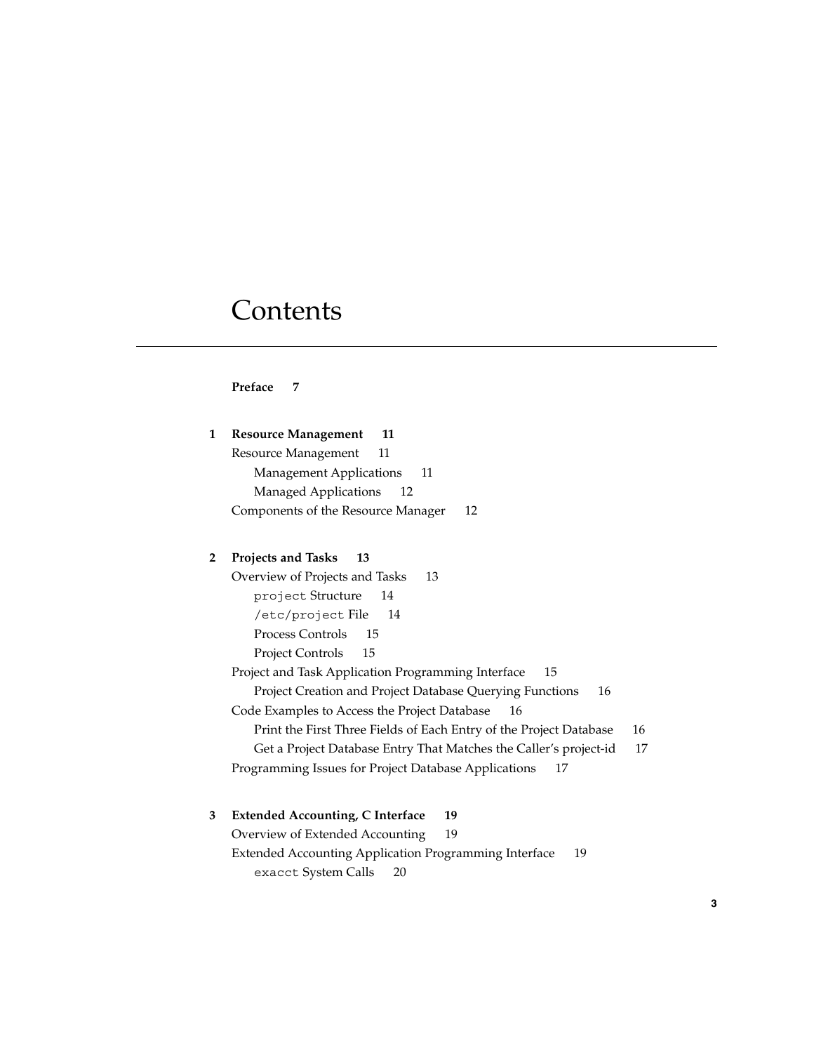# Contents

**Preface 7**

**1 Resource Management 11**

Resource Management 11

- Management Applications 11
- Managed Applications 12

Components of the Resource Manager 12

**2 Projects and Tasks 13**

Overview of Projects and Tasks 13

- `project` Structure 14
- `/etc/project` File 14
- Process Controls 15
- Project Controls 15

Project and Task Application Programming Interface 15

- Project Creation and Project Database Querying Functions 16

Code Examples to Access the Project Database 16

- Print the First Three Fields of Each Entry of the Project Database 16
- Get a Project Database Entry That Matches the Caller's project-id 17

Programming Issues for Project Database Applications 17

**3 Extended Accounting, C Interface 19**

Overview of Extended Accounting 19

Extended Accounting Application Programming Interface 19

- `exacct` System Calls 20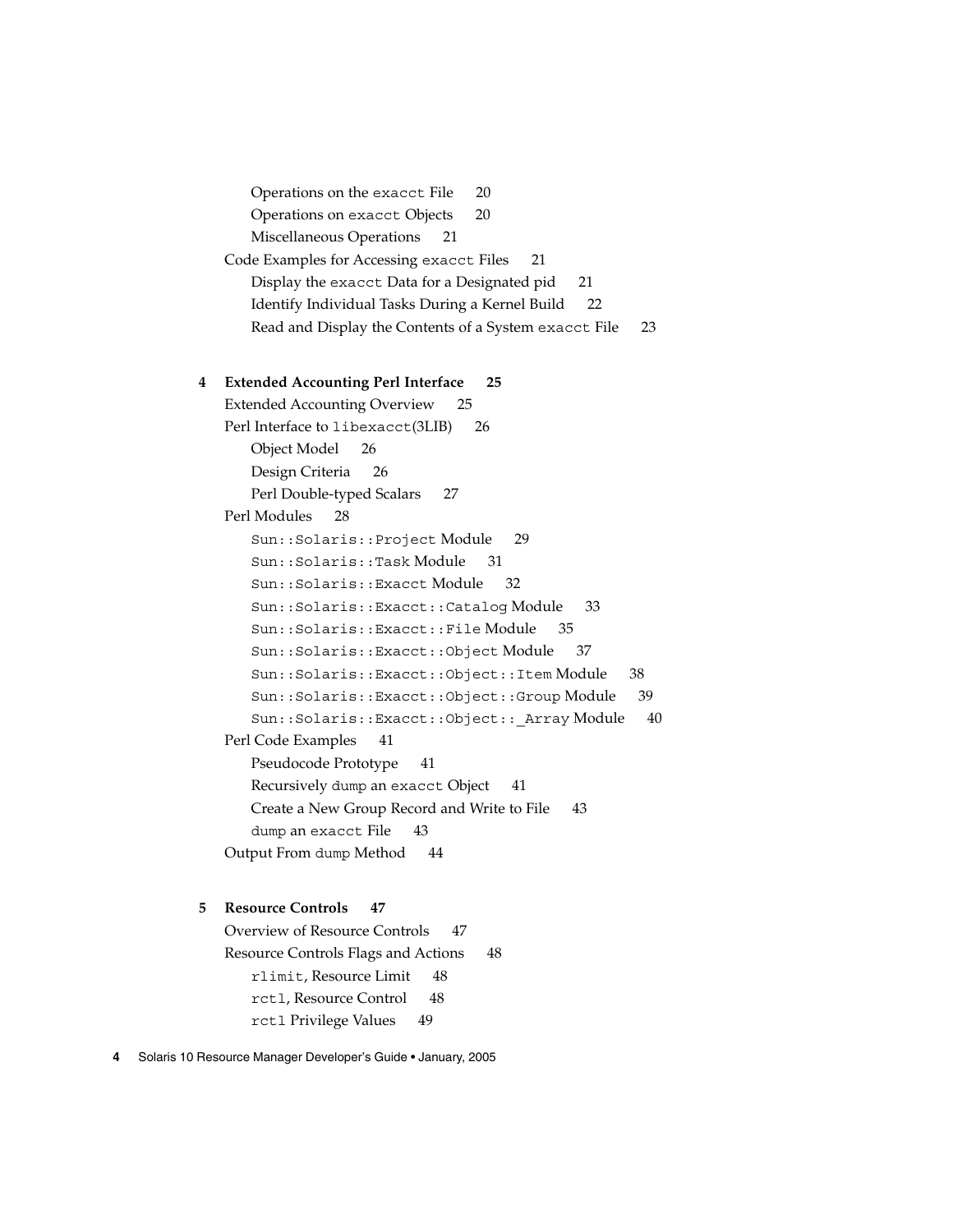Operations on the `exacct` File 20
Operations on `exacct` Objects 20
Miscellaneous Operations 21

Code Examples for Accessing `exacct` Files 21
Display the `exacct` Data for a Designated pid 21
Identify Individual Tasks During a Kernel Build 22
Read and Display the Contents of a System `exacct` File 23

**4 Extended Accounting Perl Interface 25**

Extended Accounting Overview 25

Perl Interface to `libexacct`(3LIB) 26
Object Model 26
Design Criteria 26
Perl Double-typed Scalars 27

Perl Modules 28
`Sun::Solaris::Project` Module 29
`Sun::Solaris::Task` Module 31
`Sun::Solaris::Exacct` Module 32
`Sun::Solaris::Exacct::Catalog` Module 33
`Sun::Solaris::Exacct::File` Module 35
`Sun::Solaris::Exacct::Object` Module 37
`Sun::Solaris::Exacct::Object::Item` Module 38
`Sun::Solaris::Exacct::Object::Group` Module 39
`Sun::Solaris::Exacct::Object::_Array` Module 40

Perl Code Examples 41
Pseudocode Prototype 41
Recursively `dump` an `exacct` Object 41
Create a New Group Record and Write to File 43
`dump` an `exacct` File 43

Output From `dump` Method 44

**5 Resource Controls 47**

Overview of Resource Controls 47

Resource Controls Flags and Actions 48
`rlimit`, Resource Limit 48
`rctl`, Resource Control 48
`rctl` Privilege Values 49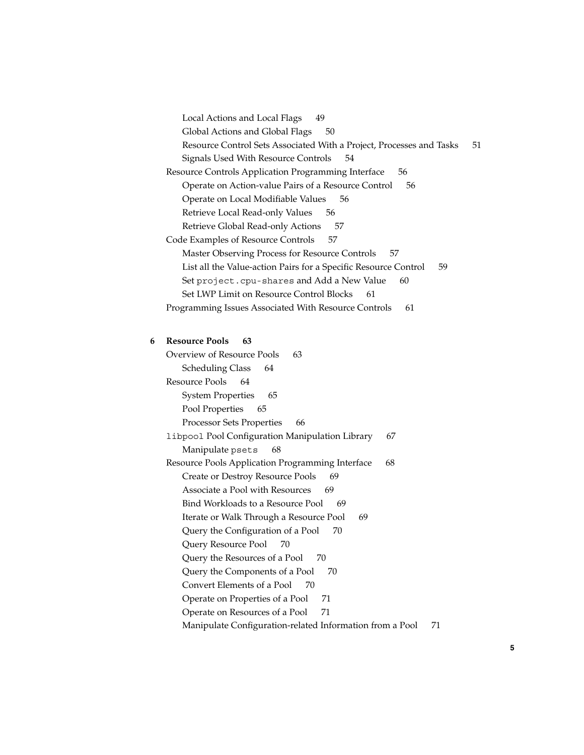Local Actions and Local Flags 49
Global Actions and Global Flags 50
Resource Control Sets Associated With a Project, Processes and Tasks 51
Signals Used With Resource Controls 54

Resource Controls Application Programming Interface 56
Operate on Action-value Pairs of a Resource Control 56
Operate on Local Modifiable Values 56
Retrieve Local Read-only Values 56
Retrieve Global Read-only Actions 57

Code Examples of Resource Controls 57
Master Observing Process for Resource Controls 57
List all the Value-action Pairs for a Specific Resource Control 59
Set `project.cpu-shares` and Add a New Value 60
Set LWP Limit on Resource Control Blocks 61

Programming Issues Associated With Resource Controls 61

**6 Resource Pools 63**

Overview of Resource Pools 63
Scheduling Class 64

Resource Pools 64
System Properties 65
Pool Properties 65
Processor Sets Properties 66

`libpool` Pool Configuration Manipulation Library 67
Manipulate `psets` 68

Resource Pools Application Programming Interface 68
Create or Destroy Resource Pools 69
Associate a Pool with Resources 69
Bind Workloads to a Resource Pool 69
Iterate or Walk Through a Resource Pool 69
Query the Configuration of a Pool 70
Query Resource Pool 70
Query the Resources of a Pool 70
Query the Components of a Pool 70
Convert Elements of a Pool 70
Operate on Properties of a Pool 71
Operate on Resources of a Pool 71
Manipulate Configuration-related Information from a Pool 71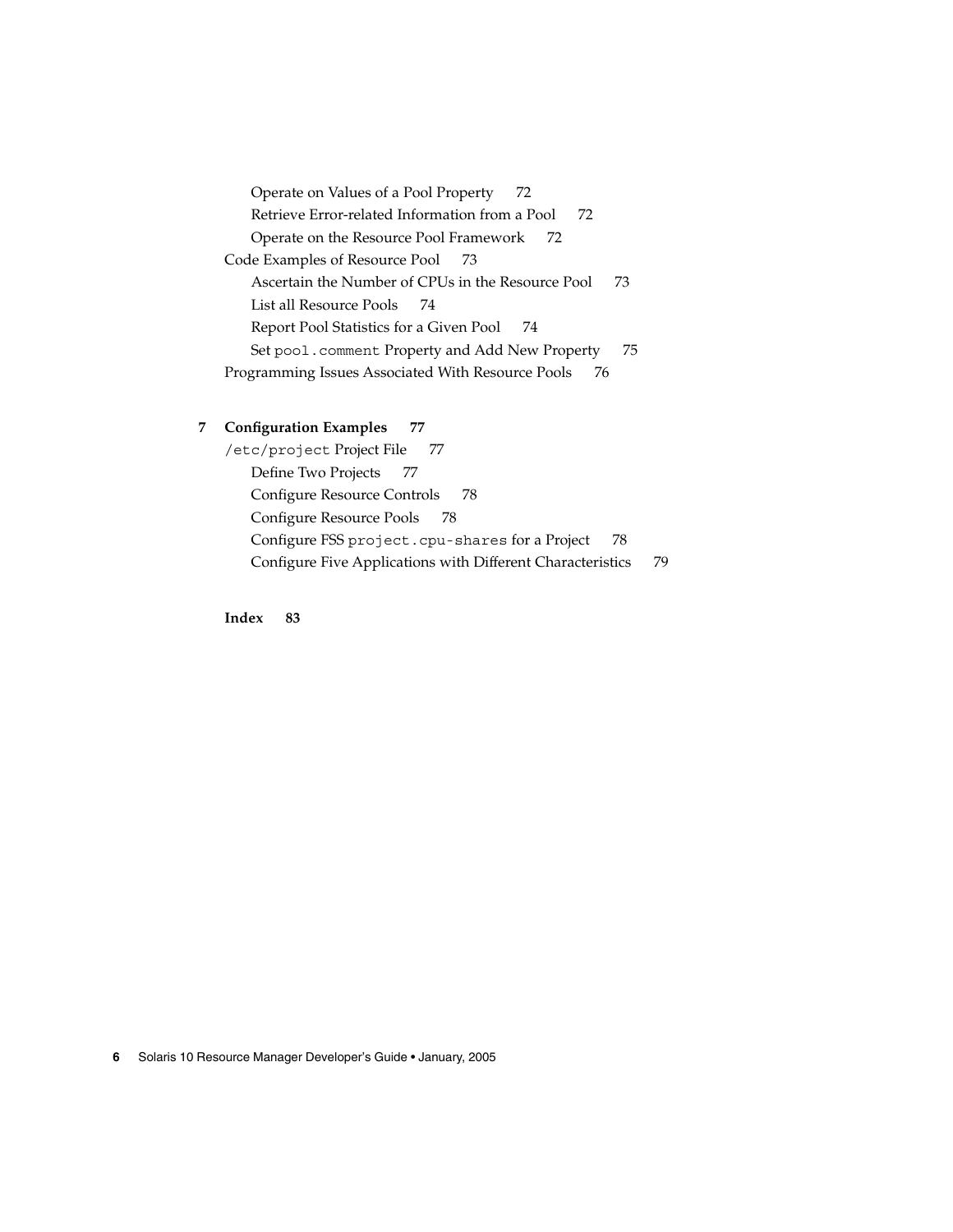Operate on Values of a Pool Property 72
Retrieve Error-related Information from a Pool 72
Operate on the Resource Pool Framework 72
Code Examples of Resource Pool 73
Ascertain the Number of CPUs in the Resource Pool 73
List all Resource Pools 74
Report Pool Statistics for a Given Pool 74
Set `pool.comment` Property and Add New Property 75
Programming Issues Associated With Resource Pools 76

**7 Configuration Examples 77**

`/etc/project` Project File 77
Define Two Projects 77
Configure Resource Controls 78
Configure Resource Pools 78
Configure FSS `project.cpu-shares` for a Project 78
Configure Five Applications with Different Characteristics 79

**Index 83**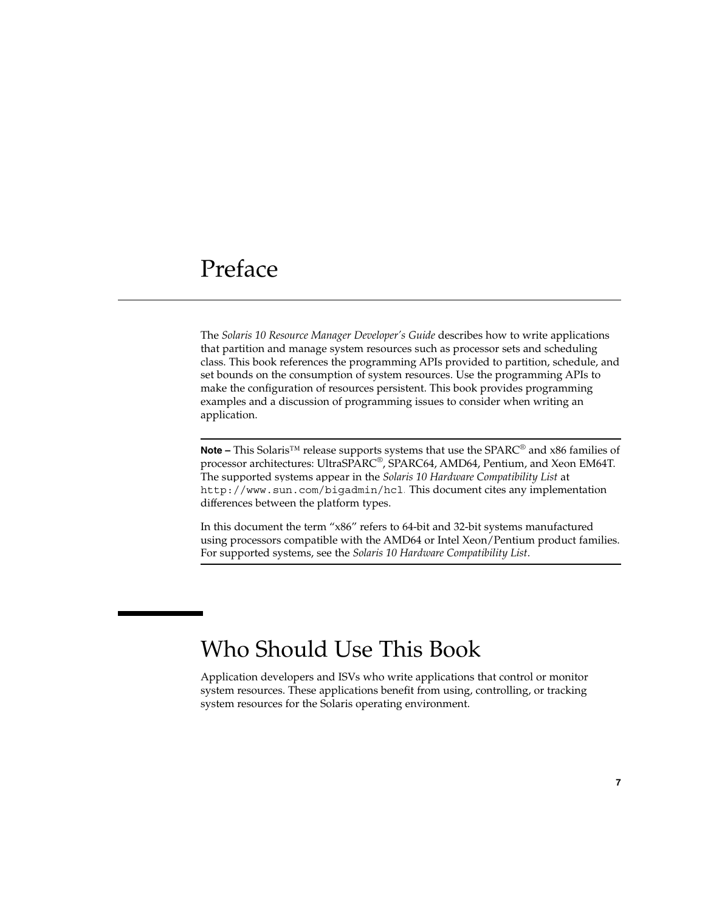# Preface

The *Solaris 10 Resource Manager Developer's Guide* describes how to write applications that partition and manage system resources such as processor sets and scheduling class. This book references the programming APIs provided to partition, schedule, and set bounds on the consumption of system resources. Use the programming APIs to make the configuration of resources persistent. This book provides programming examples and a discussion of programming issues to consider when writing an application.

---

**Note –** This Solaris™ release supports systems that use the SPARC® and x86 families of processor architectures: UltraSPARC®, SPARC64, AMD64, Pentium, and Xeon EM64T. The supported systems appear in the *Solaris 10 Hardware Compatibility List* at `http://www.sun.com/bigadmin/hcl`. This document cites any implementation differences between the platform types.

In this document the term "x86" refers to 64-bit and 32-bit systems manufactured using processors compatible with the AMD64 or Intel Xeon/Pentium product families. For supported systems, see the *Solaris 10 Hardware Compatibility List*.

---

## Who Should Use This Book

Application developers and ISVs who write applications that control or monitor system resources. These applications benefit from using, controlling, or tracking system resources for the Solaris operating environment.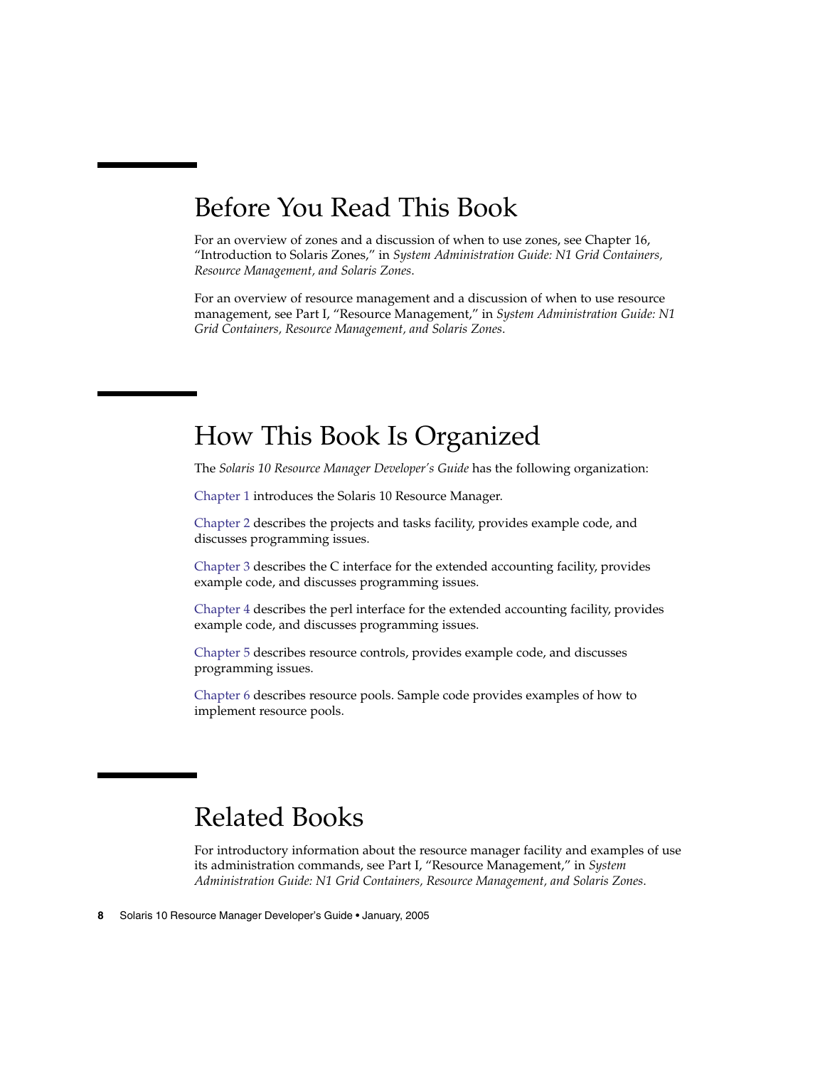## Before You Read This Book

For an overview of zones and a discussion of when to use zones, see Chapter 16, "Introduction to Solaris Zones," in *System Administration Guide: N1 Grid Containers, Resource Management, and Solaris Zones*.

For an overview of resource management and a discussion of when to use resource management, see Part I, "Resource Management," in *System Administration Guide: N1 Grid Containers, Resource Management, and Solaris Zones*.

## How This Book Is Organized

The *Solaris 10 Resource Manager Developer's Guide* has the following organization:

Chapter 1 introduces the Solaris 10 Resource Manager.

Chapter 2 describes the projects and tasks facility, provides example code, and discusses programming issues.

Chapter 3 describes the C interface for the extended accounting facility, provides example code, and discusses programming issues.

Chapter 4 describes the perl interface for the extended accounting facility, provides example code, and discusses programming issues.

Chapter 5 describes resource controls, provides example code, and discusses programming issues.

Chapter 6 describes resource pools. Sample code provides examples of how to implement resource pools.

## Related Books

For introductory information about the resource manager facility and examples of use its administration commands, see Part I, "Resource Management," in *System Administration Guide: N1 Grid Containers, Resource Management, and Solaris Zones*.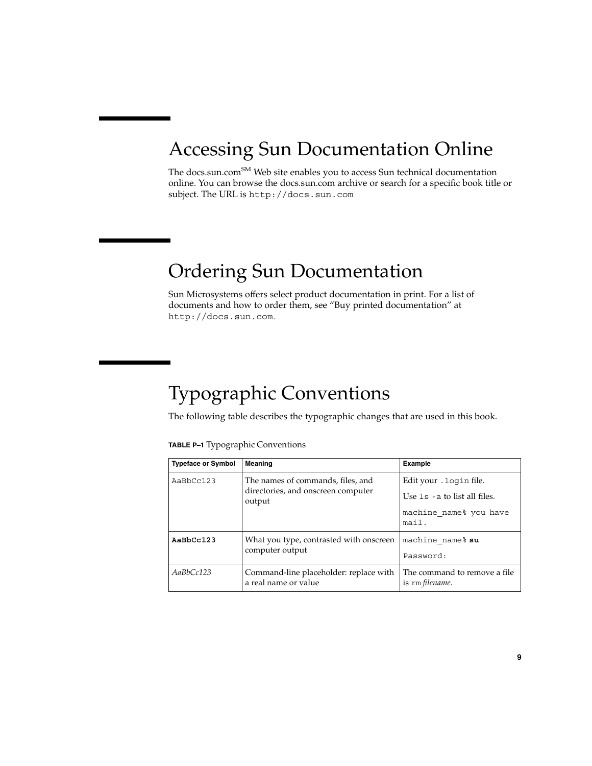## Accessing Sun Documentation Online

The docs.sun.com[SM] Web site enables you to access Sun technical documentation online. You can browse the docs.sun.com archive or search for a specific book title or subject. The URL is `http://docs.sun.com`

## Ordering Sun Documentation

Sun Microsystems offers select product documentation in print. For a list of documents and how to order them, see “Buy printed documentation” at `http://docs.sun.com`.

## Typographic Conventions

The following table describes the typographic changes that are used in this book.

**TABLE P–1** Typographic Conventions

| Typeface or Symbol | Meaning | Example |
| --- | --- | --- |
| `AaBbCc123` | The names of commands, files, and directories, and onscreen computer output | Edit your `.login` file.<br>Use `ls -a` to list all files.<br>`machine_name% you have mail.` |
| **`AaBbCc123`** | What you type, contrasted with onscreen computer output | `machine_name%` **`su`**<br>`Password:` |
| *AaBbCc123* | Command-line placeholder: replace with a real name or value | The command to remove a file is `rm` *filename*. |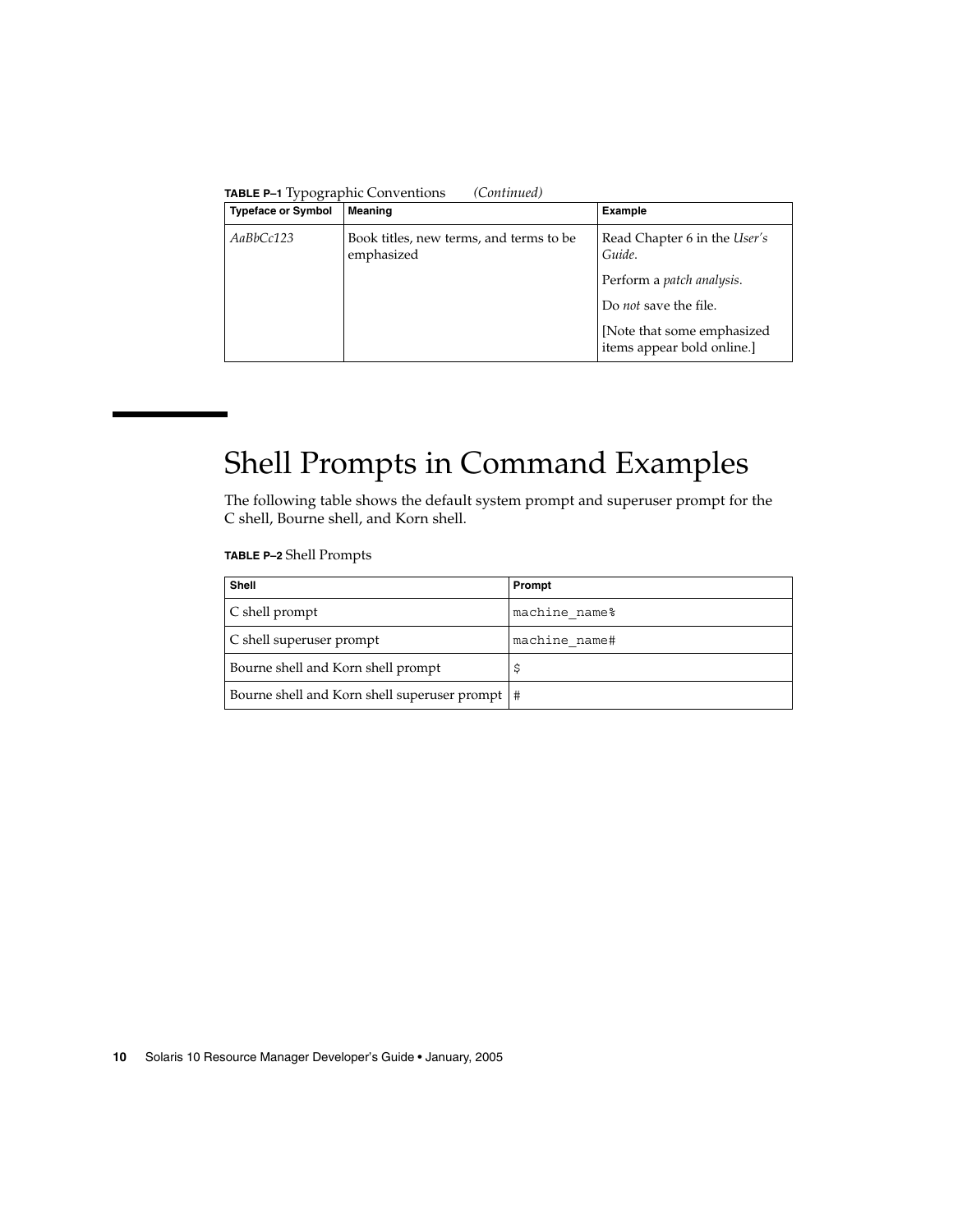**TABLE P–1** Typographic Conventions *(Continued)*

| Typeface or Symbol | Meaning | Example |
| --- | --- | --- |
| *AaBbCc123* | Book titles, new terms, and terms to be emphasized | Read Chapter 6 in the *User's Guide*.<br><br>Perform a *patch analysis*.<br><br>Do *not* save the file.<br><br>[Note that some emphasized items appear bold online.] |

## Shell Prompts in Command Examples

The following table shows the default system prompt and superuser prompt for the C shell, Bourne shell, and Korn shell.

**TABLE P–2** Shell Prompts

| Shell | Prompt |
| --- | --- |
| C shell prompt | `machine_name%` |
| C shell superuser prompt | `machine_name#` |
| Bourne shell and Korn shell prompt | `$` |
| Bourne shell and Korn shell superuser prompt | `#` |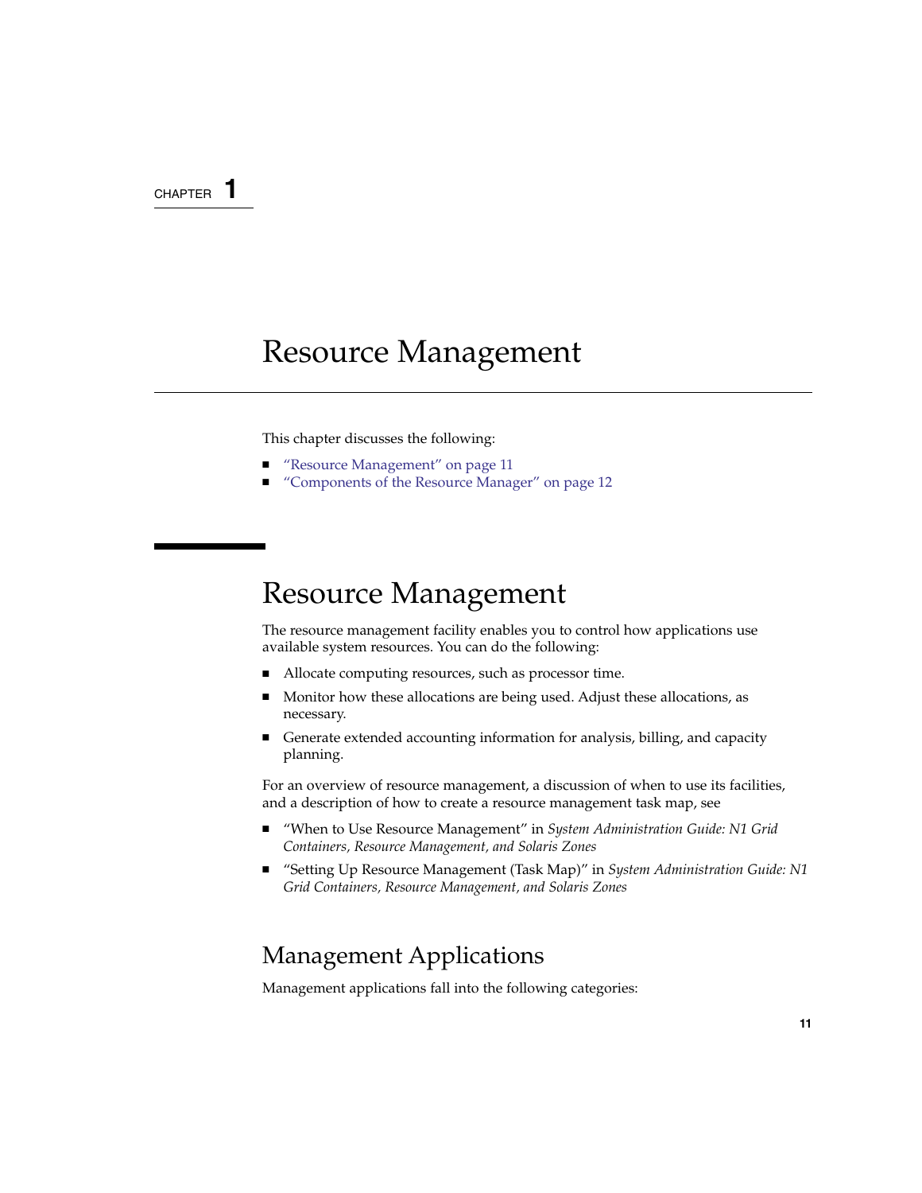CHAPTER 1

# Resource Management

This chapter discusses the following:

- "Resource Management" on page 11
- "Components of the Resource Manager" on page 12

## Resource Management

The resource management facility enables you to control how applications use available system resources. You can do the following:

- Allocate computing resources, such as processor time.
- Monitor how these allocations are being used. Adjust these allocations, as necessary.
- Generate extended accounting information for analysis, billing, and capacity planning.

For an overview of resource management, a discussion of when to use its facilities, and a description of how to create a resource management task map, see

- "When to Use Resource Management" in *System Administration Guide: N1 Grid Containers, Resource Management, and Solaris Zones*
- "Setting Up Resource Management (Task Map)" in *System Administration Guide: N1 Grid Containers, Resource Management, and Solaris Zones*

### Management Applications

Management applications fall into the following categories: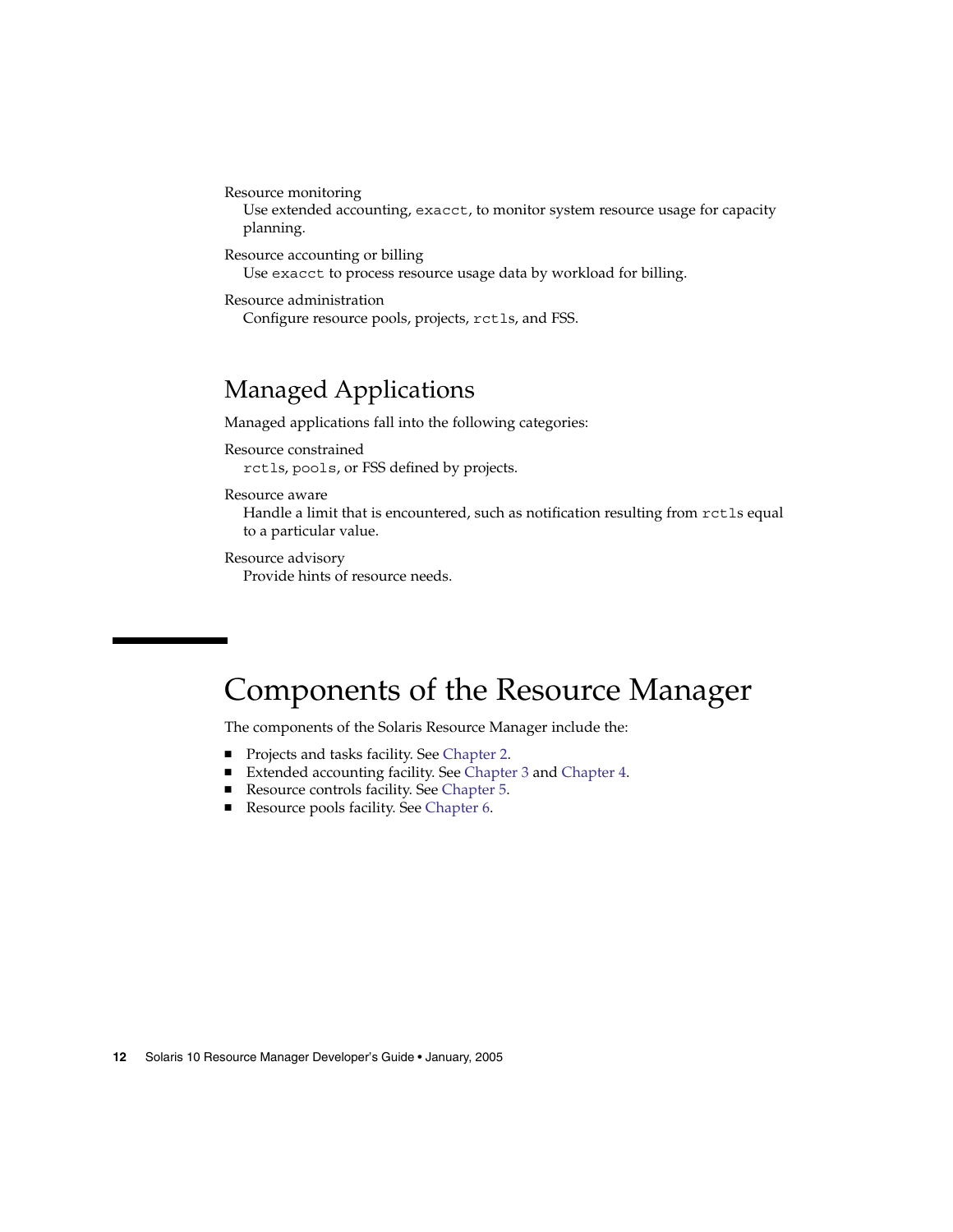Resource monitoring
: Use extended accounting, `exacct`, to monitor system resource usage for capacity planning.

Resource accounting or billing
: Use `exacct` to process resource usage data by workload for billing.

Resource administration
: Configure resource pools, projects, `rctls`, and FSS.

## Managed Applications

Managed applications fall into the following categories:

Resource constrained
: `rctls`, `pools`, or FSS defined by projects.

Resource aware
: Handle a limit that is encountered, such as notification resulting from `rctls` equal to a particular value.

Resource advisory
: Provide hints of resource needs.

# Components of the Resource Manager

The components of the Solaris Resource Manager include the:

- Projects and tasks facility. See Chapter 2.
- Extended accounting facility. See Chapter 3 and Chapter 4.
- Resource controls facility. See Chapter 5.
- Resource pools facility. See Chapter 6.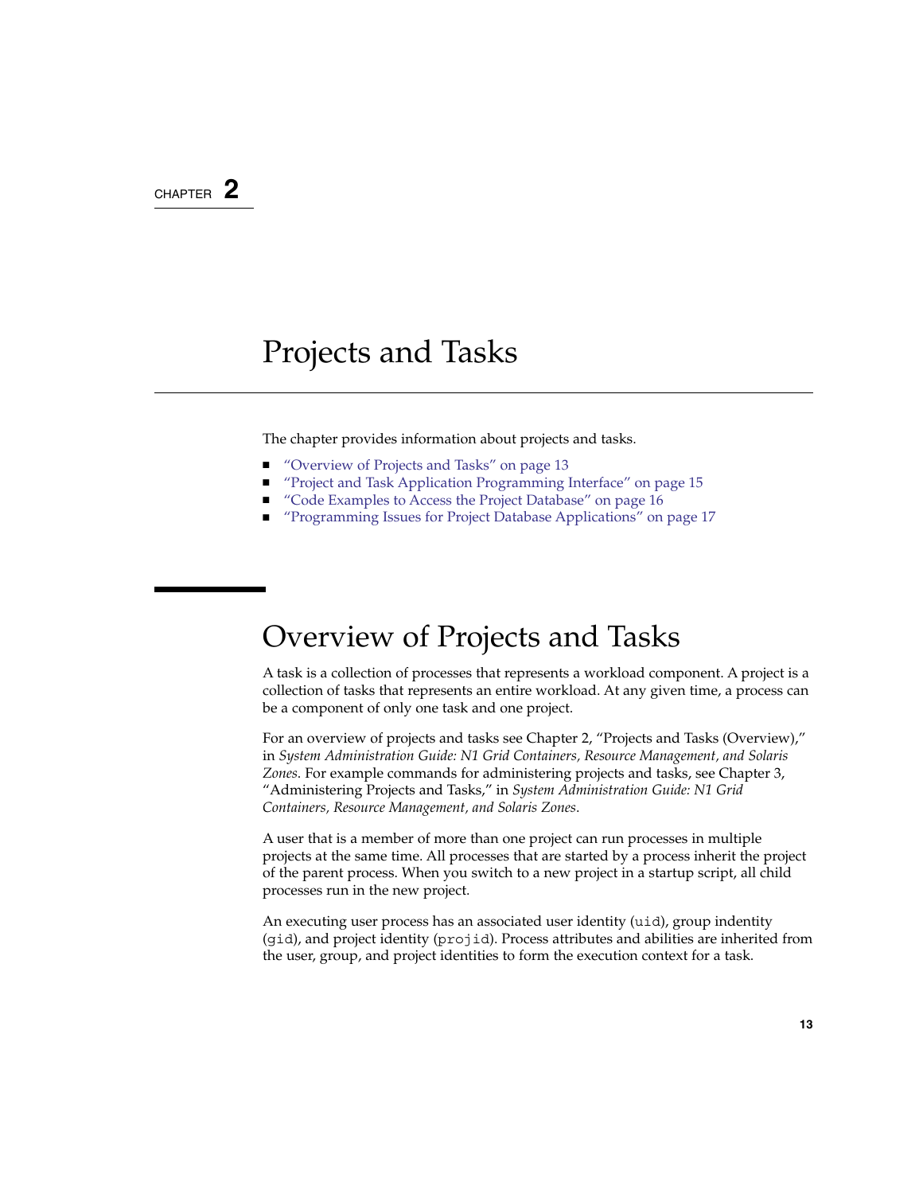CHAPTER 2

# Projects and Tasks

The chapter provides information about projects and tasks.

- "Overview of Projects and Tasks" on page 13
- "Project and Task Application Programming Interface" on page 15
- "Code Examples to Access the Project Database" on page 16
- "Programming Issues for Project Database Applications" on page 17

## Overview of Projects and Tasks

A task is a collection of processes that represents a workload component. A project is a collection of tasks that represents an entire workload. At any given time, a process can be a component of only one task and one project.

For an overview of projects and tasks see Chapter 2, "Projects and Tasks (Overview)," in *System Administration Guide: N1 Grid Containers, Resource Management, and Solaris Zones*. For example commands for administering projects and tasks, see Chapter 3, "Administering Projects and Tasks," in *System Administration Guide: N1 Grid Containers, Resource Management, and Solaris Zones*.

A user that is a member of more than one project can run processes in multiple projects at the same time. All processes that are started by a process inherit the project of the parent process. When you switch to a new project in a startup script, all child processes run in the new project.

An executing user process has an associated user identity (`uid`), group indentity (`gid`), and project identity (`projid`). Process attributes and abilities are inherited from the user, group, and project identities to form the execution context for a task.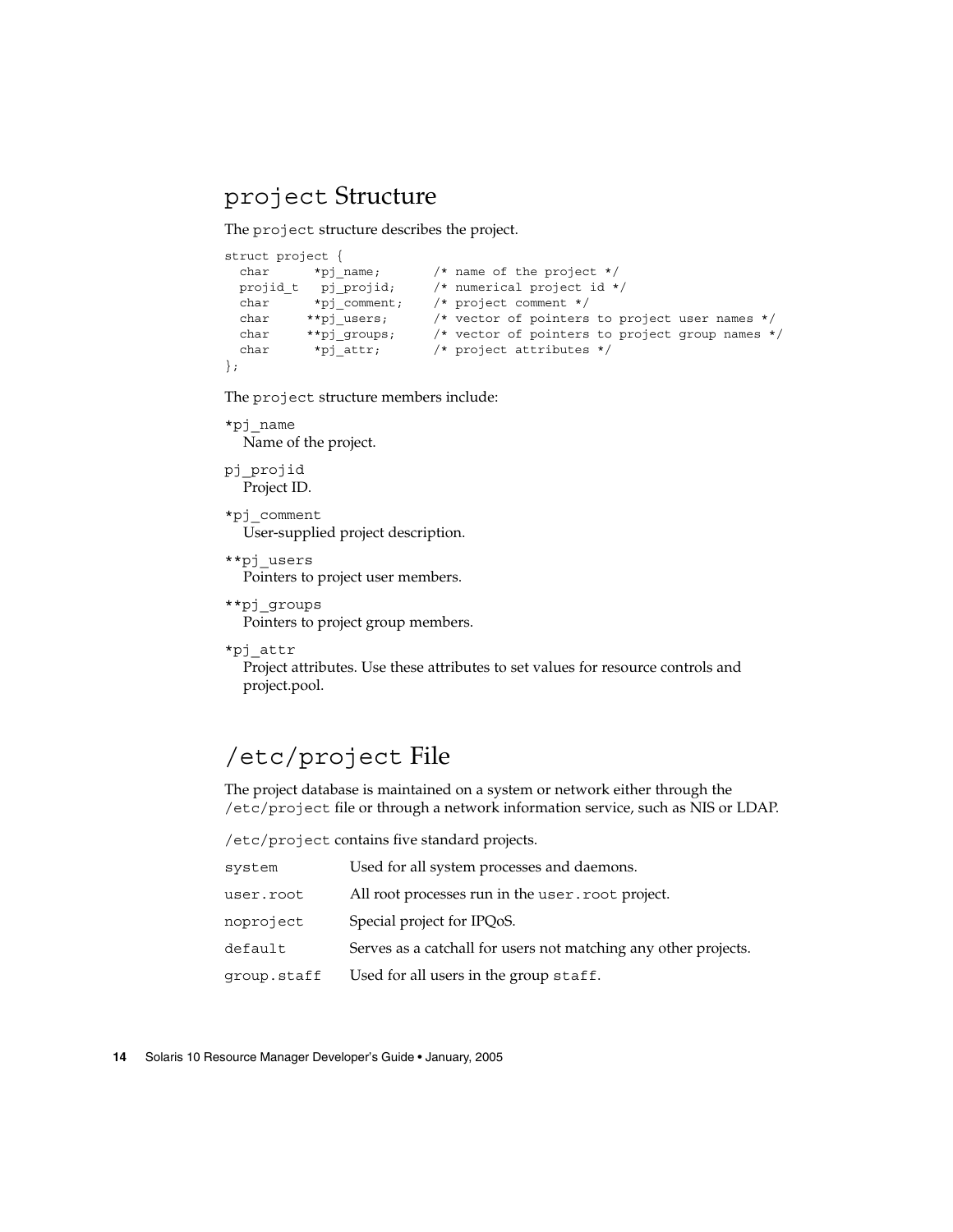## `project` Structure

The `project` structure describes the project.

```
struct project {
  char      *pj_name;       /* name of the project */
  projid_t   pj_projid;     /* numerical project id */
  char      *pj_comment;    /* project comment */
  char     **pj_users;      /* vector of pointers to project user names */
  char     **pj_groups;     /* vector of pointers to project group names */
  char      *pj_attr;       /* project attributes */
};
```

The `project` structure members include:

`*pj_name`
Name of the project.

`pj_projid`
Project ID.

`*pj_comment`
User-supplied project description.

`**pj_users`
Pointers to project user members.

`**pj_groups`
Pointers to project group members.

`*pj_attr`
Project attributes. Use these attributes to set values for resource controls and project.pool.

## `/etc/project` File

The project database is maintained on a system or network either through the `/etc/project` file or through a network information service, such as NIS or LDAP.

`/etc/project` contains five standard projects.

| | |
|---|---|
| `system` | Used for all system processes and daemons. |
| `user.root` | All root processes run in the `user.root` project. |
| `noproject` | Special project for IPQoS. |
| `default` | Serves as a catchall for users not matching any other projects. |
| `group.staff` | Used for all users in the group `staff`. |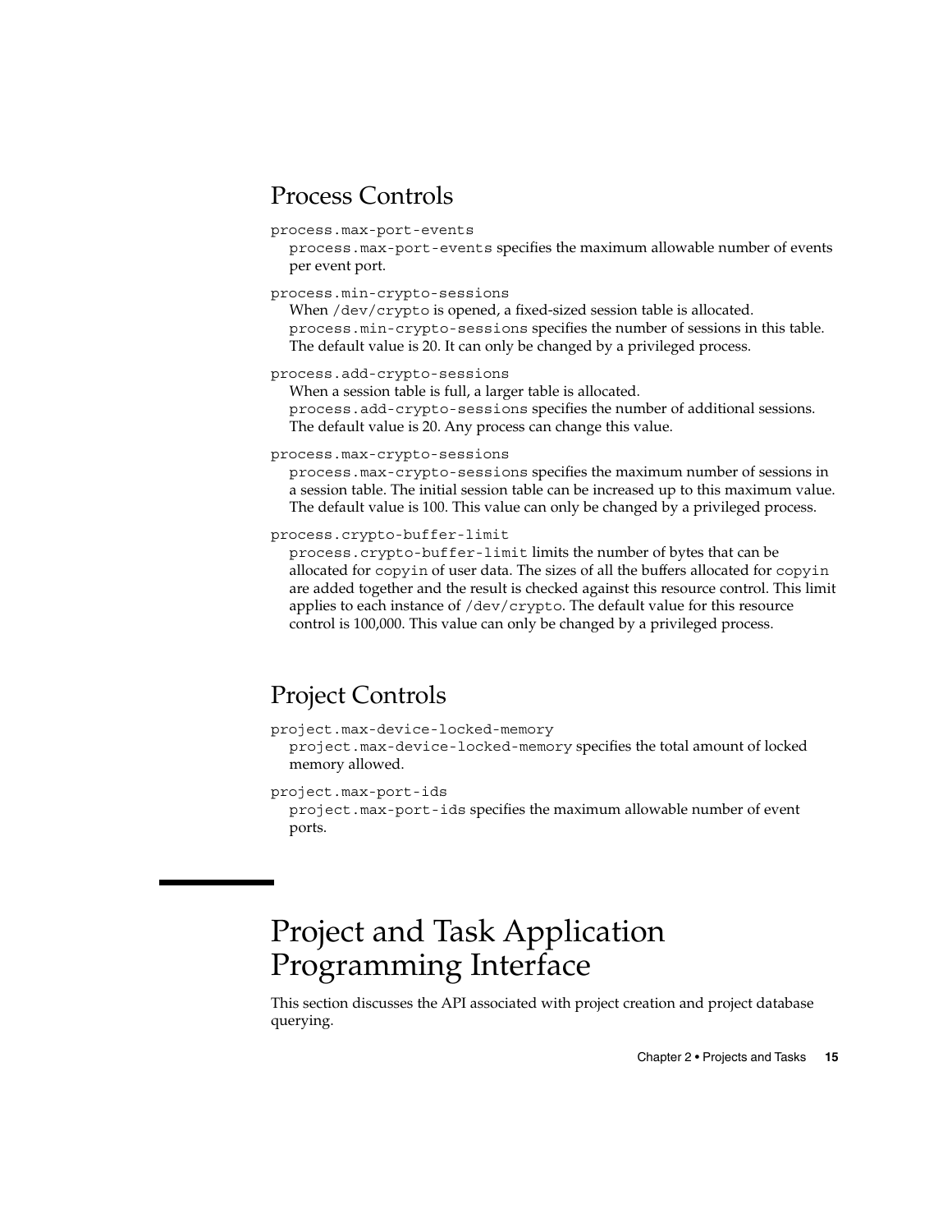## Process Controls

`process.max-port-events`
: `process.max-port-events` specifies the maximum allowable number of events per event port.

`process.min-crypto-sessions`
: When `/dev/crypto` is opened, a fixed-sized session table is allocated. `process.min-crypto-sessions` specifies the number of sessions in this table. The default value is 20. It can only be changed by a privileged process.

`process.add-crypto-sessions`
: When a session table is full, a larger table is allocated. `process.add-crypto-sessions` specifies the number of additional sessions. The default value is 20. Any process can change this value.

`process.max-crypto-sessions`
: `process.max-crypto-sessions` specifies the maximum number of sessions in a session table. The initial session table can be increased up to this maximum value. The default value is 100. This value can only be changed by a privileged process.

`process.crypto-buffer-limit`
: `process.crypto-buffer-limit` limits the number of bytes that can be allocated for `copyin` of user data. The sizes of all the buffers allocated for `copyin` are added together and the result is checked against this resource control. This limit applies to each instance of `/dev/crypto`. The default value for this resource control is 100,000. This value can only be changed by a privileged process.

## Project Controls

`project.max-device-locked-memory`
: `project.max-device-locked-memory` specifies the total amount of locked memory allowed.

`project.max-port-ids`
: `project.max-port-ids` specifies the maximum allowable number of event ports.

# Project and Task Application Programming Interface

This section discusses the API associated with project creation and project database querying.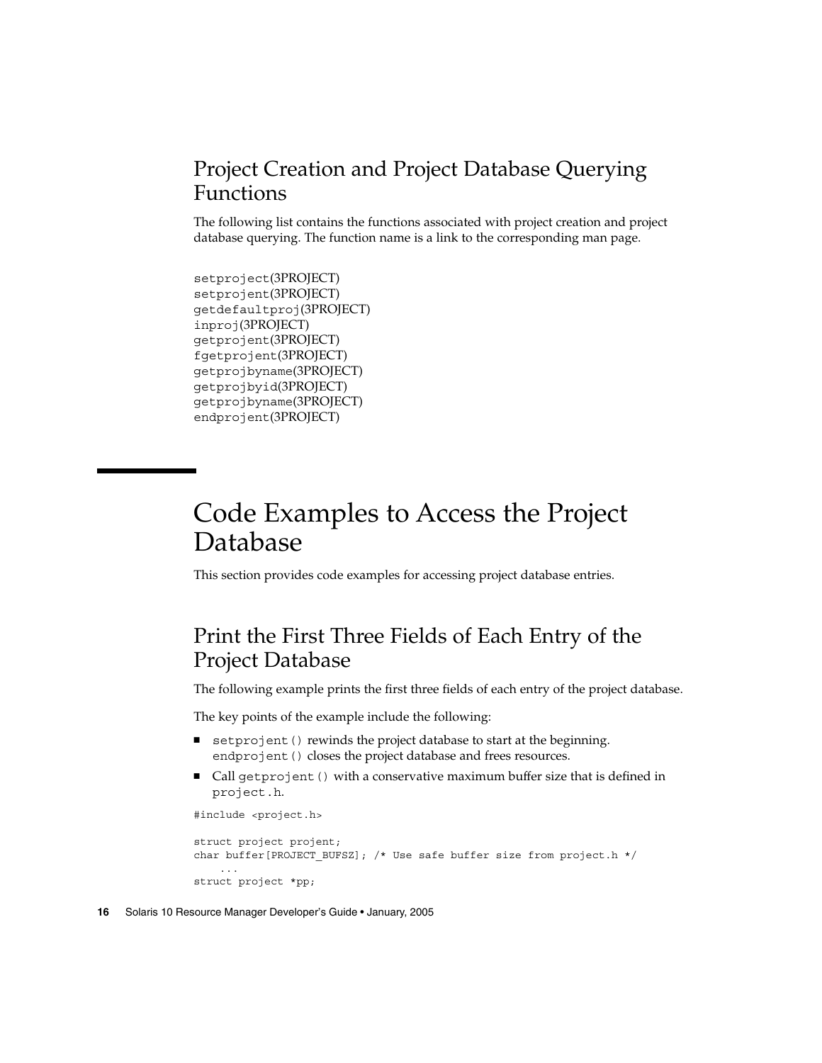## Project Creation and Project Database Querying Functions

The following list contains the functions associated with project creation and project database querying. The function name is a link to the corresponding man page.

`setproject`(3PROJECT)
`setprojent`(3PROJECT)
`getdefaultproj`(3PROJECT)
`inproj`(3PROJECT)
`getprojent`(3PROJECT)
`fgetprojent`(3PROJECT)
`getprojbyname`(3PROJECT)
`getprojbyid`(3PROJECT)
`getprojbyname`(3PROJECT)
`endprojent`(3PROJECT)

# Code Examples to Access the Project Database

This section provides code examples for accessing project database entries.

## Print the First Three Fields of Each Entry of the Project Database

The following example prints the first three fields of each entry of the project database.

The key points of the example include the following:

- `setprojent()` rewinds the project database to start at the beginning. `endprojent()` closes the project database and frees resources.
- Call `getprojent()` with a conservative maximum buffer size that is defined in `project.h`.

```
#include <project.h>

struct project projent;
char buffer[PROJECT_BUFSZ]; /* Use safe buffer size from project.h */
    ...
struct project *pp;
```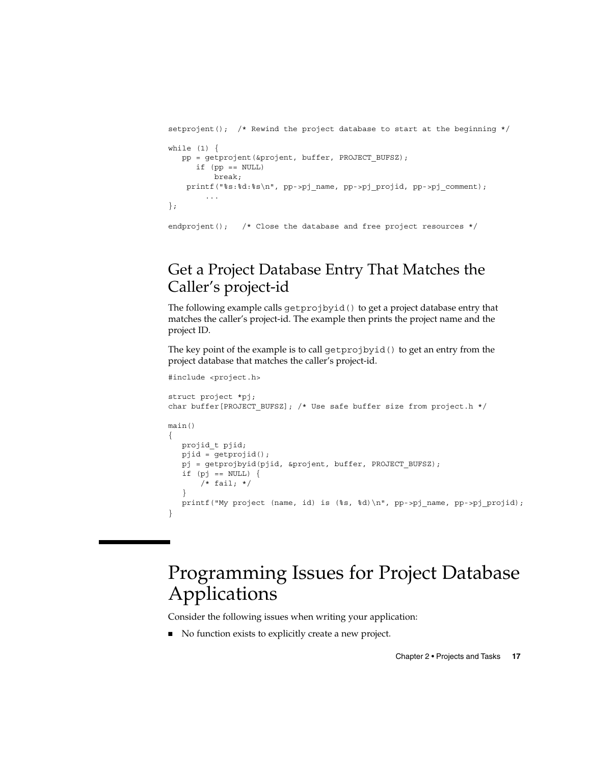```
setprojent();  /* Rewind the project database to start at the beginning */

while (1) {
   pp = getprojent(&projent, buffer, PROJECT_BUFSZ);
      if (pp == NULL)
          break;
    printf("%s:%d:%s\n", pp->pj_name, pp->pj_projid, pp->pj_comment);
        ...
};

endprojent();   /* Close the database and free project resources */
```

## Get a Project Database Entry That Matches the Caller's project-id

The following example calls `getprojbyid()` to get a project database entry that matches the caller's project-id. The example then prints the project name and the project ID.

The key point of the example is to call `getprojbyid()` to get an entry from the project database that matches the caller's project-id.

```
#include <project.h>

struct project *pj;
char buffer[PROJECT_BUFSZ]; /* Use safe buffer size from project.h */

main()
{
   projid_t pjid;
   pjid = getprojid();
   pj = getprojbyid(pjid, &projent, buffer, PROJECT_BUFSZ);
   if (pj == NULL) {
       /* fail; */
   }
   printf("My project (name, id) is (%s, %d)\n", pp->pj_name, pp->pj_projid);
}
```

# Programming Issues for Project Database Applications

Consider the following issues when writing your application:

- No function exists to explicitly create a new project.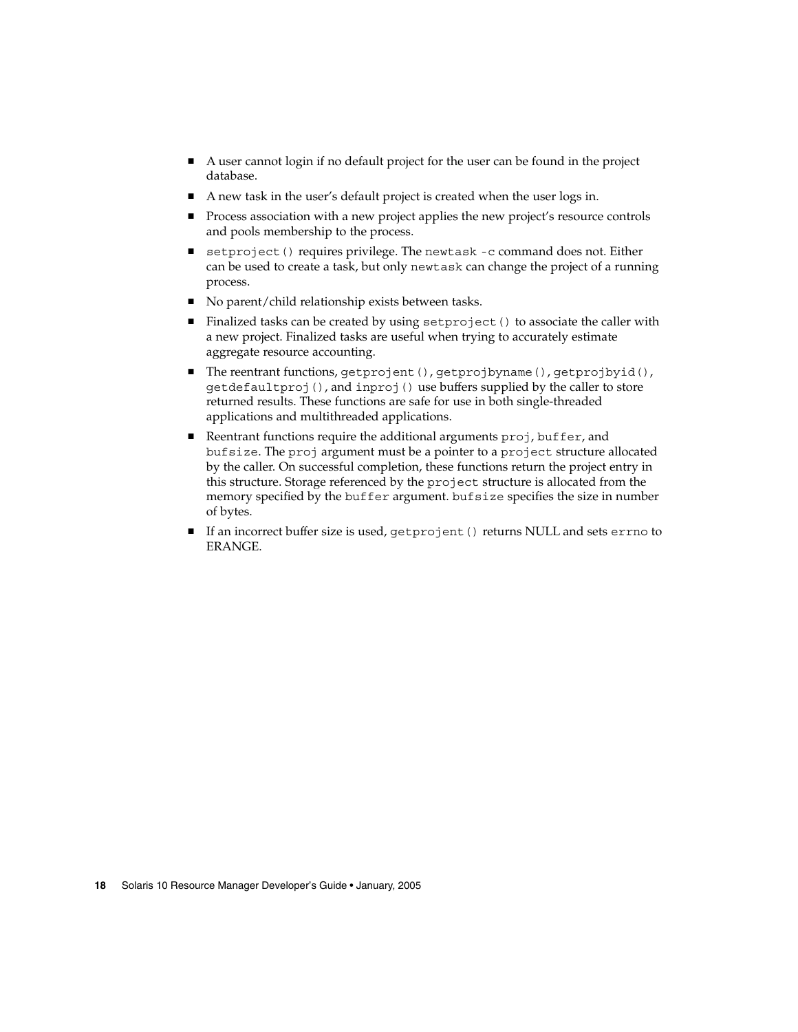- A user cannot login if no default project for the user can be found in the project database.
- A new task in the user's default project is created when the user logs in.
- Process association with a new project applies the new project's resource controls and pools membership to the process.
- `setproject()` requires privilege. The `newtask -c` command does not. Either can be used to create a task, but only `newtask` can change the project of a running process.
- No parent/child relationship exists between tasks.
- Finalized tasks can be created by using `setproject()` to associate the caller with a new project. Finalized tasks are useful when trying to accurately estimate aggregate resource accounting.
- The reentrant functions, `getprojent()`, `getprojbyname()`, `getprojbyid()`, `getdefaultproj()`, and `inproj()` use buffers supplied by the caller to store returned results. These functions are safe for use in both single-threaded applications and multithreaded applications.
- Reentrant functions require the additional arguments `proj`, `buffer`, and `bufsize`. The `proj` argument must be a pointer to a `project` structure allocated by the caller. On successful completion, these functions return the project entry in this structure. Storage referenced by the `project` structure is allocated from the memory specified by the `buffer` argument. `bufsize` specifies the size in number of bytes.
- If an incorrect buffer size is used, `getprojent()` returns NULL and sets `errno` to ERANGE.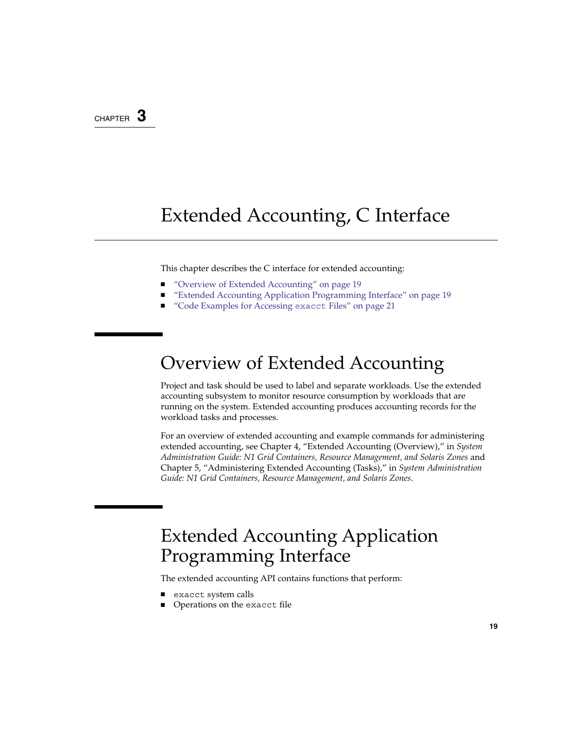CHAPTER 3

# Extended Accounting, C Interface

This chapter describes the C interface for extended accounting:

- "Overview of Extended Accounting" on page 19
- "Extended Accounting Application Programming Interface" on page 19
- "Code Examples for Accessing `exacct` Files" on page 21

## Overview of Extended Accounting

Project and task should be used to label and separate workloads. Use the extended accounting subsystem to monitor resource consumption by workloads that are running on the system. Extended accounting produces accounting records for the workload tasks and processes.

For an overview of extended accounting and example commands for administering extended accounting, see Chapter 4, "Extended Accounting (Overview)," in *System Administration Guide: N1 Grid Containers, Resource Management, and Solaris Zones* and Chapter 5, "Administering Extended Accounting (Tasks)," in *System Administration Guide: N1 Grid Containers, Resource Management, and Solaris Zones*.

## Extended Accounting Application Programming Interface

The extended accounting API contains functions that perform:

- `exacct` system calls
- Operations on the `exacct` file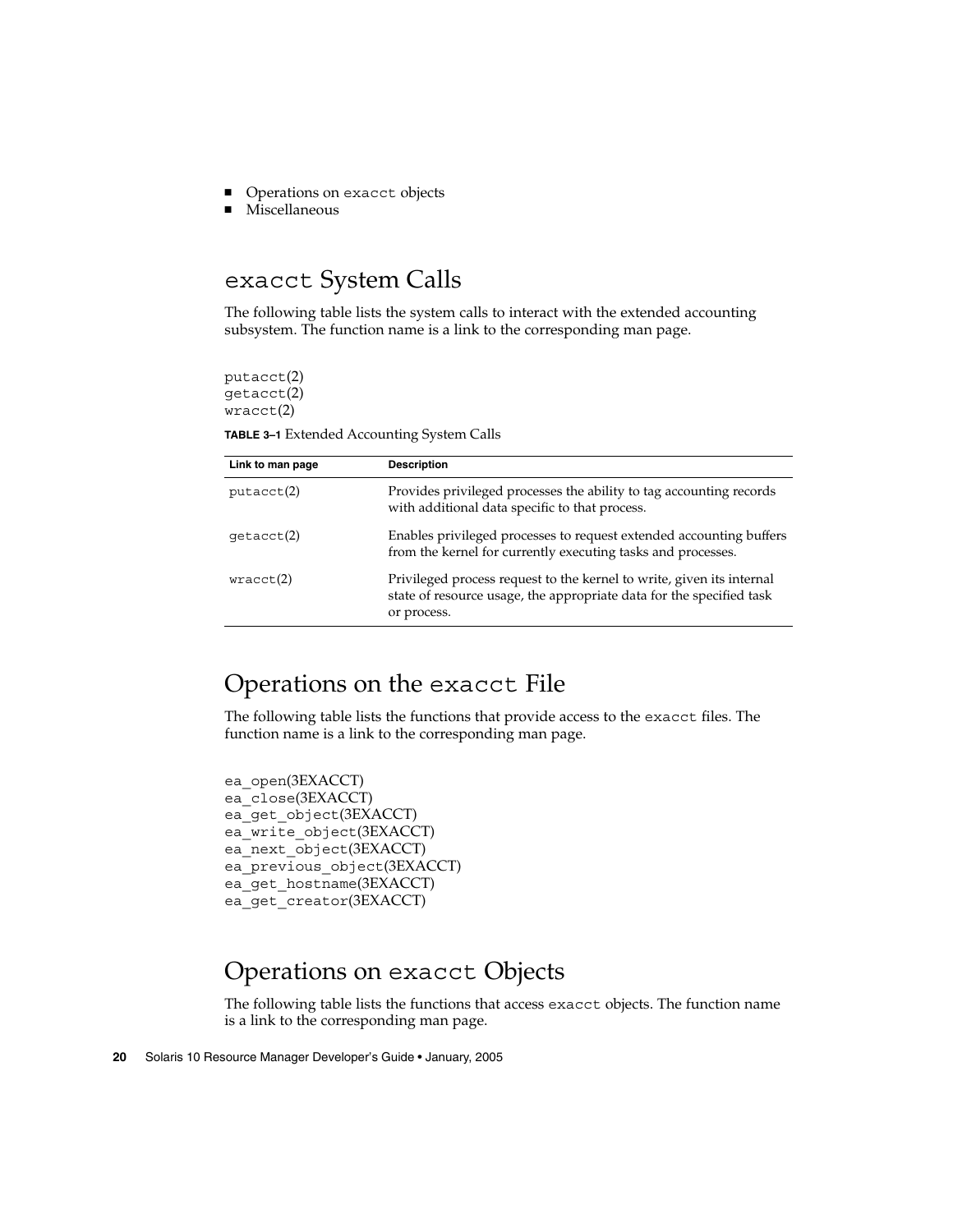- Operations on `exacct` objects
- Miscellaneous

## `exacct` System Calls

The following table lists the system calls to interact with the extended accounting subsystem. The function name is a link to the corresponding man page.

`putacct`(2)
`getacct`(2)
`wracct`(2)

**TABLE 3–1** Extended Accounting System Calls

| Link to man page | Description |
| --- | --- |
| `putacct`(2) | Provides privileged processes the ability to tag accounting records with additional data specific to that process. |
| `getacct`(2) | Enables privileged processes to request extended accounting buffers from the kernel for currently executing tasks and processes. |
| `wracct`(2) | Privileged process request to the kernel to write, given its internal state of resource usage, the appropriate data for the specified task or process. |

## Operations on the `exacct` File

The following table lists the functions that provide access to the `exacct` files. The function name is a link to the corresponding man page.

`ea_open`(3EXACCT)
`ea_close`(3EXACCT)
`ea_get_object`(3EXACCT)
`ea_write_object`(3EXACCT)
`ea_next_object`(3EXACCT)
`ea_previous_object`(3EXACCT)
`ea_get_hostname`(3EXACCT)
`ea_get_creator`(3EXACCT)

## Operations on `exacct` Objects

The following table lists the functions that access `exacct` objects. The function name is a link to the corresponding man page.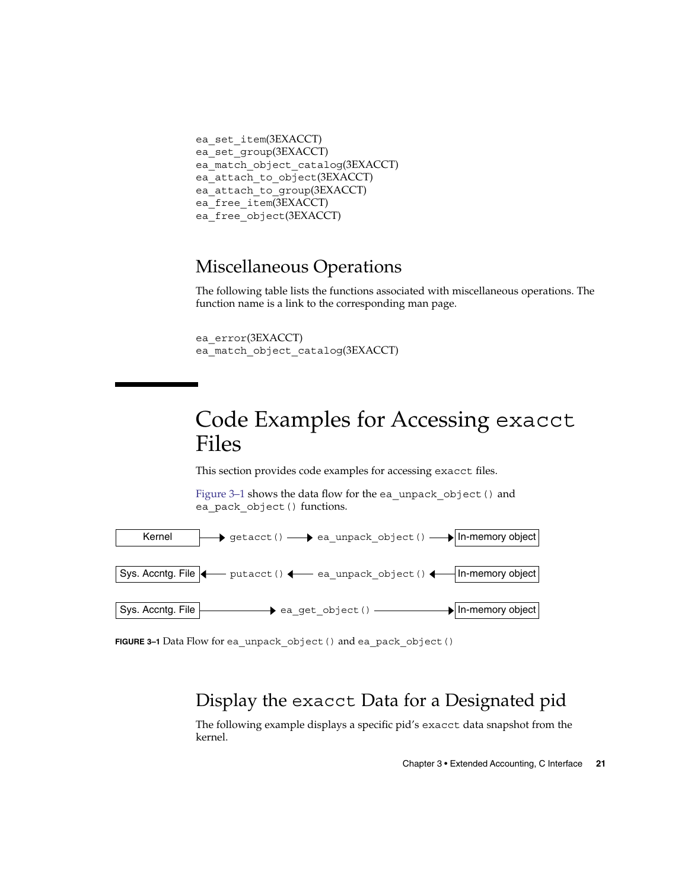```
ea_set_item(3EXACCT)
ea_set_group(3EXACCT)
ea_match_object_catalog(3EXACCT)
ea_attach_to_object(3EXACCT)
ea_attach_to_group(3EXACCT)
ea_free_item(3EXACCT)
ea_free_object(3EXACCT)
```

### Miscellaneous Operations

The following table lists the functions associated with miscellaneous operations. The function name is a link to the corresponding man page.

```
ea_error(3EXACCT)
ea_match_object_catalog(3EXACCT)
```

## Code Examples for Accessing `exacct` Files

This section provides code examples for accessing `exacct` files.

Figure 3–1 shows the data flow for the `ea_unpack_object()` and `ea_pack_object()` functions.

```
Kernel            ──► getacct() ──► ea_unpack_object() ──► In-memory object

Sys. Accntg. File ◄── putacct() ◄── ea_unpack_object() ◄── In-memory object

Sys. Accntg. File ──────────► ea_get_object() ──────────► In-memory object
```

**FIGURE 3–1** Data Flow for `ea_unpack_object()` and `ea_pack_object()`

### Display the `exacct` Data for a Designated pid

The following example displays a specific pid's `exacct` data snapshot from the kernel.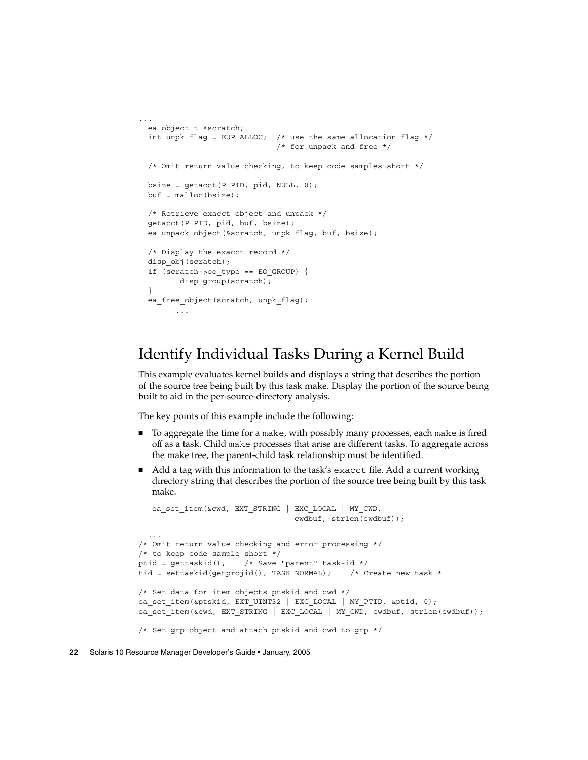```
...
  ea_object_t *scratch;
  int unpk_flag = EUP_ALLOC;  /* use the same allocation flag */
                              /* for unpack and free */

  /* Omit return value checking, to keep code samples short */

  bsize = getacct(P_PID, pid, NULL, 0);
  buf = malloc(bsize);

  /* Retrieve exacct object and unpack */
  getacct(P_PID, pid, buf, bsize);
  ea_unpack_object(&scratch, unpk_flag, buf, bsize);

  /* Display the exacct record */
  disp_obj(scratch);
  if (scratch->eo_type == EO_GROUP) {
         disp_group(scratch);
  }
  ea_free_object(scratch, unpk_flag);
        ...
```

## Identify Individual Tasks During a Kernel Build

This example evaluates kernel builds and displays a string that describes the portion of the source tree being built by this task make. Display the portion of the source being built to aid in the per-source-directory analysis.

The key points of this example include the following:

- To aggregate the time for a make, with possibly many processes, each make is fired off as a task. Child make processes that arise are different tasks. To aggregate across the make tree, the parent-child task relationship must be identified.
- Add a tag with this information to the task's exacct file. Add a current working directory string that describes the portion of the source tree being built by this task make.

```
ea_set_item(&cwd, EXT_STRING | EXC_LOCAL | MY_CWD,
                                 cwdbuf, strlen(cwdbuf));
```

```
  ...
/* Omit return value checking and error processing */
/* to keep code sample short */
ptid = gettaskid();    /* Save "parent" task-id */
tid = settaskid(getprojid(), TASK_NORMAL);    /* Create new task *

/* Set data for item objects ptskid and cwd */
ea_set_item(&ptskid, EXT_UINT32 | EXC_LOCAL | MY_PTID, &ptid, 0);
ea_set_item(&cwd, EXT_STRING | EXC_LOCAL | MY_CWD, cwdbuf, strlen(cwdbuf));

/* Set grp object and attach ptskid and cwd to grp */
```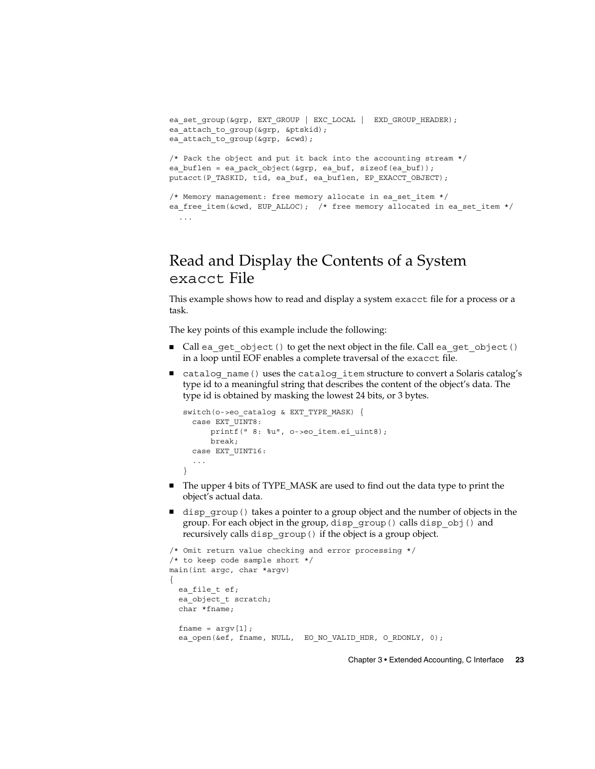```
ea_set_group(&grp, EXT_GROUP | EXC_LOCAL |  EXD_GROUP_HEADER);
ea_attach_to_group(&grp, &ptskid);
ea_attach_to_group(&grp, &cwd);

/* Pack the object and put it back into the accounting stream */
ea_buflen = ea_pack_object(&grp, ea_buf, sizeof(ea_buf));
putacct(P_TASKID, tid, ea_buf, ea_buflen, EP_EXACCT_OBJECT);

/* Memory management: free memory allocate in ea_set_item */
ea_free_item(&cwd, EUP_ALLOC);  /* free memory allocated in ea_set_item */
  ...
```

## Read and Display the Contents of a System `exacct` File

This example shows how to read and display a system `exacct` file for a process or a task.

The key points of this example include the following:

- Call `ea_get_object()` to get the next object in the file. Call `ea_get_object()` in a loop until EOF enables a complete traversal of the `exacct` file.
- `catalog_name()` uses the `catalog_item` structure to convert a Solaris catalog's type id to a meaningful string that describes the content of the object's data. The type id is obtained by masking the lowest 24 bits, or 3 bytes.

  ```
  switch(o->eo_catalog & EXT_TYPE_MASK) {
    case EXT_UINT8:
        printf(" 8: %u", o->eo_item.ei_uint8);
        break;
    case EXT_UINT16:
    ...
  }
  ```

- The upper 4 bits of TYPE_MASK are used to find out the data type to print the object's actual data.
- `disp_group()` takes a pointer to a group object and the number of objects in the group. For each object in the group, `disp_group()` calls `disp_obj()` and recursively calls `disp_group()` if the object is a group object.

```
/* Omit return value checking and error processing */
/* to keep code sample short */
main(int argc, char *argv)
{
  ea_file_t ef;
  ea_object_t scratch;
  char *fname;

  fname = argv[1];
  ea_open(&ef, fname, NULL,  EO_NO_VALID_HDR, O_RDONLY, 0);
```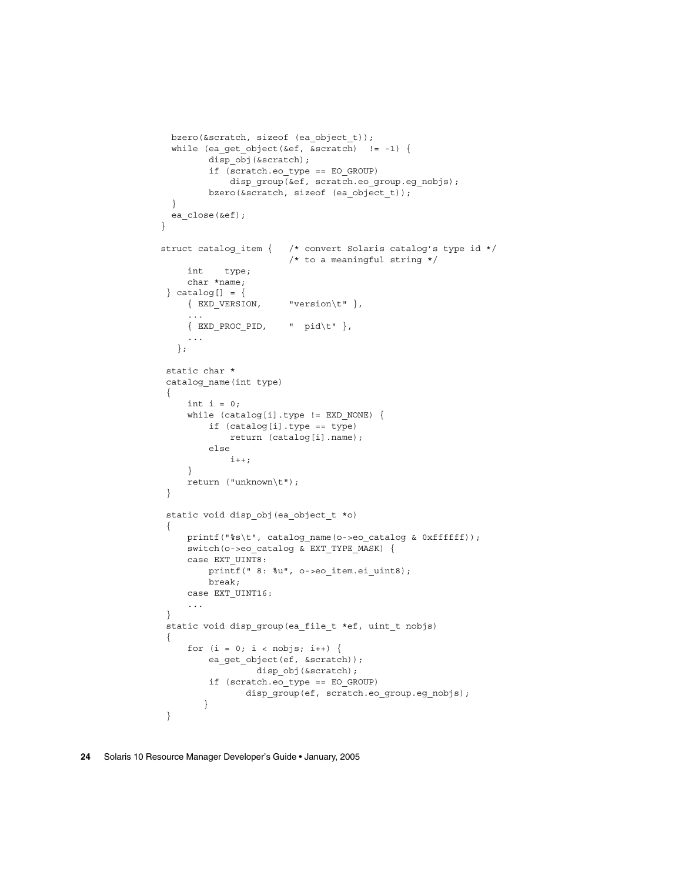```
  bzero(&scratch, sizeof (ea_object_t));
  while (ea_get_object(&ef, &scratch)  != -1) {
         disp_obj(&scratch);
         if (scratch.eo_type == EO_GROUP)
             disp_group(&ef, scratch.eo_group.eg_nobjs);
         bzero(&scratch, sizeof (ea_object_t));
  }
  ea_close(&ef);
}

struct catalog_item {   /* convert Solaris catalog's type id */
                        /* to a meaningful string */
     int    type;
     char *name;
 } catalog[] = {
     { EXD_VERSION,     "version\t" },
     ...
     { EXD_PROC_PID,    "  pid\t" },
     ...
   };

 static char *
 catalog_name(int type)
 {
     int i = 0;
     while (catalog[i].type != EXD_NONE) {
         if (catalog[i].type == type)
             return (catalog[i].name);
         else
             i++;
     }
     return ("unknown\t");
 }

 static void disp_obj(ea_object_t *o)
 {
     printf("%s\t", catalog_name(o->eo_catalog & 0xffffff));
     switch(o->eo_catalog & EXT_TYPE_MASK) {
     case EXT_UINT8:
         printf(" 8: %u", o->eo_item.ei_uint8);
         break;
     case EXT_UINT16:
     ...
 }
 static void disp_group(ea_file_t *ef, uint_t nobjs)
 {
     for (i = 0; i < nobjs; i++) {
         ea_get_object(ef, &scratch));
                  disp_obj(&scratch);
         if (scratch.eo_type == EO_GROUP)
                disp_group(ef, scratch.eo_group.eg_nobjs);
        }
 }
```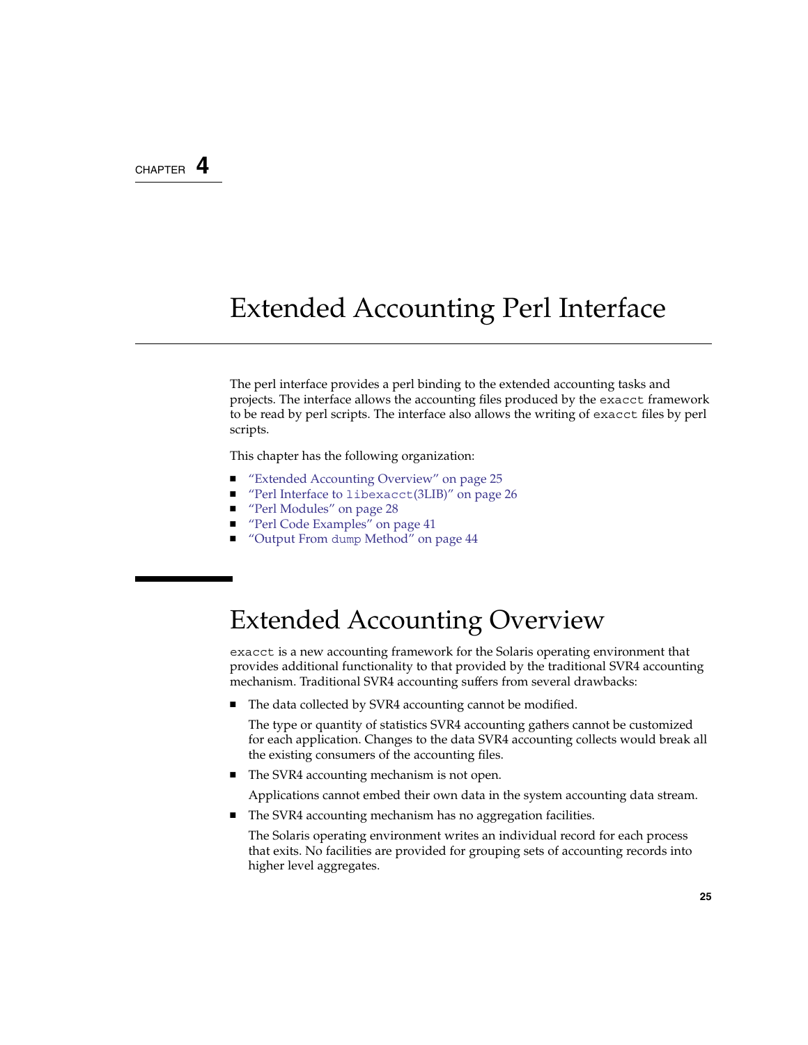CHAPTER 4

# Extended Accounting Perl Interface

The perl interface provides a perl binding to the extended accounting tasks and projects. The interface allows the accounting files produced by the `exacct` framework to be read by perl scripts. The interface also allows the writing of `exacct` files by perl scripts.

This chapter has the following organization:

- "Extended Accounting Overview" on page 25
- "Perl Interface to `libexacct`(3LIB)" on page 26
- "Perl Modules" on page 28
- "Perl Code Examples" on page 41
- "Output From `dump` Method" on page 44

## Extended Accounting Overview

`exacct` is a new accounting framework for the Solaris operating environment that provides additional functionality to that provided by the traditional SVR4 accounting mechanism. Traditional SVR4 accounting suffers from several drawbacks:

- The data collected by SVR4 accounting cannot be modified.

  The type or quantity of statistics SVR4 accounting gathers cannot be customized for each application. Changes to the data SVR4 accounting collects would break all the existing consumers of the accounting files.

- The SVR4 accounting mechanism is not open.

  Applications cannot embed their own data in the system accounting data stream.

- The SVR4 accounting mechanism has no aggregation facilities.

  The Solaris operating environment writes an individual record for each process that exits. No facilities are provided for grouping sets of accounting records into higher level aggregates.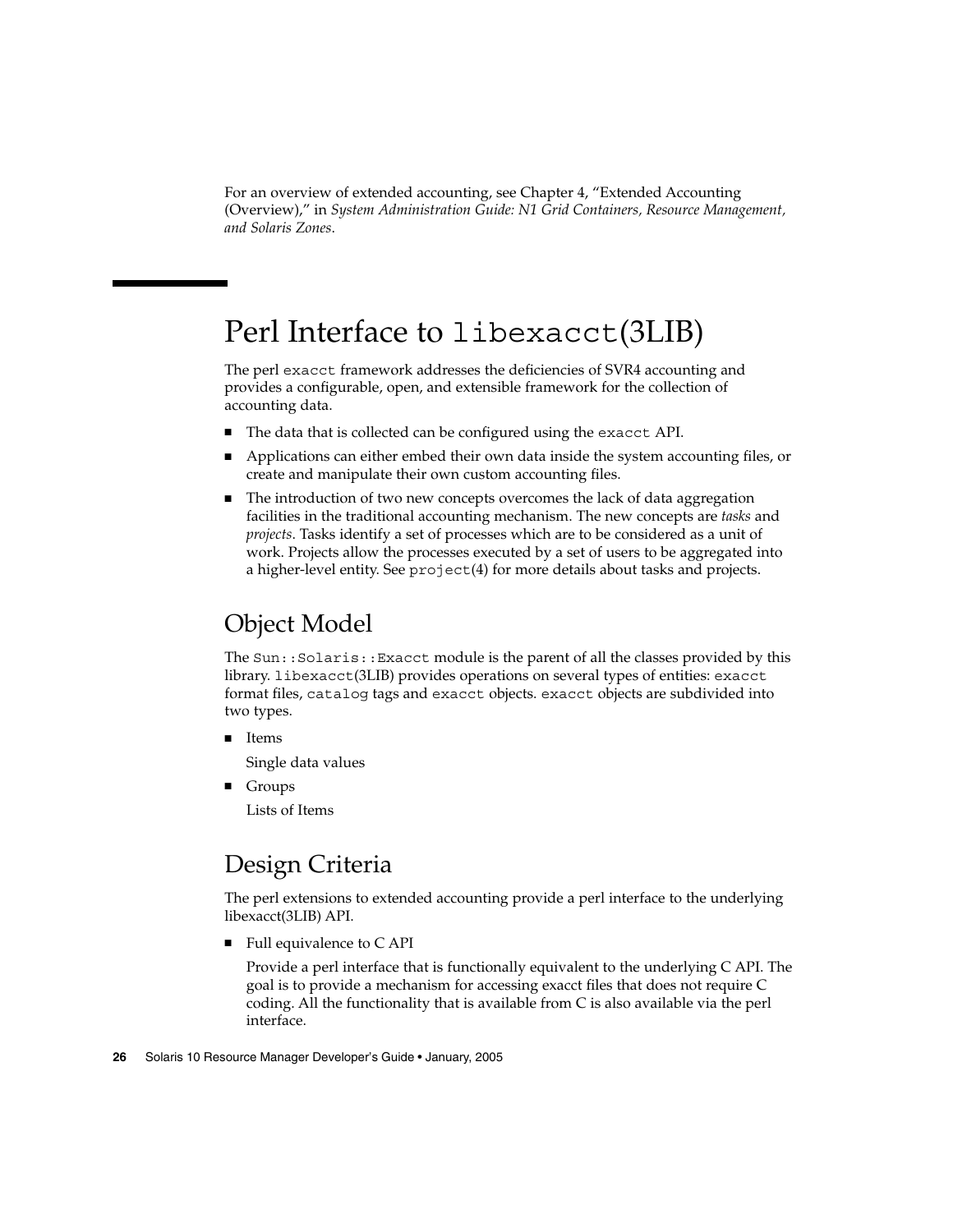For an overview of extended accounting, see Chapter 4, "Extended Accounting (Overview)," in *System Administration Guide: N1 Grid Containers, Resource Management, and Solaris Zones*.

# Perl Interface to `libexacct`(3LIB)

The perl `exacct` framework addresses the deficiencies of SVR4 accounting and provides a configurable, open, and extensible framework for the collection of accounting data.

- The data that is collected can be configured using the `exacct` API.
- Applications can either embed their own data inside the system accounting files, or create and manipulate their own custom accounting files.
- The introduction of two new concepts overcomes the lack of data aggregation facilities in the traditional accounting mechanism. The new concepts are *tasks* and *projects*. Tasks identify a set of processes which are to be considered as a unit of work. Projects allow the processes executed by a set of users to be aggregated into a higher-level entity. See `project`(4) for more details about tasks and projects.

## Object Model

The `Sun::Solaris::Exacct` module is the parent of all the classes provided by this library. `libexacct`(3LIB) provides operations on several types of entities: `exacct` format files, `catalog` tags and `exacct` objects. `exacct` objects are subdivided into two types.

- Items

  Single data values

- Groups

  Lists of Items

## Design Criteria

The perl extensions to extended accounting provide a perl interface to the underlying libexacct(3LIB) API.

- Full equivalence to C API

  Provide a perl interface that is functionally equivalent to the underlying C API. The goal is to provide a mechanism for accessing exacct files that does not require C coding. All the functionality that is available from C is also available via the perl interface.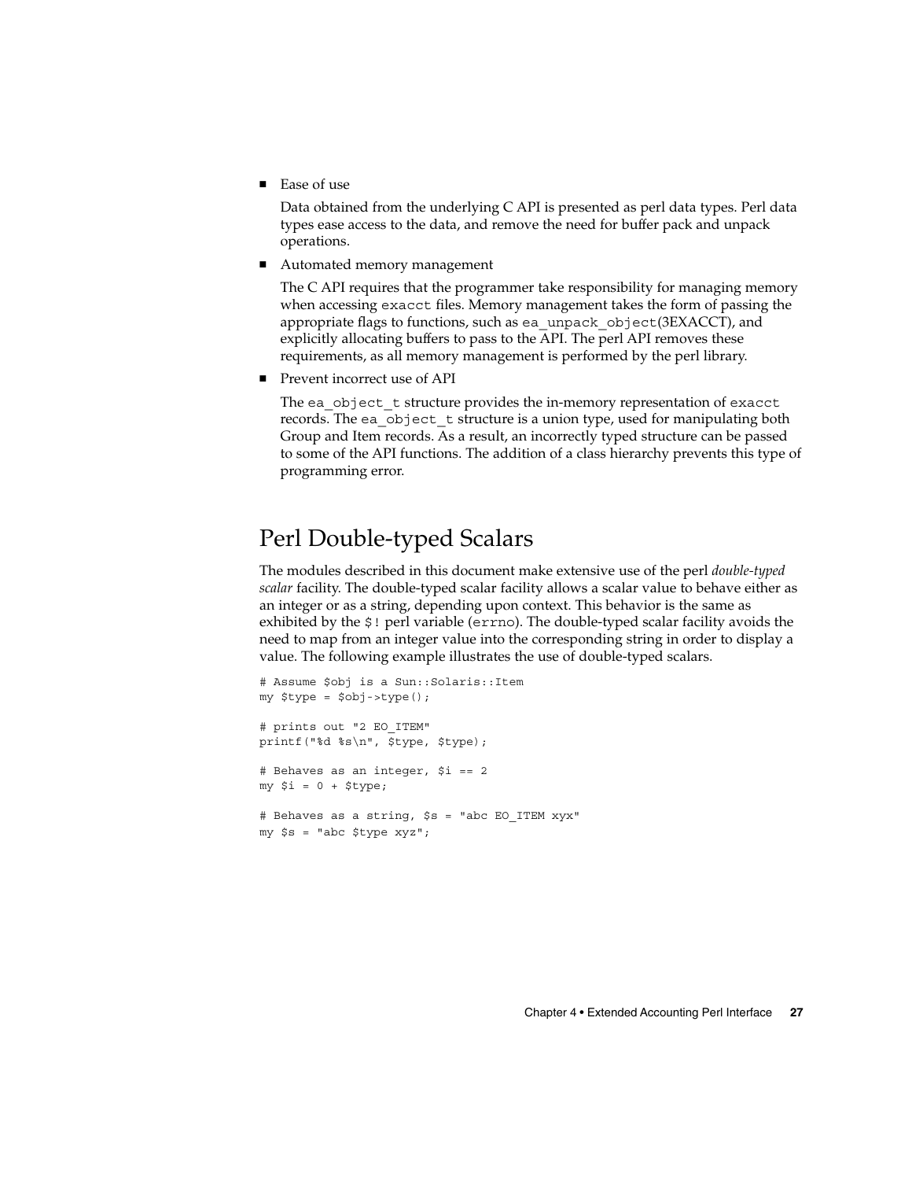- Ease of use

  Data obtained from the underlying C API is presented as perl data types. Perl data types ease access to the data, and remove the need for buffer pack and unpack operations.

- Automated memory management

  The C API requires that the programmer take responsibility for managing memory when accessing `exacct` files. Memory management takes the form of passing the appropriate flags to functions, such as `ea_unpack_object`(3EXACCT), and explicitly allocating buffers to pass to the API. The perl API removes these requirements, as all memory management is performed by the perl library.

- Prevent incorrect use of API

  The `ea_object_t` structure provides the in-memory representation of `exacct` records. The `ea_object_t` structure is a union type, used for manipulating both Group and Item records. As a result, an incorrectly typed structure can be passed to some of the API functions. The addition of a class hierarchy prevents this type of programming error.

## Perl Double-typed Scalars

The modules described in this document make extensive use of the perl *double-typed scalar* facility. The double-typed scalar facility allows a scalar value to behave either as an integer or as a string, depending upon context. This behavior is the same as exhibited by the `$!` perl variable (`errno`). The double-typed scalar facility avoids the need to map from an integer value into the corresponding string in order to display a value. The following example illustrates the use of double-typed scalars.

```
# Assume $obj is a Sun::Solaris::Item
my $type = $obj->type();

# prints out "2 EO_ITEM"
printf("%d %s\n", $type, $type);

# Behaves as an integer, $i == 2
my $i = 0 + $type;

# Behaves as a string, $s = "abc EO_ITEM xyx"
my $s = "abc $type xyz";
```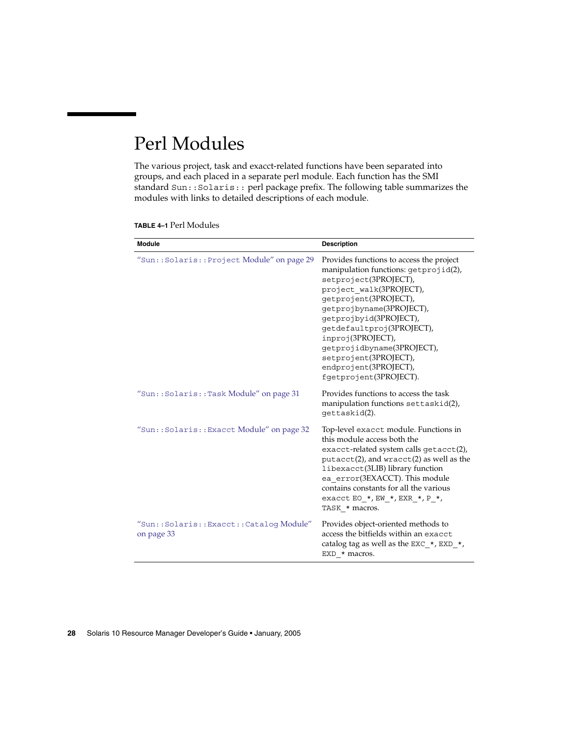# Perl Modules

The various project, task and exacct-related functions have been separated into groups, and each placed in a separate perl module. Each function has the SMI standard `Sun::Solaris::` perl package prefix. The following table summarizes the modules with links to detailed descriptions of each module.

**TABLE 4–1** Perl Modules

| Module | Description |
| --- | --- |
| "`Sun::Solaris::Project` Module" on page 29 | Provides functions to access the project manipulation functions: `getprojid`(2), `setproject`(3PROJECT), `project_walk`(3PROJECT), `getprojent`(3PROJECT), `getprojbyname`(3PROJECT), `getprojbyid`(3PROJECT), `getdefaultproj`(3PROJECT), `inproj`(3PROJECT), `getprojidbyname`(3PROJECT), `setprojent`(3PROJECT), `endprojent`(3PROJECT), `fgetprojent`(3PROJECT). |
| "`Sun::Solaris::Task` Module" on page 31 | Provides functions to access the task manipulation functions `settaskid`(2), `gettaskid`(2). |
| "`Sun::Solaris::Exacct` Module" on page 32 | Top-level `exacct` module. Functions in this module access both the `exacct`-related system calls `getacct`(2), `putacct`(2), and `wracct`(2) as well as the `libexacct`(3LIB) library function `ea_error`(3EXACCT). This module contains constants for all the various exacct `EO_*`, `EW_*`, `EXR_*`, `P_*`, `TASK_*` macros. |
| "`Sun::Solaris::Exacct::Catalog` Module" on page 33 | Provides object-oriented methods to access the bitfields within an `exacct` catalog tag as well as the `EXC_*`, `EXD_*`, `EXD_*` macros. |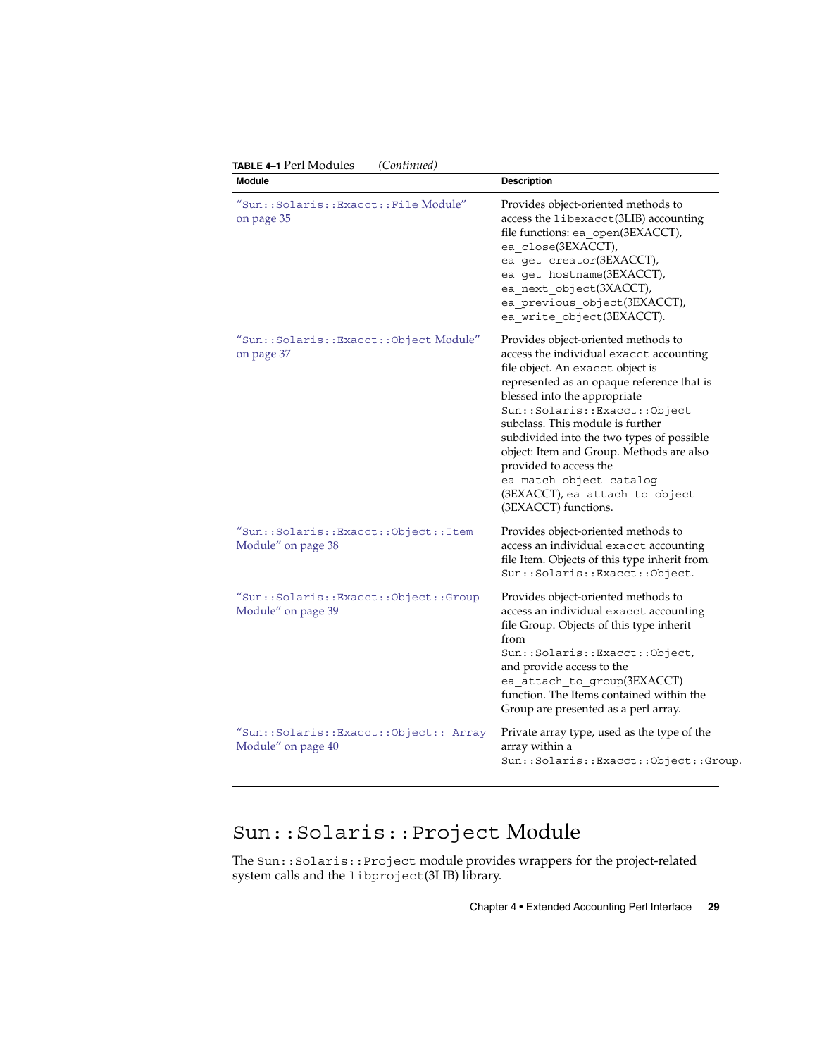**TABLE 4–1** Perl Modules *(Continued)*

| Module | Description |
| --- | --- |
| "Sun::Solaris::Exacct::File Module" on page 35 | Provides object-oriented methods to access the libexacct(3LIB) accounting file functions: ea_open(3EXACCT), ea_close(3EXACCT), ea_get_creator(3EXACCT), ea_get_hostname(3EXACCT), ea_next_object(3XACCT), ea_previous_object(3EXACCT), ea_write_object(3EXACCT). |
| "Sun::Solaris::Exacct::Object Module" on page 37 | Provides object-oriented methods to access the individual exacct accounting file object. An exacct object is represented as an opaque reference that is blessed into the appropriate Sun::Solaris::Exacct::Object subclass. This module is further subdivided into the two types of possible object: Item and Group. Methods are also provided to access the ea_match_object_catalog (3EXACCT), ea_attach_to_object (3EXACCT) functions. |
| "Sun::Solaris::Exacct::Object::Item Module" on page 38 | Provides object-oriented methods to access an individual exacct accounting file Item. Objects of this type inherit from Sun::Solaris::Exacct::Object. |
| "Sun::Solaris::Exacct::Object::Group Module" on page 39 | Provides object-oriented methods to access an individual exacct accounting file Group. Objects of this type inherit from Sun::Solaris::Exacct::Object, and provide access to the ea_attach_to_group(3EXACCT) function. The Items contained within the Group are presented as a perl array. |
| "Sun::Solaris::Exacct::Object::_Array Module" on page 40 | Private array type, used as the type of the array within a Sun::Solaris::Exacct::Object::Group. |

## Sun::Solaris::Project Module

The Sun::Solaris::Project module provides wrappers for the project-related system calls and the libproject(3LIB) library.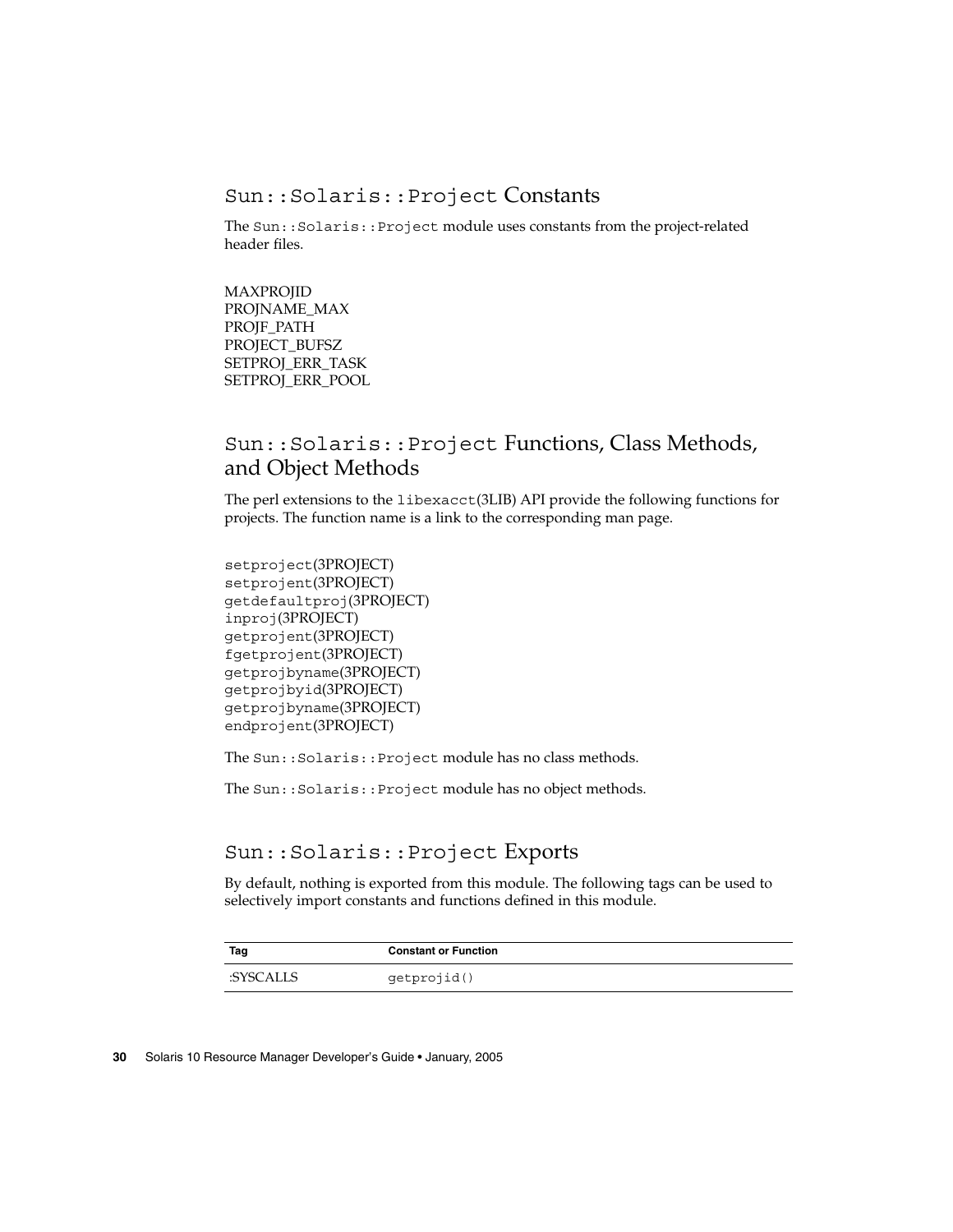## `Sun::Solaris::Project` Constants

The `Sun::Solaris::Project` module uses constants from the project-related header files.

MAXPROJID
PROJNAME_MAX
PROJF_PATH
PROJECT_BUFSZ
SETPROJ_ERR_TASK
SETPROJ_ERR_POOL

## `Sun::Solaris::Project` Functions, Class Methods, and Object Methods

The perl extensions to the `libexacct`(3LIB) API provide the following functions for projects. The function name is a link to the corresponding man page.

`setproject`(3PROJECT)
`setprojent`(3PROJECT)
`getdefaultproj`(3PROJECT)
`inproj`(3PROJECT)
`getprojent`(3PROJECT)
`fgetprojent`(3PROJECT)
`getprojbyname`(3PROJECT)
`getprojbyid`(3PROJECT)
`getprojbyname`(3PROJECT)
`endprojent`(3PROJECT)

The `Sun::Solaris::Project` module has no class methods.

The `Sun::Solaris::Project` module has no object methods.

## `Sun::Solaris::Project` Exports

By default, nothing is exported from this module. The following tags can be used to selectively import constants and functions defined in this module.

| Tag | Constant or Function |
| --- | --- |
| :SYSCALLS | `getprojid()` |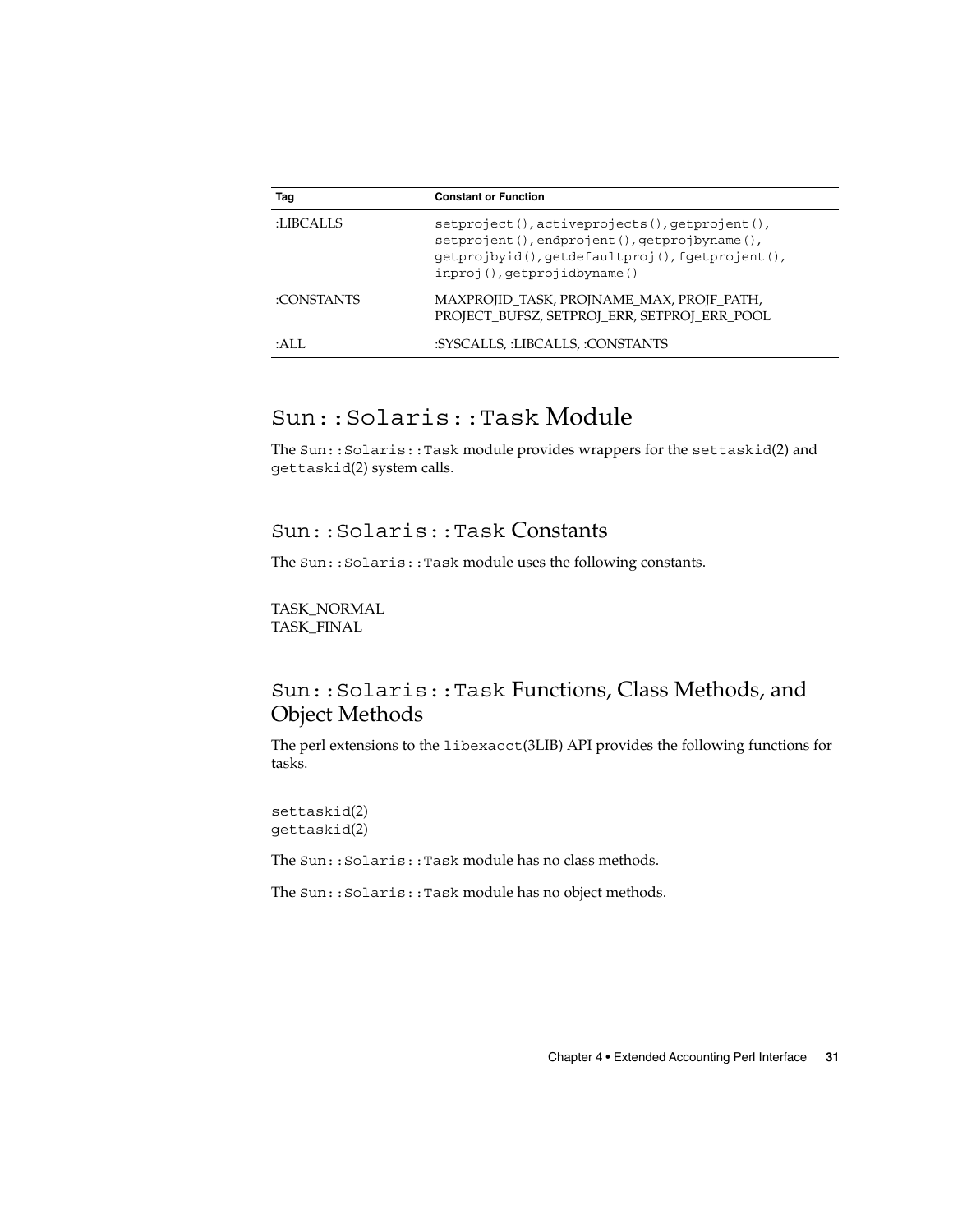| Tag | Constant or Function |
| --- | --- |
| :LIBCALLS | `setproject()`, `activeprojects()`, `getprojent()`, `setprojent()`, `endprojent()`, `getprojbyname()`, `getprojbyid()`, `getdefaultproj()`, `fgetprojent()`, `inproj()`, `getprojidbyname()` |
| :CONSTANTS | MAXPROJID_TASK, PROJNAME_MAX, PROJF_PATH, PROJECT_BUFSZ, SETPROJ_ERR, SETPROJ_ERR_POOL |
| :ALL | :SYSCALLS, :LIBCALLS, :CONSTANTS |

## `Sun::Solaris::Task` Module

The `Sun::Solaris::Task` module provides wrappers for the `settaskid`(2) and `gettaskid`(2) system calls.

### `Sun::Solaris::Task` Constants

The `Sun::Solaris::Task` module uses the following constants.

TASK_NORMAL
TASK_FINAL

### `Sun::Solaris::Task` Functions, Class Methods, and Object Methods

The perl extensions to the `libexacct`(3LIB) API provides the following functions for tasks.

`settaskid`(2)
`gettaskid`(2)

The `Sun::Solaris::Task` module has no class methods.

The `Sun::Solaris::Task` module has no object methods.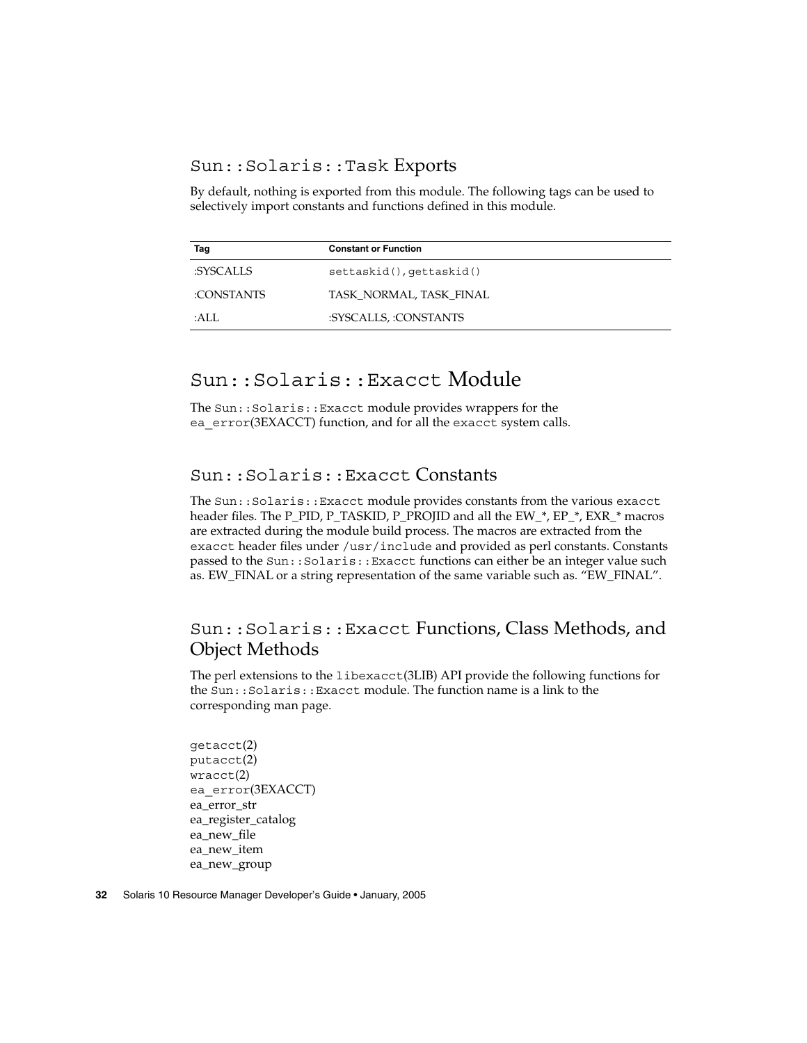## `Sun::Solaris::Task` Exports

By default, nothing is exported from this module. The following tags can be used to selectively import constants and functions defined in this module.

| Tag | Constant or Function |
| --- | --- |
| :SYSCALLS | `settaskid()`, `gettaskid()` |
| :CONSTANTS | TASK_NORMAL, TASK_FINAL |
| :ALL | :SYSCALLS, :CONSTANTS |

# `Sun::Solaris::Exacct` Module

The `Sun::Solaris::Exacct` module provides wrappers for the `ea_error`(3EXACCT) function, and for all the `exacct` system calls.

## `Sun::Solaris::Exacct` Constants

The `Sun::Solaris::Exacct` module provides constants from the various `exacct` header files. The P_PID, P_TASKID, P_PROJID and all the EW_*, EP_*, EXR_* macros are extracted during the module build process. The macros are extracted from the `exacct` header files under `/usr/include` and provided as perl constants. Constants passed to the `Sun::Solaris::Exacct` functions can either be an integer value such as. EW_FINAL or a string representation of the same variable such as. "EW_FINAL".

## `Sun::Solaris::Exacct` Functions, Class Methods, and Object Methods

The perl extensions to the `libexacct`(3LIB) API provide the following functions for the `Sun::Solaris::Exacct` module. The function name is a link to the corresponding man page.

`getacct`(2)
`putacct`(2)
`wracct`(2)
`ea_error`(3EXACCT)
ea_error_str
ea_register_catalog
ea_new_file
ea_new_item
ea_new_group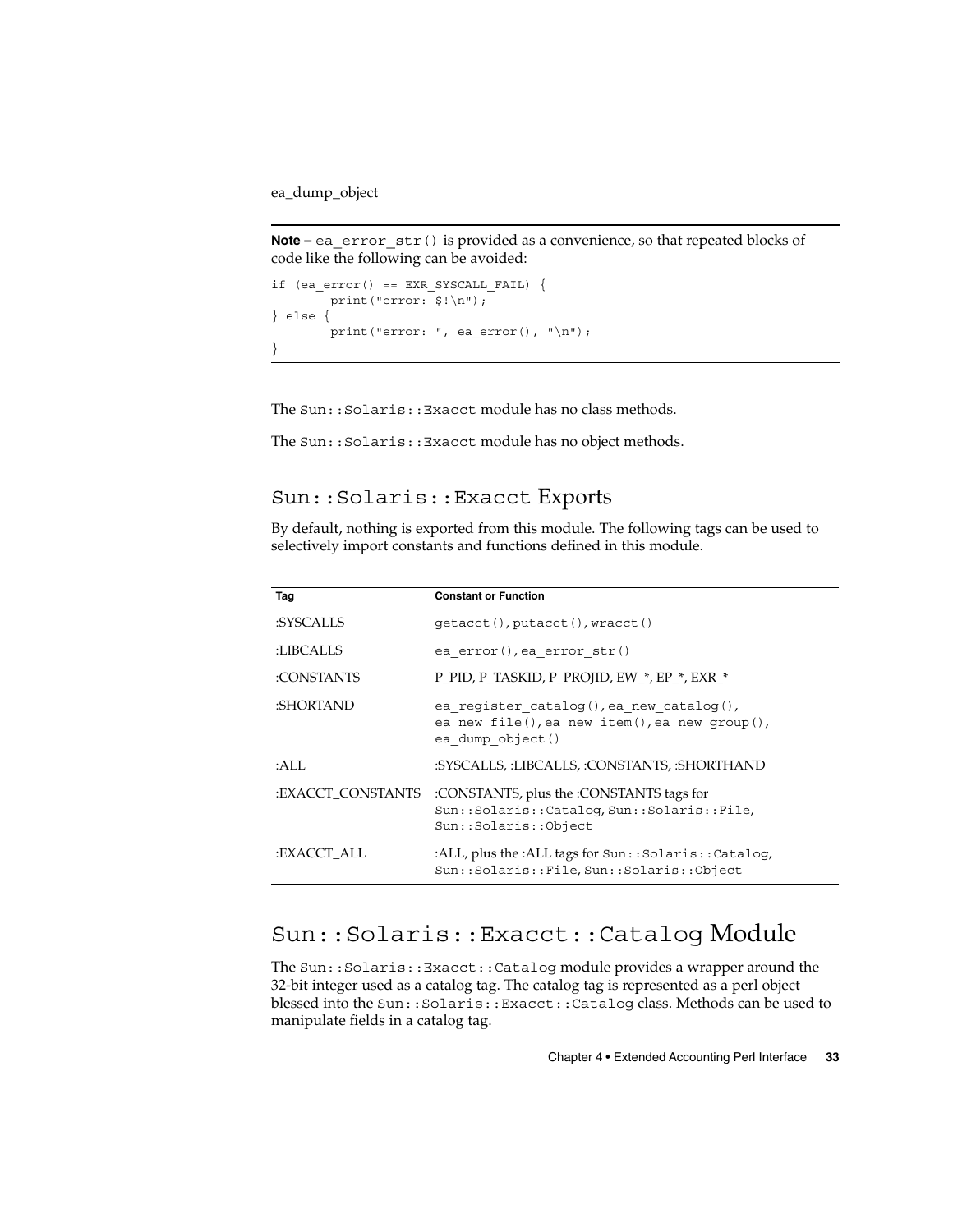ea_dump_object

**Note –** `ea_error_str()` is provided as a convenience, so that repeated blocks of code like the following can be avoided:

```
if (ea_error() == EXR_SYSCALL_FAIL) {
        print("error: $!\n");
} else {
        print("error: ", ea_error(), "\n");
}
```

The `Sun::Solaris::Exacct` module has no class methods.

The `Sun::Solaris::Exacct` module has no object methods.

## `Sun::Solaris::Exacct` Exports

By default, nothing is exported from this module. The following tags can be used to selectively import constants and functions defined in this module.

| Tag | Constant or Function |
|---|---|
| :SYSCALLS | `getacct()`, `putacct()`, `wracct()` |
| :LIBCALLS | `ea_error()`, `ea_error_str()` |
| :CONSTANTS | P_PID, P_TASKID, P_PROJID, EW_*, EP_*, EXR_* |
| :SHORTAND | `ea_register_catalog()`, `ea_new_catalog()`, `ea_new_file()`, `ea_new_item()`, `ea_new_group()`, `ea_dump_object()` |
| :ALL | :SYSCALLS, :LIBCALLS, :CONSTANTS, :SHORTHAND |
| :EXACCT_CONSTANTS | :CONSTANTS, plus the :CONSTANTS tags for `Sun::Solaris::Catalog`, `Sun::Solaris::File`, `Sun::Solaris::Object` |
| :EXACCT_ALL | :ALL, plus the :ALL tags for `Sun::Solaris::Catalog`, `Sun::Solaris::File`, `Sun::Solaris::Object` |

## `Sun::Solaris::Exacct::Catalog` Module

The `Sun::Solaris::Exacct::Catalog` module provides a wrapper around the 32-bit integer used as a catalog tag. The catalog tag is represented as a perl object blessed into the `Sun::Solaris::Exacct::Catalog` class. Methods can be used to manipulate fields in a catalog tag.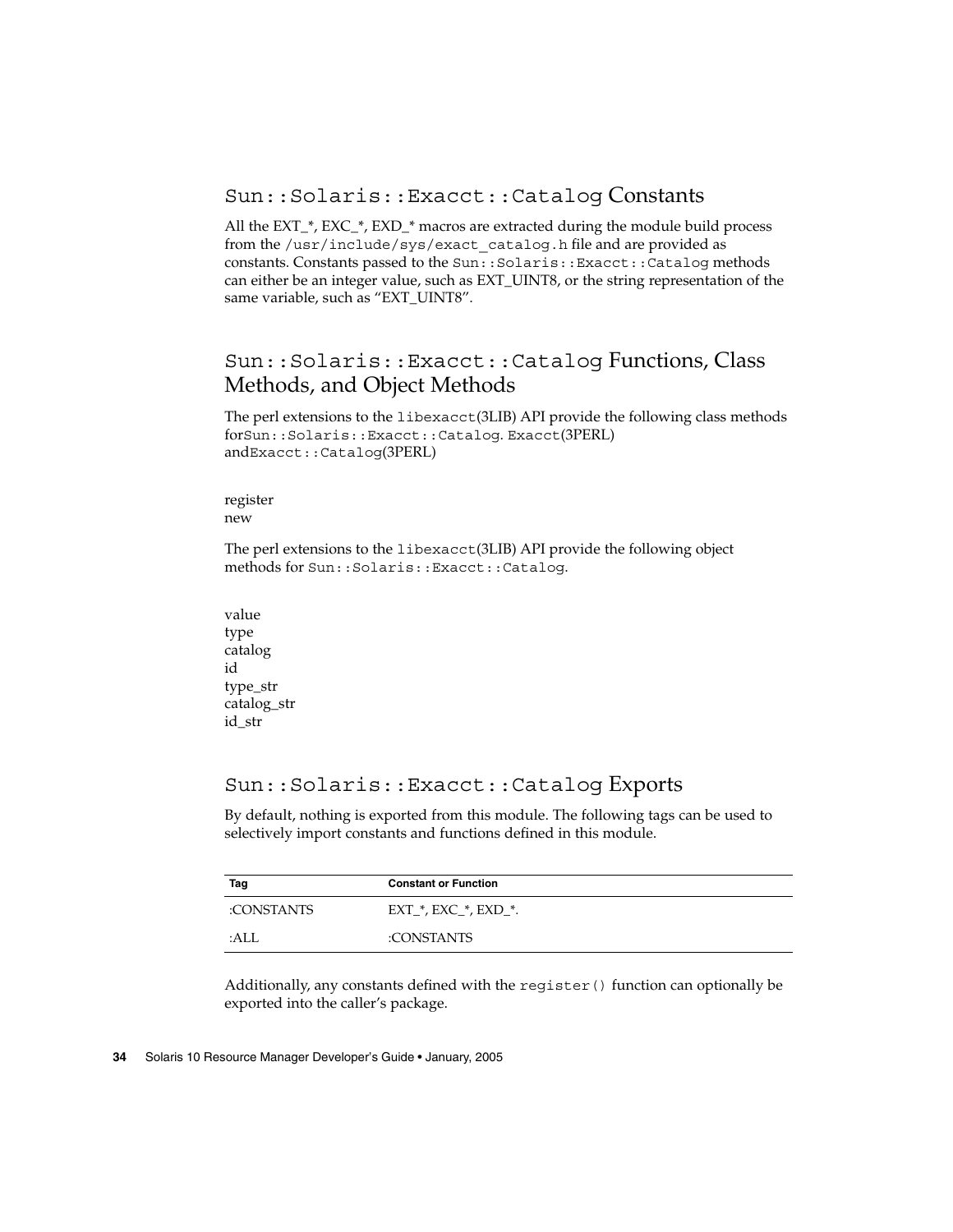## `Sun::Solaris::Exacct::Catalog` Constants

All the EXT_*, EXC_*, EXD_* macros are extracted during the module build process from the `/usr/include/sys/exact_catalog.h` file and are provided as constants. Constants passed to the `Sun::Solaris::Exacct::Catalog` methods can either be an integer value, such as EXT_UINT8, or the string representation of the same variable, such as "EXT_UINT8".

## `Sun::Solaris::Exacct::Catalog` Functions, Class Methods, and Object Methods

The perl extensions to the `libexacct`(3LIB) API provide the following class methods for`Sun::Solaris::Exacct::Catalog`. `Exacct`(3PERL) and`Exacct::Catalog`(3PERL)

register
new

The perl extensions to the `libexacct`(3LIB) API provide the following object methods for `Sun::Solaris::Exacct::Catalog`.

value
type
catalog
id
type_str
catalog_str
id_str

## `Sun::Solaris::Exacct::Catalog` Exports

By default, nothing is exported from this module. The following tags can be used to selectively import constants and functions defined in this module.

| Tag | Constant or Function |
| --- | --- |
| :CONSTANTS | EXT_*, EXC_*, EXD_*. |
| :ALL | :CONSTANTS |

Additionally, any constants defined with the `register()` function can optionally be exported into the caller's package.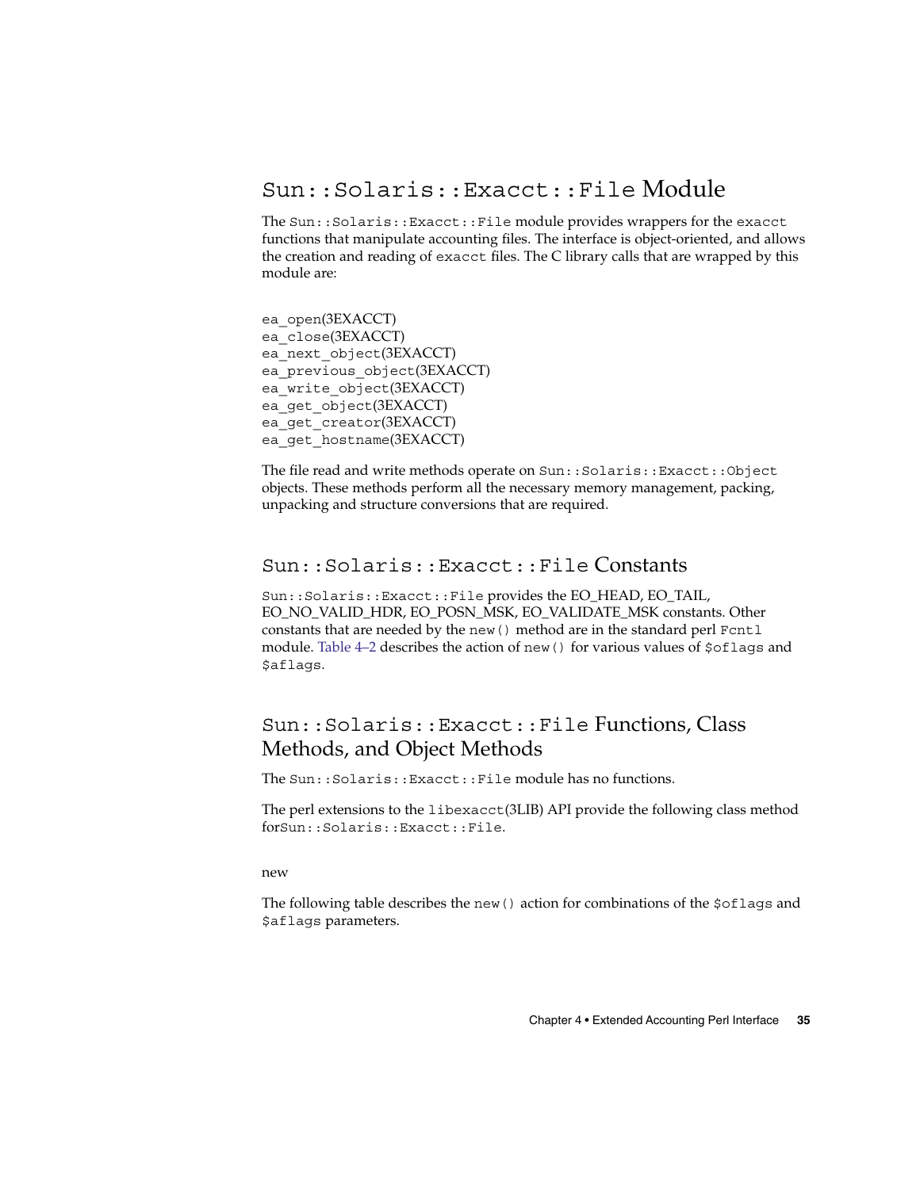## `Sun::Solaris::Exacct::File` Module

The `Sun::Solaris::Exacct::File` module provides wrappers for the `exacct` functions that manipulate accounting files. The interface is object-oriented, and allows the creation and reading of `exacct` files. The C library calls that are wrapped by this module are:

```
ea_open(3EXACCT)
ea_close(3EXACCT)
ea_next_object(3EXACCT)
ea_previous_object(3EXACCT)
ea_write_object(3EXACCT)
ea_get_object(3EXACCT)
ea_get_creator(3EXACCT)
ea_get_hostname(3EXACCT)
```

The file read and write methods operate on `Sun::Solaris::Exacct::Object` objects. These methods perform all the necessary memory management, packing, unpacking and structure conversions that are required.

### `Sun::Solaris::Exacct::File` Constants

`Sun::Solaris::Exacct::File` provides the EO_HEAD, EO_TAIL, EO_NO_VALID_HDR, EO_POSN_MSK, EO_VALIDATE_MSK constants. Other constants that are needed by the `new()` method are in the standard perl `Fcntl` module. Table 4–2 describes the action of `new()` for various values of `$oflags` and `$aflags`.

### `Sun::Solaris::Exacct::File` Functions, Class Methods, and Object Methods

The `Sun::Solaris::Exacct::File` module has no functions.

The perl extensions to the `libexacct`(3LIB) API provide the following class method for`Sun::Solaris::Exacct::File`.

new

The following table describes the `new()` action for combinations of the `$oflags` and `$aflags` parameters.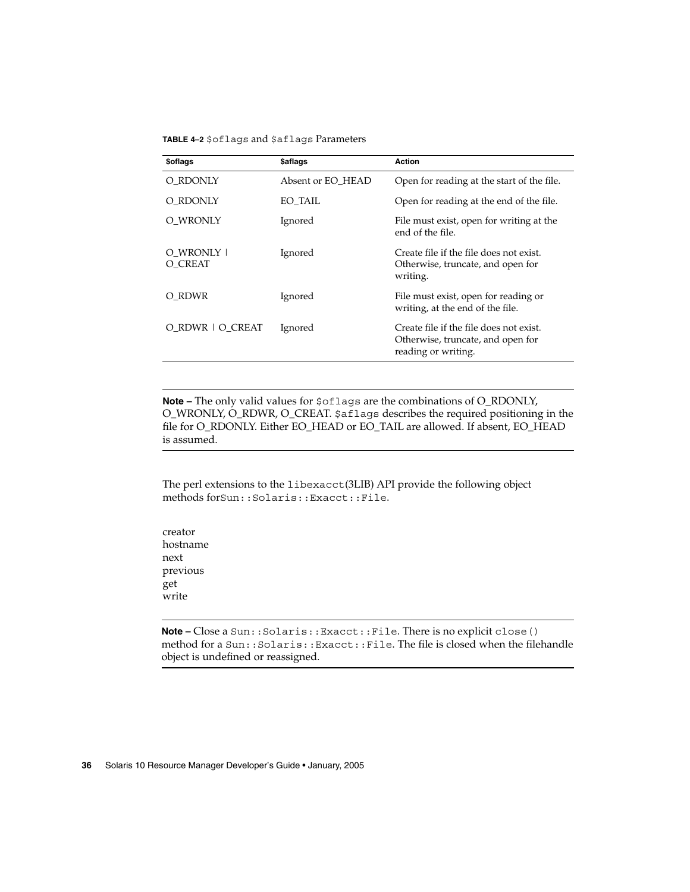**TABLE 4–2** `$oflags` and `$aflags` Parameters

| $oflags | $aflags | Action |
| --- | --- | --- |
| O_RDONLY | Absent or EO_HEAD | Open for reading at the start of the file. |
| O_RDONLY | EO_TAIL | Open for reading at the end of the file. |
| O_WRONLY | Ignored | File must exist, open for writing at the end of the file. |
| O_WRONLY \| O_CREAT | Ignored | Create file if the file does not exist. Otherwise, truncate, and open for writing. |
| O_RDWR | Ignored | File must exist, open for reading or writing, at the end of the file. |
| O_RDWR \| O_CREAT | Ignored | Create file if the file does not exist. Otherwise, truncate, and open for reading or writing. |

---

**Note –** The only valid values for `$oflags` are the combinations of O_RDONLY, O_WRONLY, O_RDWR, O_CREAT. `$aflags` describes the required positioning in the file for O_RDONLY. Either EO_HEAD or EO_TAIL are allowed. If absent, EO_HEAD is assumed.

---

The perl extensions to the `libexacct`(3LIB) API provide the following object methods for`Sun::Solaris::Exacct::File`.

creator
hostname
next
previous
get
write

---

**Note –** Close a `Sun::Solaris::Exacct::File`. There is no explicit `close()` method for a `Sun::Solaris::Exacct::File`. The file is closed when the filehandle object is undefined or reassigned.

---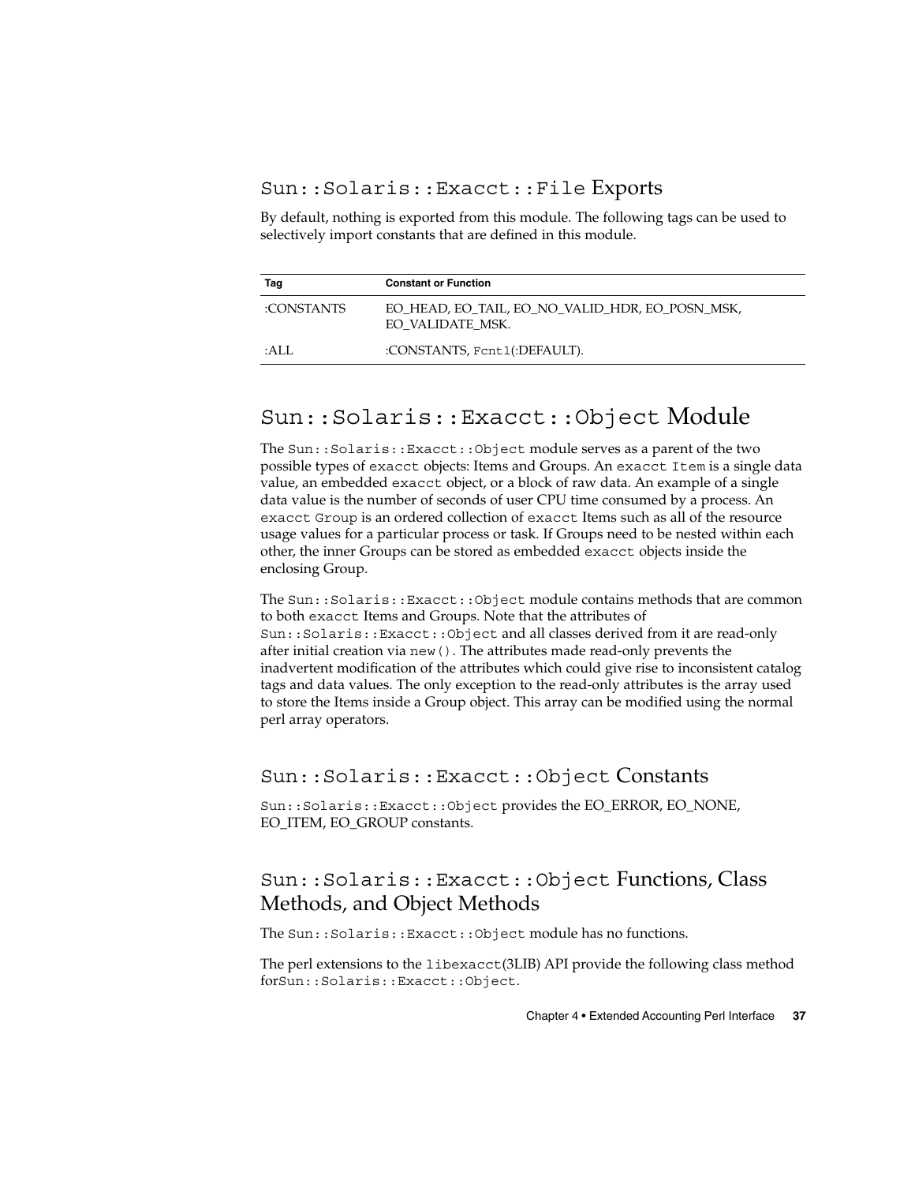### `Sun::Solaris::Exacct::File` Exports

By default, nothing is exported from this module. The following tags can be used to selectively import constants that are defined in this module.

| Tag | Constant or Function |
| --- | --- |
| :CONSTANTS | EO_HEAD, EO_TAIL, EO_NO_VALID_HDR, EO_POSN_MSK, EO_VALIDATE_MSK. |
| :ALL | :CONSTANTS, `Fcntl`(:DEFAULT). |

## `Sun::Solaris::Exacct::Object` Module

The `Sun::Solaris::Exacct::Object` module serves as a parent of the two possible types of `exacct` objects: Items and Groups. An `exacct Item` is a single data value, an embedded `exacct` object, or a block of raw data. An example of a single data value is the number of seconds of user CPU time consumed by a process. An `exacct Group` is an ordered collection of `exacct` Items such as all of the resource usage values for a particular process or task. If Groups need to be nested within each other, the inner Groups can be stored as embedded `exacct` objects inside the enclosing Group.

The `Sun::Solaris::Exacct::Object` module contains methods that are common to both `exacct` Items and Groups. Note that the attributes of `Sun::Solaris::Exacct::Object` and all classes derived from it are read-only after initial creation via `new()`. The attributes made read-only prevents the inadvertent modification of the attributes which could give rise to inconsistent catalog tags and data values. The only exception to the read-only attributes is the array used to store the Items inside a Group object. This array can be modified using the normal perl array operators.

### `Sun::Solaris::Exacct::Object` Constants

`Sun::Solaris::Exacct::Object` provides the EO_ERROR, EO_NONE, EO_ITEM, EO_GROUP constants.

### `Sun::Solaris::Exacct::Object` Functions, Class Methods, and Object Methods

The `Sun::Solaris::Exacct::Object` module has no functions.

The perl extensions to the `libexacct`(3LIB) API provide the following class method for`Sun::Solaris::Exacct::Object`.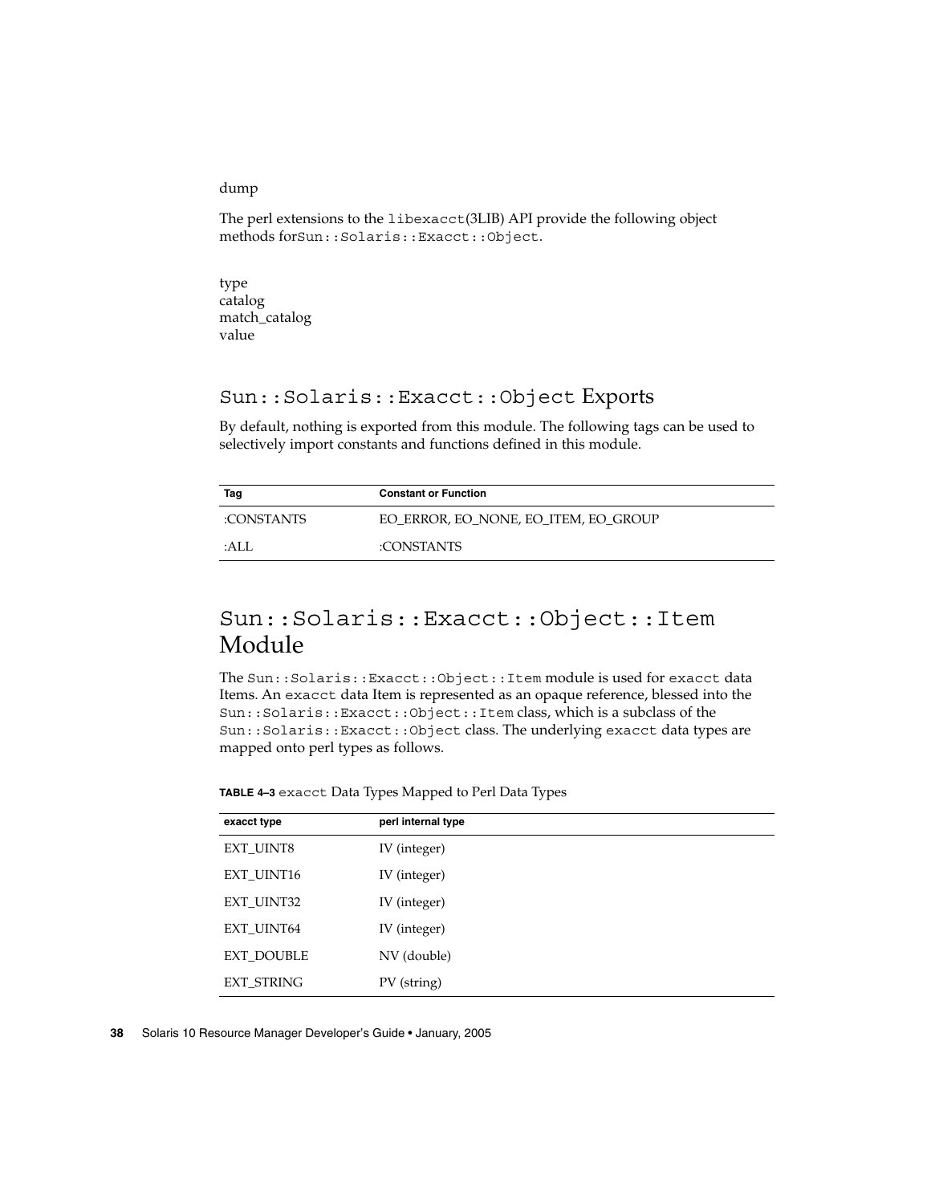dump

The perl extensions to the `libexacct`(3LIB) API provide the following object methods for`Sun::Solaris::Exacct::Object`.

type
catalog
match_catalog
value

## `Sun::Solaris::Exacct::Object` Exports

By default, nothing is exported from this module. The following tags can be used to selectively import constants and functions defined in this module.

| Tag | Constant or Function |
| --- | --- |
| :CONSTANTS | EO_ERROR, EO_NONE, EO_ITEM, EO_GROUP |
| :ALL | :CONSTANTS |

# `Sun::Solaris::Exacct::Object::Item` Module

The `Sun::Solaris::Exacct::Object::Item` module is used for `exacct` data Items. An `exacct` data Item is represented as an opaque reference, blessed into the `Sun::Solaris::Exacct::Object::Item` class, which is a subclass of the `Sun::Solaris::Exacct::Object` class. The underlying `exacct` data types are mapped onto perl types as follows.

**TABLE 4–3** `exacct` Data Types Mapped to Perl Data Types

| exacct type | perl internal type |
| --- | --- |
| EXT_UINT8 | IV (integer) |
| EXT_UINT16 | IV (integer) |
| EXT_UINT32 | IV (integer) |
| EXT_UINT64 | IV (integer) |
| EXT_DOUBLE | NV (double) |
| EXT_STRING | PV (string) |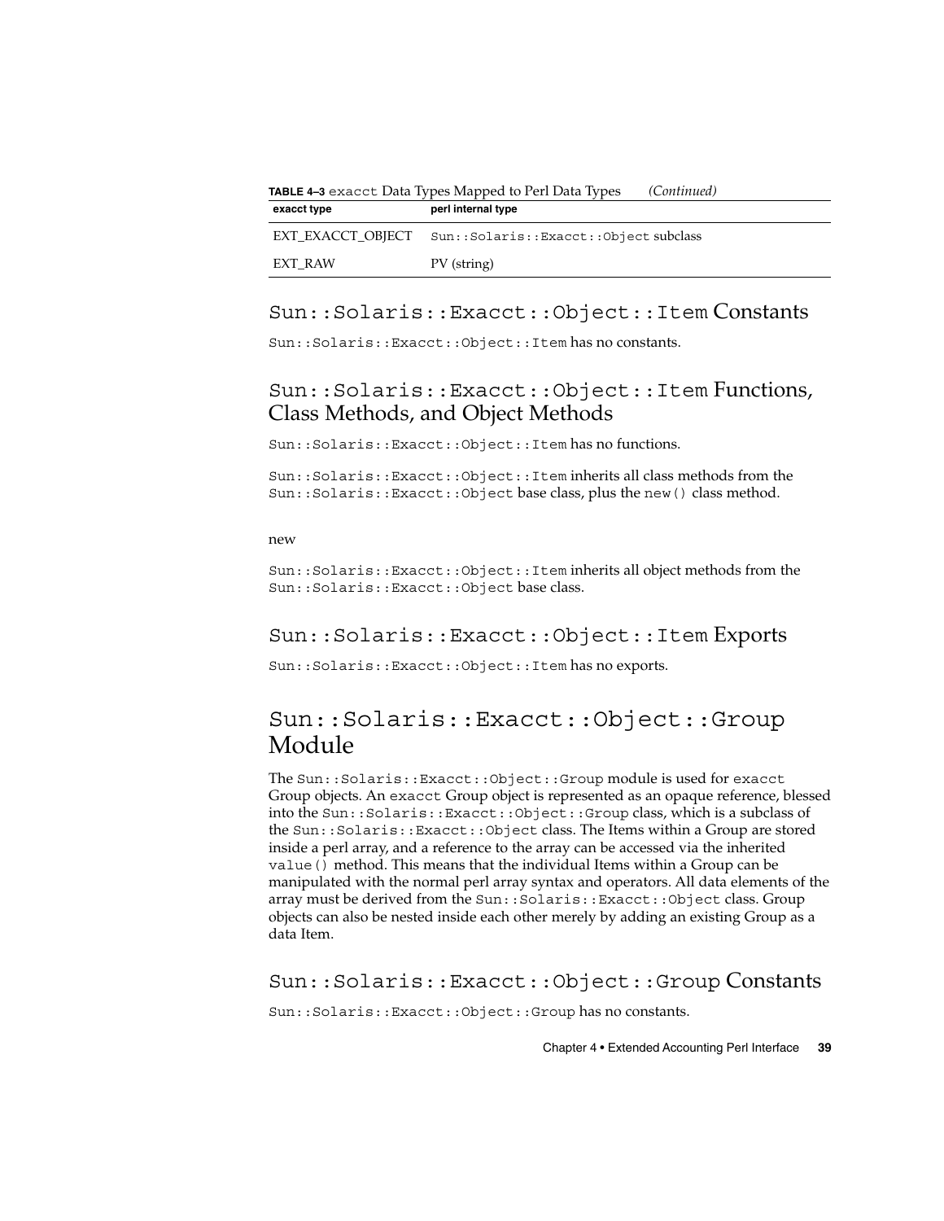**TABLE 4–3** `exacct` Data Types Mapped to Perl Data Types *(Continued)*

| exacct type | perl internal type |
| --- | --- |
| EXT_EXACCT_OBJECT | `Sun::Solaris::Exacct::Object` subclass |
| EXT_RAW | PV (string) |

## `Sun::Solaris::Exacct::Object::Item` Constants

`Sun::Solaris::Exacct::Object::Item` has no constants.

## `Sun::Solaris::Exacct::Object::Item` Functions, Class Methods, and Object Methods

`Sun::Solaris::Exacct::Object::Item` has no functions.

`Sun::Solaris::Exacct::Object::Item` inherits all class methods from the `Sun::Solaris::Exacct::Object` base class, plus the `new()` class method.

new

`Sun::Solaris::Exacct::Object::Item` inherits all object methods from the `Sun::Solaris::Exacct::Object` base class.

## `Sun::Solaris::Exacct::Object::Item` Exports

`Sun::Solaris::Exacct::Object::Item` has no exports.

# `Sun::Solaris::Exacct::Object::Group` Module

The `Sun::Solaris::Exacct::Object::Group` module is used for `exacct` Group objects. An `exacct` Group object is represented as an opaque reference, blessed into the `Sun::Solaris::Exacct::Object::Group` class, which is a subclass of the `Sun::Solaris::Exacct::Object` class. The Items within a Group are stored inside a perl array, and a reference to the array can be accessed via the inherited `value()` method. This means that the individual Items within a Group can be manipulated with the normal perl array syntax and operators. All data elements of the array must be derived from the `Sun::Solaris::Exacct::Object` class. Group objects can also be nested inside each other merely by adding an existing Group as a data Item.

## `Sun::Solaris::Exacct::Object::Group` Constants

`Sun::Solaris::Exacct::Object::Group` has no constants.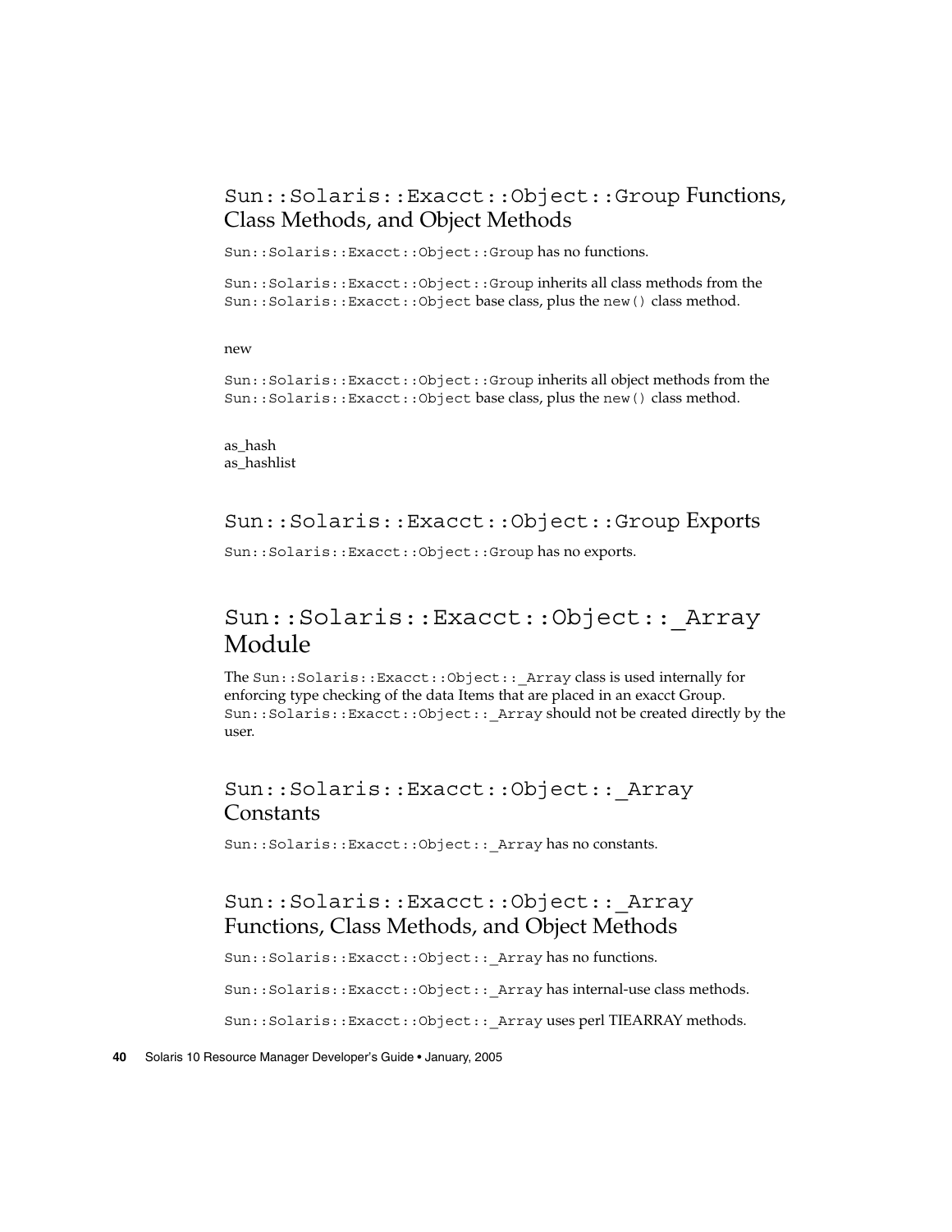### `Sun::Solaris::Exacct::Object::Group` Functions, Class Methods, and Object Methods

`Sun::Solaris::Exacct::Object::Group` has no functions.

`Sun::Solaris::Exacct::Object::Group` inherits all class methods from the `Sun::Solaris::Exacct::Object` base class, plus the `new()` class method.

new

`Sun::Solaris::Exacct::Object::Group` inherits all object methods from the `Sun::Solaris::Exacct::Object` base class, plus the `new()` class method.

as_hash
as_hashlist

### `Sun::Solaris::Exacct::Object::Group` Exports

`Sun::Solaris::Exacct::Object::Group` has no exports.

## `Sun::Solaris::Exacct::Object::_Array` Module

The `Sun::Solaris::Exacct::Object::_Array` class is used internally for enforcing type checking of the data Items that are placed in an exacct Group. `Sun::Solaris::Exacct::Object::_Array` should not be created directly by the user.

### `Sun::Solaris::Exacct::Object::_Array` Constants

`Sun::Solaris::Exacct::Object::_Array` has no constants.

### `Sun::Solaris::Exacct::Object::_Array` Functions, Class Methods, and Object Methods

`Sun::Solaris::Exacct::Object::_Array` has no functions.

`Sun::Solaris::Exacct::Object::_Array` has internal-use class methods.

`Sun::Solaris::Exacct::Object::_Array` uses perl TIEARRAY methods.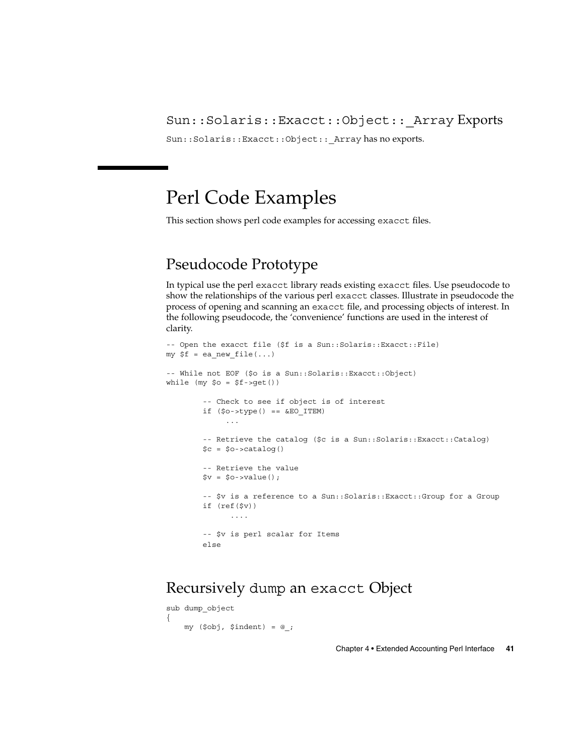### Sun::Solaris::Exacct::Object::_Array Exports

Sun::Solaris::Exacct::Object::_Array has no exports.

## Perl Code Examples

This section shows perl code examples for accessing exacct files.

### Pseudocode Prototype

In typical use the perl exacct library reads existing exacct files. Use pseudocode to show the relationships of the various perl exacct classes. Illustrate in pseudocode the process of opening and scanning an exacct file, and processing objects of interest. In the following pseudocode, the 'convenience' functions are used in the interest of clarity.

```
-- Open the exacct file ($f is a Sun::Solaris::Exacct::File)
my $f = ea_new_file(...)

-- While not EOF ($o is a Sun::Solaris::Exacct::Object)
while (my $o = $f->get())

        -- Check to see if object is of interest
        if ($o->type() == &EO_ITEM)
              ...

        -- Retrieve the catalog ($c is a Sun::Solaris::Exacct::Catalog)
        $c = $o->catalog()

        -- Retrieve the value
        $v = $o->value();

        -- $v is a reference to a Sun::Solaris::Exacct::Group for a Group
        if (ref($v))
              ....

        -- $v is perl scalar for Items
        else
```

### Recursively dump an exacct Object

```
sub dump_object
{
    my ($obj, $indent) = @_;
```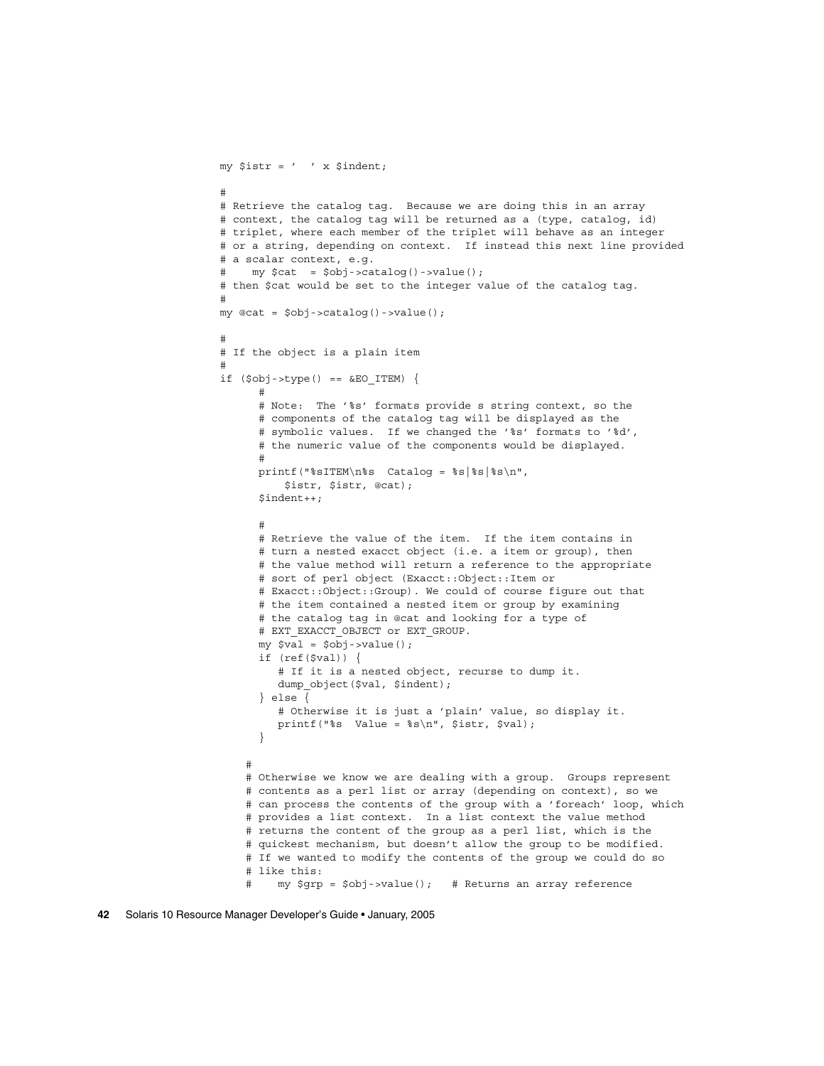```
my $istr = '  ' x $indent;

#
# Retrieve the catalog tag.  Because we are doing this in an array
# context, the catalog tag will be returned as a (type, catalog, id)
# triplet, where each member of the triplet will behave as an integer
# or a string, depending on context.  If instead this next line provided
# a scalar context, e.g.
#    my $cat  = $obj->catalog()->value();
# then $cat would be set to the integer value of the catalog tag.
#
my @cat = $obj->catalog()->value();

#
# If the object is a plain item
#
if ($obj->type() == &EO_ITEM) {
      #
      # Note:  The '%s' formats provide s string context, so the
      # components of the catalog tag will be displayed as the
      # symbolic values.  If we changed the '%s' formats to '%d',
      # the numeric value of the components would be displayed.
      #
      printf("%sITEM\n%s  Catalog = %s|%s|%s\n",
          $istr, $istr, @cat);
      $indent++;

      #
      # Retrieve the value of the item.  If the item contains in
      # turn a nested exacct object (i.e. a item or group), then
      # the value method will return a reference to the appropriate
      # sort of perl object (Exacct::Object::Item or
      # Exacct::Object::Group). We could of course figure out that
      # the item contained a nested item or group by examining
      # the catalog tag in @cat and looking for a type of
      # EXT_EXACCT_OBJECT or EXT_GROUP.
      my $val = $obj->value();
      if (ref($val)) {
         # If it is a nested object, recurse to dump it.
         dump_object($val, $indent);
      } else {
         # Otherwise it is just a 'plain' value, so display it.
         printf("%s  Value = %s\n", $istr, $val);
      }

    #
    # Otherwise we know we are dealing with a group.  Groups represent
    # contents as a perl list or array (depending on context), so we
    # can process the contents of the group with a 'foreach' loop, which
    # provides a list context.  In a list context the value method
    # returns the content of the group as a perl list, which is the
    # quickest mechanism, but doesn't allow the group to be modified.
    # If we wanted to modify the contents of the group we could do so
    # like this:
    #    my $grp = $obj->value();   # Returns an array reference
```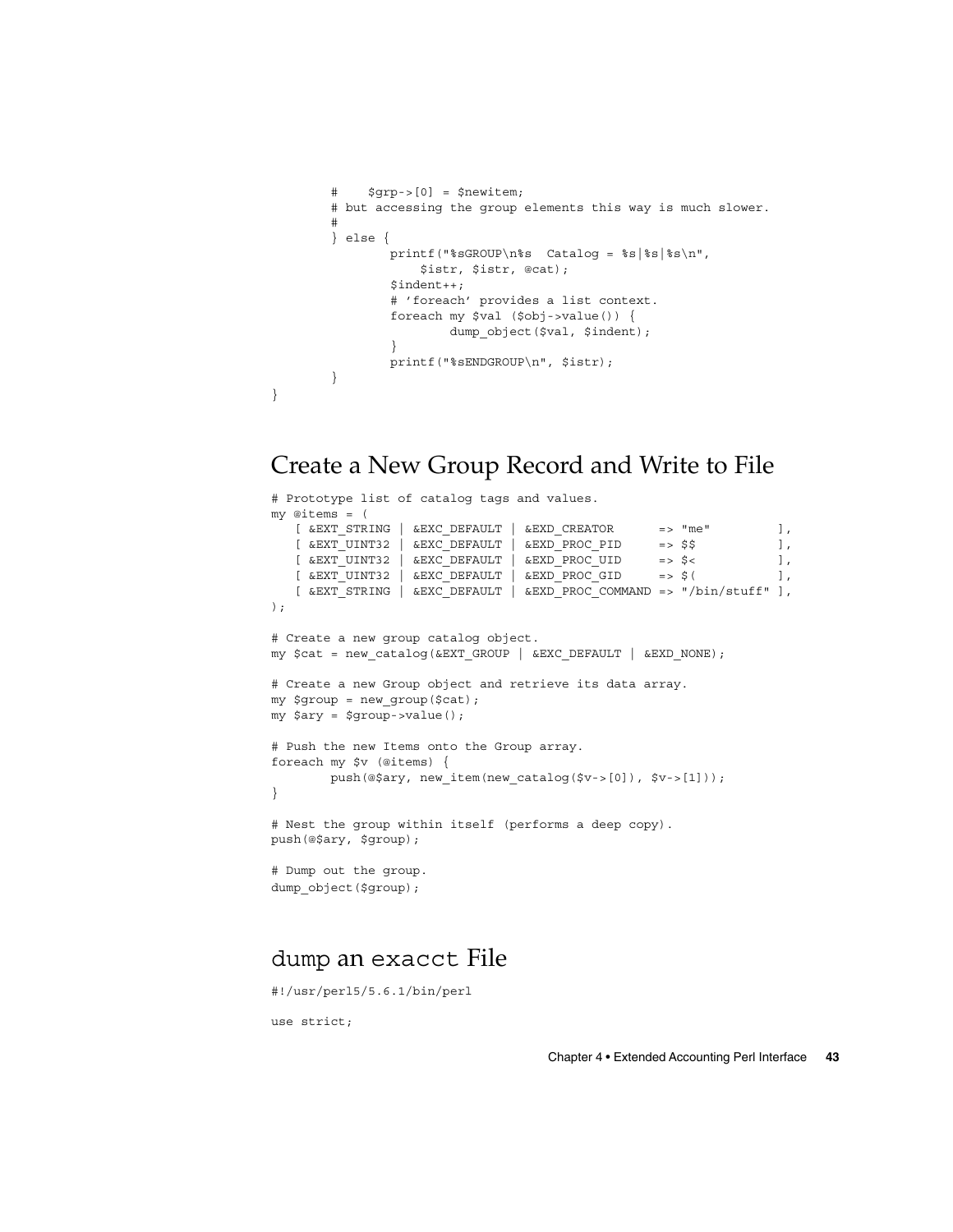```
        #    $grp->[0] = $newitem;
        # but accessing the group elements this way is much slower.
        #
        } else {
                printf("%sGROUP\n%s  Catalog = %s|%s|%s\n",
                    $istr, $istr, @cat);
                $indent++;
                # 'foreach' provides a list context.
                foreach my $val ($obj->value()) {
                        dump_object($val, $indent);
                }
                printf("%sENDGROUP\n", $istr);
        }
}
```

## Create a New Group Record and Write to File

```
# Prototype list of catalog tags and values.
my @items = (
   [ &EXT_STRING | &EXC_DEFAULT | &EXD_CREATOR      => "me"         ],
   [ &EXT_UINT32 | &EXC_DEFAULT | &EXD_PROC_PID     => $$           ],
   [ &EXT_UINT32 | &EXC_DEFAULT | &EXD_PROC_UID     => $<           ],
   [ &EXT_UINT32 | &EXC_DEFAULT | &EXD_PROC_GID     => $(           ],
   [ &EXT_STRING | &EXC_DEFAULT | &EXD_PROC_COMMAND => "/bin/stuff" ],
);

# Create a new group catalog object.
my $cat = new_catalog(&EXT_GROUP | &EXC_DEFAULT | &EXD_NONE);

# Create a new Group object and retrieve its data array.
my $group = new_group($cat);
my $ary = $group->value();

# Push the new Items onto the Group array.
foreach my $v (@items) {
        push(@$ary, new_item(new_catalog($v->[0]), $v->[1]));
}

# Nest the group within itself (performs a deep copy).
push(@$ary, $group);

# Dump out the group.
dump_object($group);
```

## dump an exacct File

```
#!/usr/perl5/5.6.1/bin/perl

use strict;
```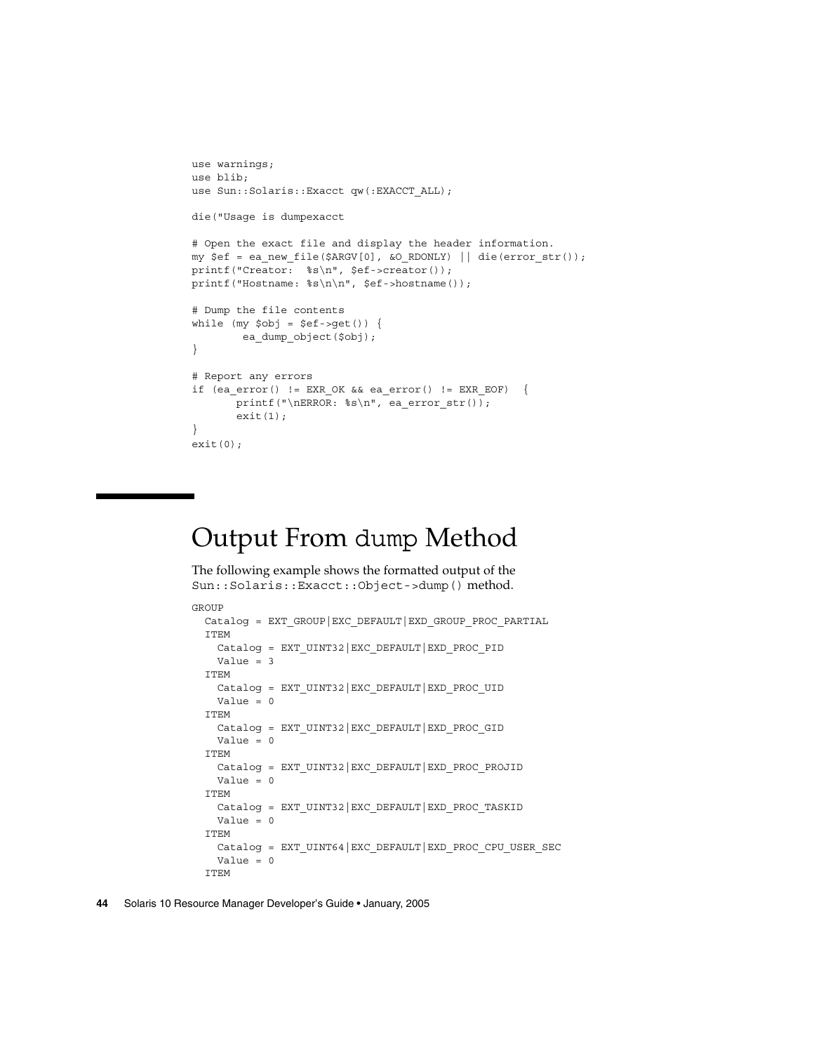```
use warnings;
use blib;
use Sun::Solaris::Exacct qw(:EXACCT_ALL);

die("Usage is dumpexacct

# Open the exact file and display the header information.
my $ef = ea_new_file($ARGV[0], &O_RDONLY) || die(error_str());
printf("Creator:  %s\n", $ef->creator());
printf("Hostname: %s\n\n", $ef->hostname());

# Dump the file contents
while (my $obj = $ef->get()) {
        ea_dump_object($obj);
}

# Report any errors
if (ea_error() != EXR_OK && ea_error() != EXR_EOF)  {
       printf("\nERROR: %s\n", ea_error_str());
       exit(1);
}
exit(0);
```

# Output From `dump` Method

The following example shows the formatted output of the `Sun::Solaris::Exacct::Object->dump()` method.

```
GROUP
  Catalog = EXT_GROUP|EXC_DEFAULT|EXD_GROUP_PROC_PARTIAL
  ITEM
    Catalog = EXT_UINT32|EXC_DEFAULT|EXD_PROC_PID
    Value = 3
  ITEM
    Catalog = EXT_UINT32|EXC_DEFAULT|EXD_PROC_UID
    Value = 0
  ITEM
    Catalog = EXT_UINT32|EXC_DEFAULT|EXD_PROC_GID
    Value = 0
  ITEM
    Catalog = EXT_UINT32|EXC_DEFAULT|EXD_PROC_PROJID
    Value = 0
  ITEM
    Catalog = EXT_UINT32|EXC_DEFAULT|EXD_PROC_TASKID
    Value = 0
  ITEM
    Catalog = EXT_UINT64|EXC_DEFAULT|EXD_PROC_CPU_USER_SEC
    Value = 0
  ITEM
```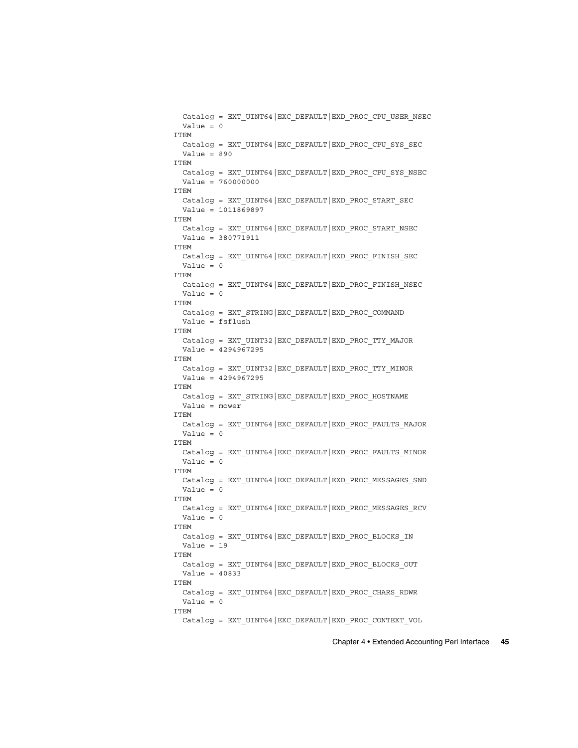```
  Catalog = EXT_UINT64|EXC_DEFAULT|EXD_PROC_CPU_USER_NSEC
  Value = 0
ITEM
  Catalog = EXT_UINT64|EXC_DEFAULT|EXD_PROC_CPU_SYS_SEC
  Value = 890
ITEM
  Catalog = EXT_UINT64|EXC_DEFAULT|EXD_PROC_CPU_SYS_NSEC
  Value = 760000000
ITEM
  Catalog = EXT_UINT64|EXC_DEFAULT|EXD_PROC_START_SEC
  Value = 1011869897
ITEM
  Catalog = EXT_UINT64|EXC_DEFAULT|EXD_PROC_START_NSEC
  Value = 380771911
ITEM
  Catalog = EXT_UINT64|EXC_DEFAULT|EXD_PROC_FINISH_SEC
  Value = 0
ITEM
  Catalog = EXT_UINT64|EXC_DEFAULT|EXD_PROC_FINISH_NSEC
  Value = 0
ITEM
  Catalog = EXT_STRING|EXC_DEFAULT|EXD_PROC_COMMAND
  Value = fsflush
ITEM
  Catalog = EXT_UINT32|EXC_DEFAULT|EXD_PROC_TTY_MAJOR
  Value = 4294967295
ITEM
  Catalog = EXT_UINT32|EXC_DEFAULT|EXD_PROC_TTY_MINOR
  Value = 4294967295
ITEM
  Catalog = EXT_STRING|EXC_DEFAULT|EXD_PROC_HOSTNAME
  Value = mower
ITEM
  Catalog = EXT_UINT64|EXC_DEFAULT|EXD_PROC_FAULTS_MAJOR
  Value = 0
ITEM
  Catalog = EXT_UINT64|EXC_DEFAULT|EXD_PROC_FAULTS_MINOR
  Value = 0
ITEM
  Catalog = EXT_UINT64|EXC_DEFAULT|EXD_PROC_MESSAGES_SND
  Value = 0
ITEM
  Catalog = EXT_UINT64|EXC_DEFAULT|EXD_PROC_MESSAGES_RCV
  Value = 0
ITEM
  Catalog = EXT_UINT64|EXC_DEFAULT|EXD_PROC_BLOCKS_IN
  Value = 19
ITEM
  Catalog = EXT_UINT64|EXC_DEFAULT|EXD_PROC_BLOCKS_OUT
  Value = 40833
ITEM
  Catalog = EXT_UINT64|EXC_DEFAULT|EXD_PROC_CHARS_RDWR
  Value = 0
ITEM
  Catalog = EXT_UINT64|EXC_DEFAULT|EXD_PROC_CONTEXT_VOL
```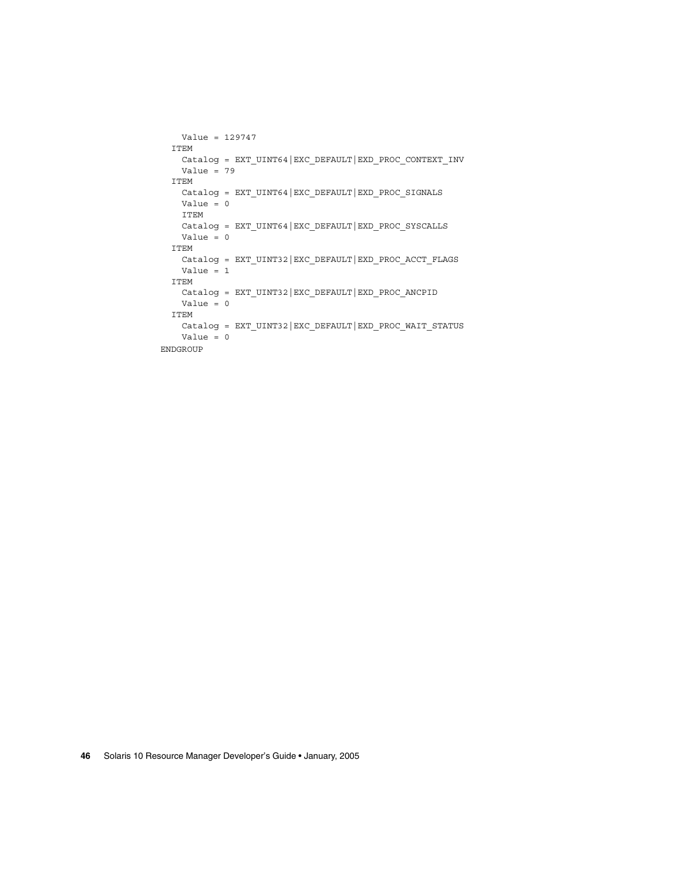```
    Value = 129747
  ITEM
    Catalog = EXT_UINT64|EXC_DEFAULT|EXD_PROC_CONTEXT_INV
    Value = 79
  ITEM
    Catalog = EXT_UINT64|EXC_DEFAULT|EXD_PROC_SIGNALS
    Value = 0
    ITEM
    Catalog = EXT_UINT64|EXC_DEFAULT|EXD_PROC_SYSCALLS
    Value = 0
  ITEM
    Catalog = EXT_UINT32|EXC_DEFAULT|EXD_PROC_ACCT_FLAGS
    Value = 1
  ITEM
    Catalog = EXT_UINT32|EXC_DEFAULT|EXD_PROC_ANCPID
    Value = 0
  ITEM
    Catalog = EXT_UINT32|EXC_DEFAULT|EXD_PROC_WAIT_STATUS
    Value = 0
ENDGROUP
```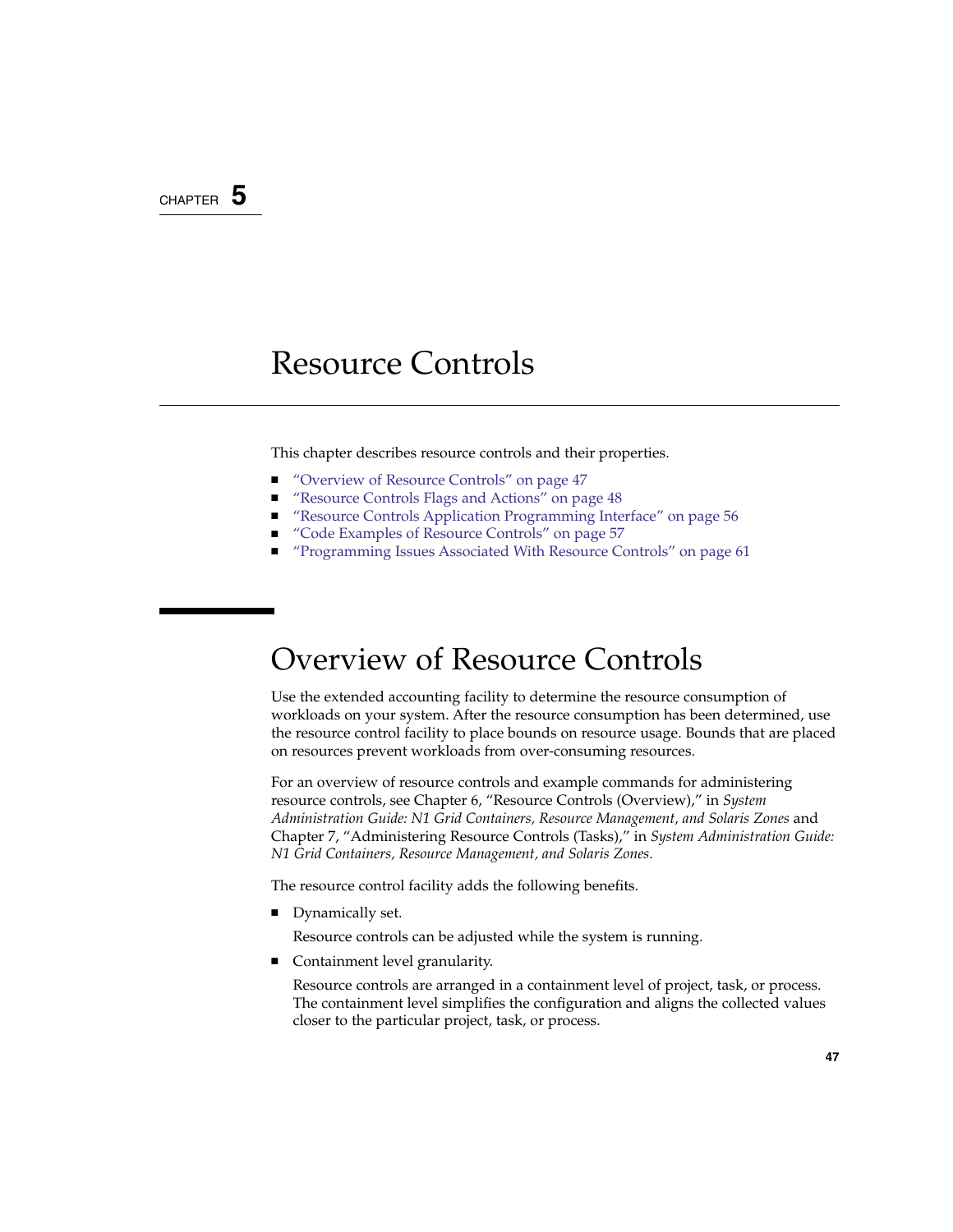CHAPTER 5

# Resource Controls

This chapter describes resource controls and their properties.

- "Overview of Resource Controls" on page 47
- "Resource Controls Flags and Actions" on page 48
- "Resource Controls Application Programming Interface" on page 56
- "Code Examples of Resource Controls" on page 57
- "Programming Issues Associated With Resource Controls" on page 61

## Overview of Resource Controls

Use the extended accounting facility to determine the resource consumption of workloads on your system. After the resource consumption has been determined, use the resource control facility to place bounds on resource usage. Bounds that are placed on resources prevent workloads from over-consuming resources.

For an overview of resource controls and example commands for administering resource controls, see Chapter 6, "Resource Controls (Overview)," in *System Administration Guide: N1 Grid Containers, Resource Management, and Solaris Zones* and Chapter 7, "Administering Resource Controls (Tasks)," in *System Administration Guide: N1 Grid Containers, Resource Management, and Solaris Zones*.

The resource control facility adds the following benefits.

- Dynamically set.

  Resource controls can be adjusted while the system is running.

- Containment level granularity.

  Resource controls are arranged in a containment level of project, task, or process. The containment level simplifies the configuration and aligns the collected values closer to the particular project, task, or process.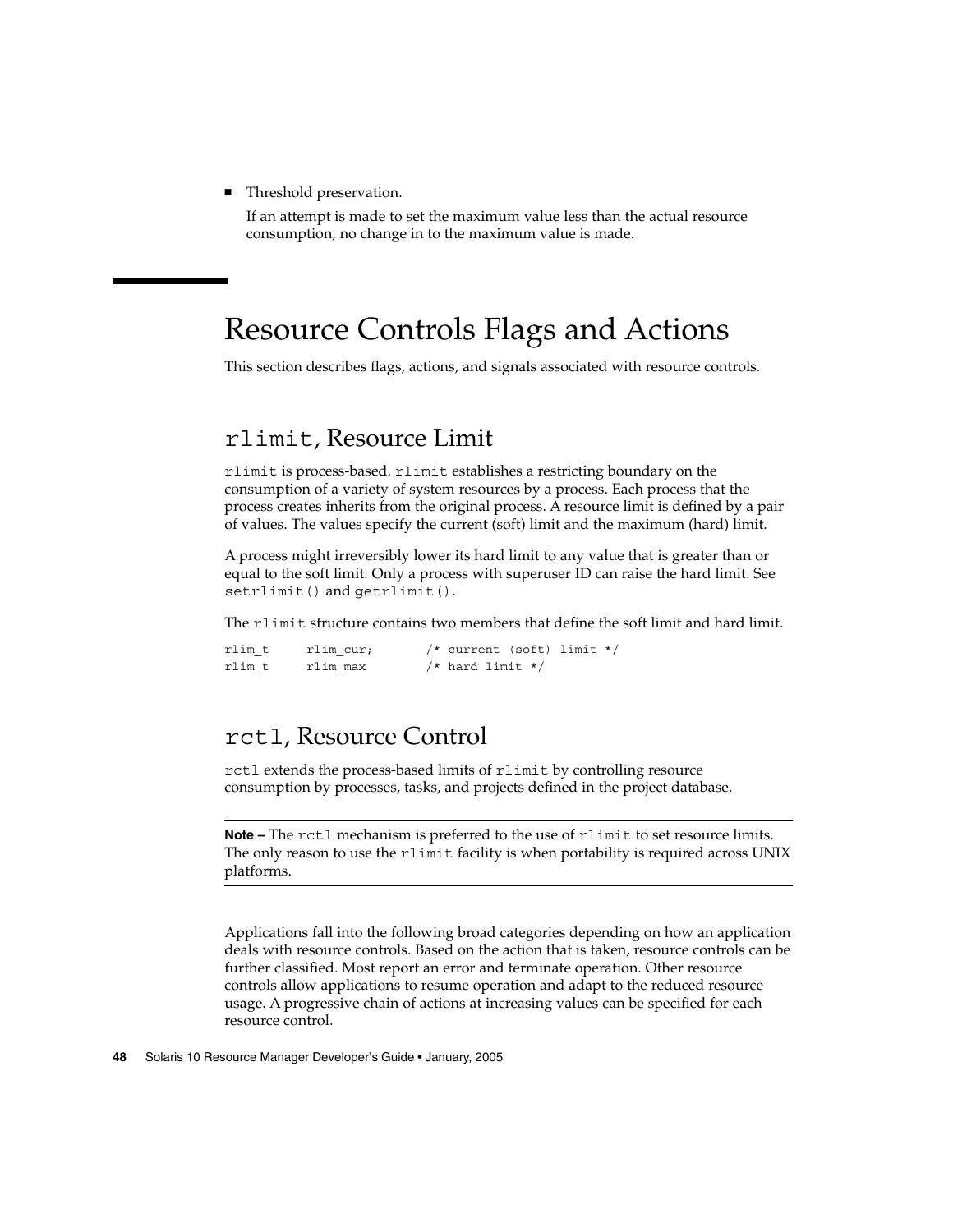- Threshold preservation.

  If an attempt is made to set the maximum value less than the actual resource consumption, no change in to the maximum value is made.

# Resource Controls Flags and Actions

This section describes flags, actions, and signals associated with resource controls.

## rlimit, Resource Limit

`rlimit` is process-based. `rlimit` establishes a restricting boundary on the consumption of a variety of system resources by a process. Each process that the process creates inherits from the original process. A resource limit is defined by a pair of values. The values specify the current (soft) limit and the maximum (hard) limit.

A process might irreversibly lower its hard limit to any value that is greater than or equal to the soft limit. Only a process with superuser ID can raise the hard limit. See `setrlimit()` and `getrlimit()`.

The `rlimit` structure contains two members that define the soft limit and hard limit.

```
rlim_t     rlim_cur;       /* current (soft) limit */
rlim_t     rlim_max        /* hard limit */
```

## rctl, Resource Control

`rctl` extends the process-based limits of `rlimit` by controlling resource consumption by processes, tasks, and projects defined in the project database.

---

**Note –** The `rctl` mechanism is preferred to the use of `rlimit` to set resource limits. The only reason to use the `rlimit` facility is when portability is required across UNIX platforms.

---

Applications fall into the following broad categories depending on how an application deals with resource controls. Based on the action that is taken, resource controls can be further classified. Most report an error and terminate operation. Other resource controls allow applications to resume operation and adapt to the reduced resource usage. A progressive chain of actions at increasing values can be specified for each resource control.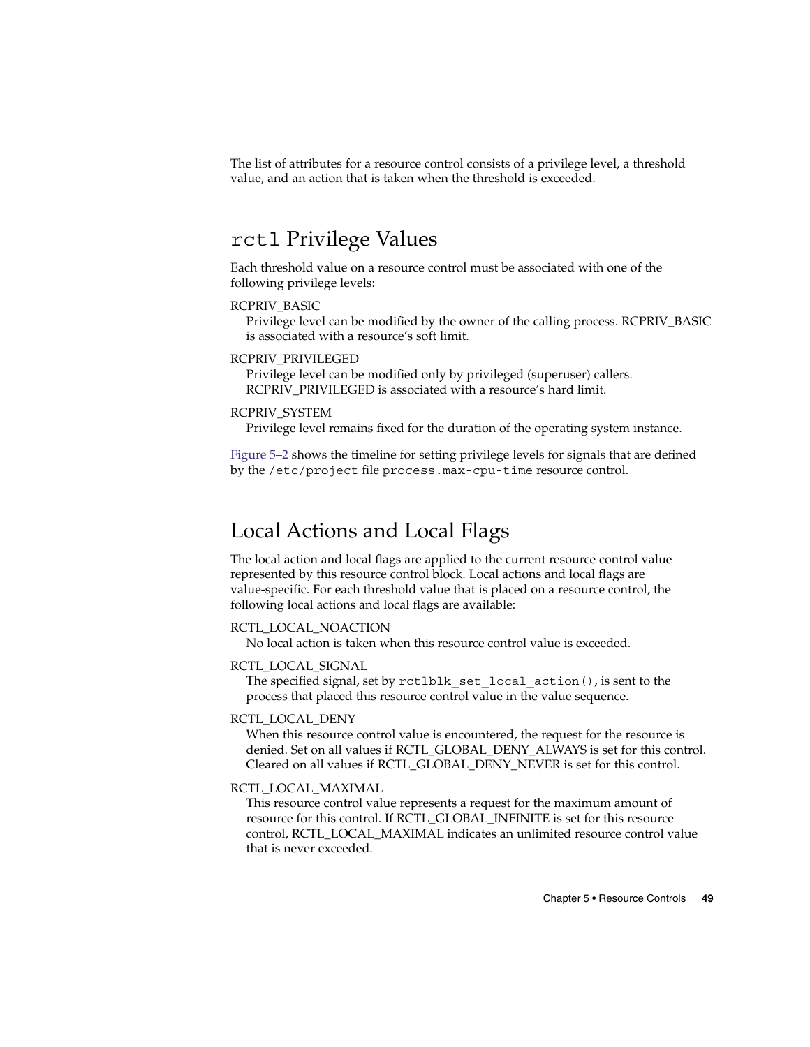The list of attributes for a resource control consists of a privilege level, a threshold value, and an action that is taken when the threshold is exceeded.

## `rctl` Privilege Values

Each threshold value on a resource control must be associated with one of the following privilege levels:

RCPRIV_BASIC
: Privilege level can be modified by the owner of the calling process. RCPRIV_BASIC is associated with a resource's soft limit.

RCPRIV_PRIVILEGED
: Privilege level can be modified only by privileged (superuser) callers. RCPRIV_PRIVILEGED is associated with a resource's hard limit.

RCPRIV_SYSTEM
: Privilege level remains fixed for the duration of the operating system instance.

Figure 5–2 shows the timeline for setting privilege levels for signals that are defined by the `/etc/project` file `process.max-cpu-time` resource control.

## Local Actions and Local Flags

The local action and local flags are applied to the current resource control value represented by this resource control block. Local actions and local flags are value-specific. For each threshold value that is placed on a resource control, the following local actions and local flags are available:

RCTL_LOCAL_NOACTION
: No local action is taken when this resource control value is exceeded.

RCTL_LOCAL_SIGNAL
: The specified signal, set by `rctlblk_set_local_action()`, is sent to the process that placed this resource control value in the value sequence.

RCTL_LOCAL_DENY
: When this resource control value is encountered, the request for the resource is denied. Set on all values if RCTL_GLOBAL_DENY_ALWAYS is set for this control. Cleared on all values if RCTL_GLOBAL_DENY_NEVER is set for this control.

RCTL_LOCAL_MAXIMAL
: This resource control value represents a request for the maximum amount of resource for this control. If RCTL_GLOBAL_INFINITE is set for this resource control, RCTL_LOCAL_MAXIMAL indicates an unlimited resource control value that is never exceeded.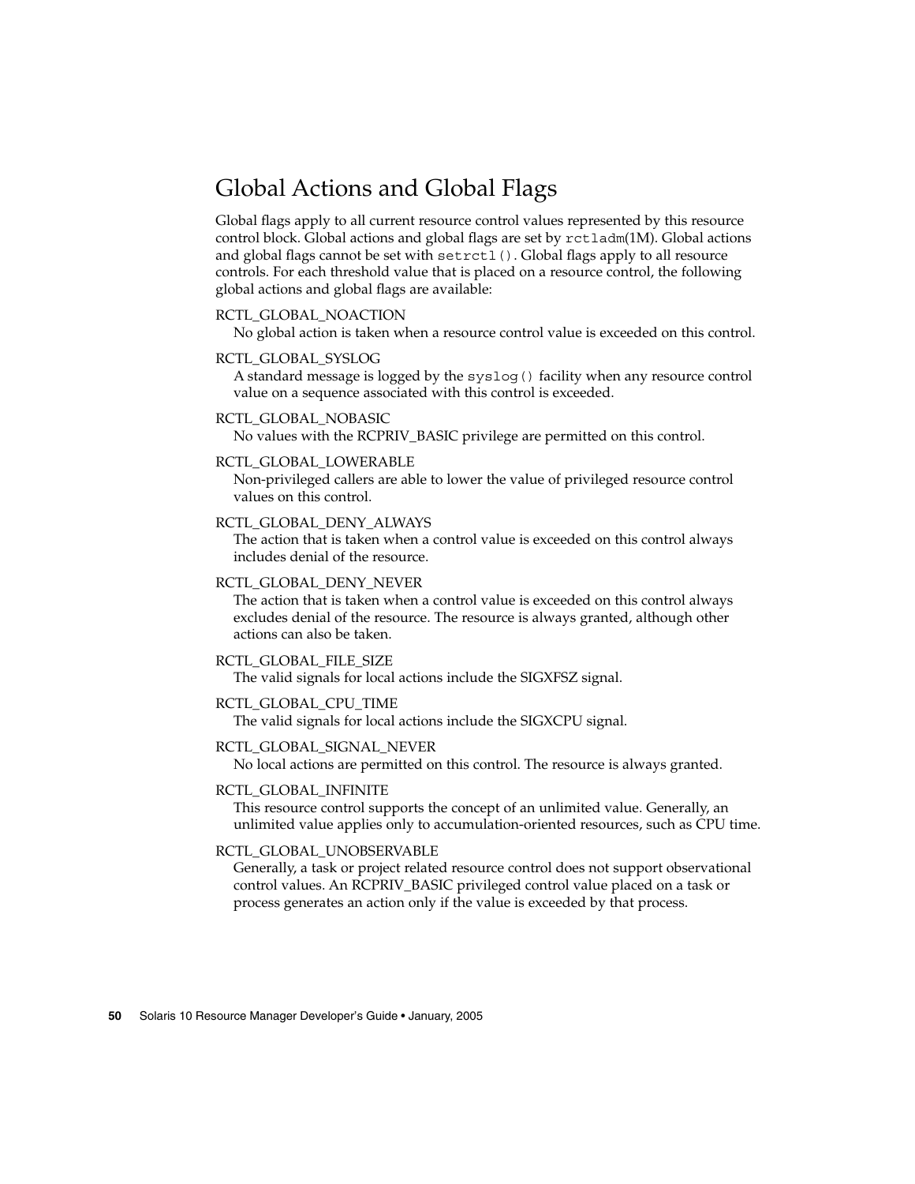## Global Actions and Global Flags

Global flags apply to all current resource control values represented by this resource control block. Global actions and global flags are set by `rctladm`(1M). Global actions and global flags cannot be set with `setrctl()`. Global flags apply to all resource controls. For each threshold value that is placed on a resource control, the following global actions and global flags are available:

RCTL_GLOBAL_NOACTION
: No global action is taken when a resource control value is exceeded on this control.

RCTL_GLOBAL_SYSLOG
: A standard message is logged by the `syslog()` facility when any resource control value on a sequence associated with this control is exceeded.

RCTL_GLOBAL_NOBASIC
: No values with the RCPRIV_BASIC privilege are permitted on this control.

RCTL_GLOBAL_LOWERABLE
: Non-privileged callers are able to lower the value of privileged resource control values on this control.

RCTL_GLOBAL_DENY_ALWAYS
: The action that is taken when a control value is exceeded on this control always includes denial of the resource.

RCTL_GLOBAL_DENY_NEVER
: The action that is taken when a control value is exceeded on this control always excludes denial of the resource. The resource is always granted, although other actions can also be taken.

RCTL_GLOBAL_FILE_SIZE
: The valid signals for local actions include the SIGXFSZ signal.

RCTL_GLOBAL_CPU_TIME
: The valid signals for local actions include the SIGXCPU signal.

RCTL_GLOBAL_SIGNAL_NEVER
: No local actions are permitted on this control. The resource is always granted.

RCTL_GLOBAL_INFINITE
: This resource control supports the concept of an unlimited value. Generally, an unlimited value applies only to accumulation-oriented resources, such as CPU time.

RCTL_GLOBAL_UNOBSERVABLE
: Generally, a task or project related resource control does not support observational control values. An RCPRIV_BASIC privileged control value placed on a task or process generates an action only if the value is exceeded by that process.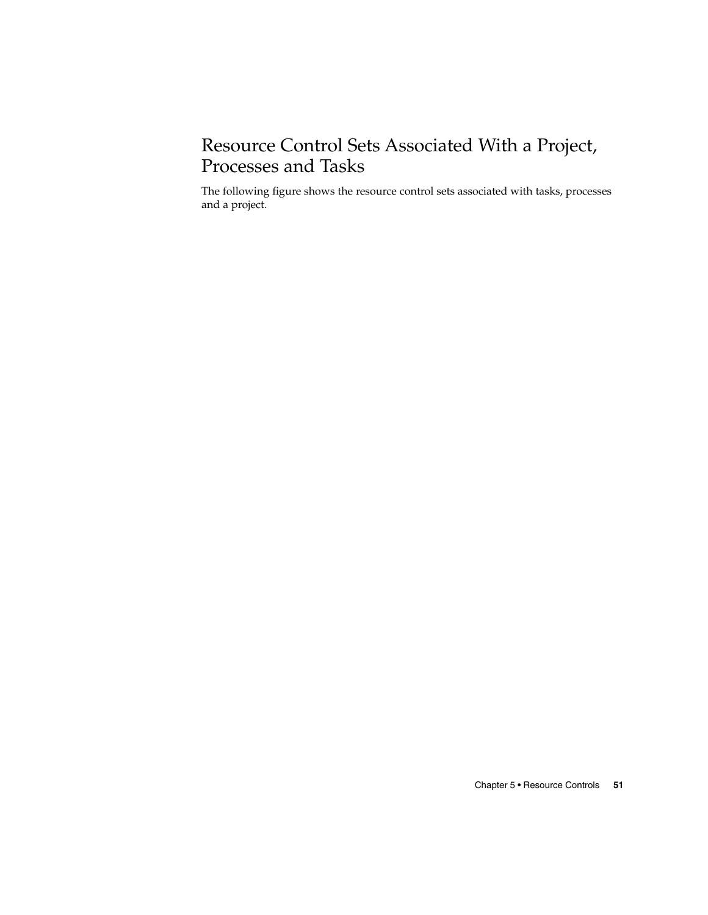## Resource Control Sets Associated With a Project, Processes and Tasks

The following figure shows the resource control sets associated with tasks, processes and a project.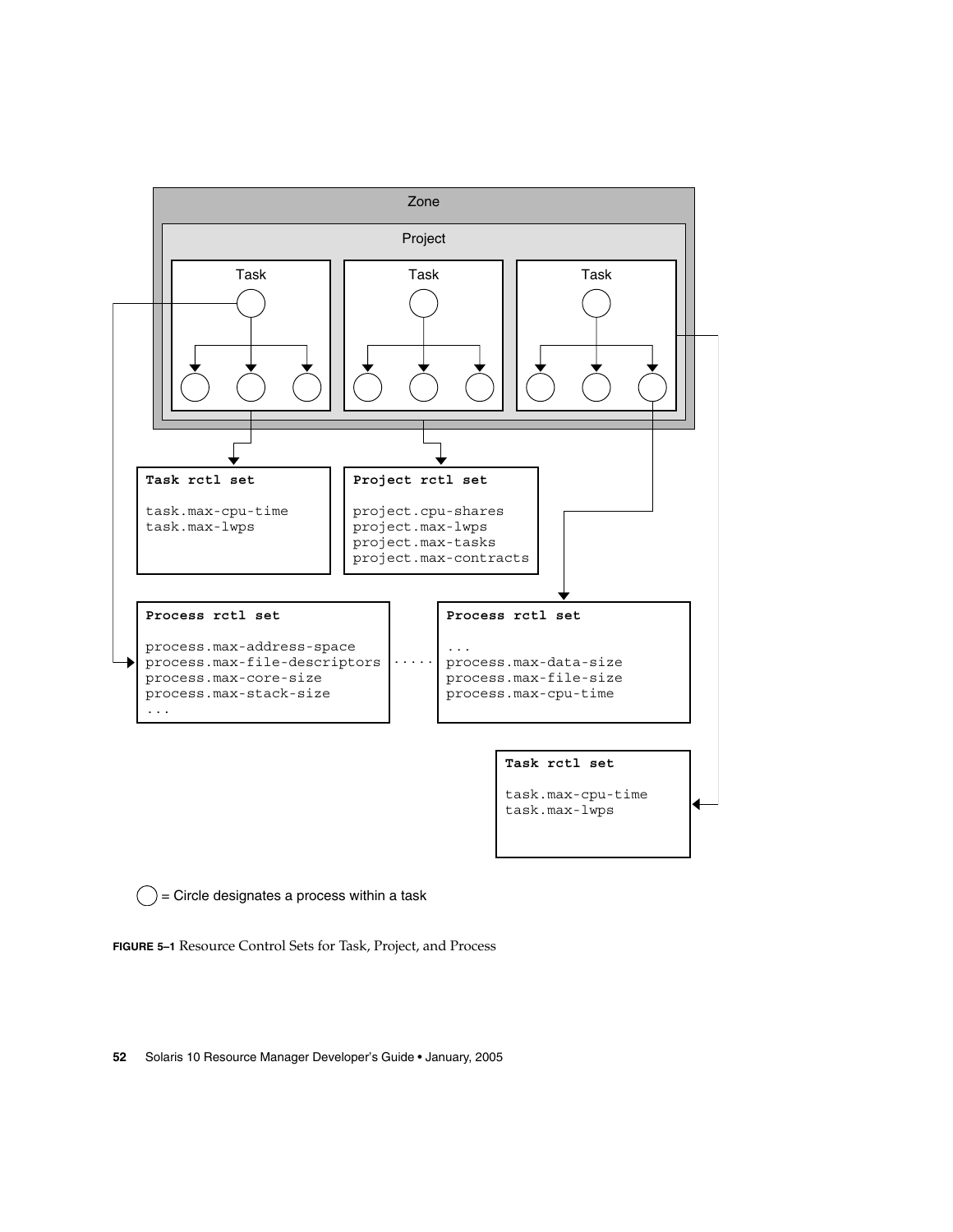Zone

Project

Task | Task | Task

**Task rctl set**

```
task.max-cpu-time
task.max-lwps
```

**Project rctl set**

```
project.cpu-shares
project.max-lwps
project.max-tasks
project.max-contracts
```

**Process rctl set**

```
process.max-address-space
process.max-file-descriptors
process.max-core-size
process.max-stack-size
...
```

**Process rctl set**

```
...
process.max-data-size
process.max-file-size
process.max-cpu-time
```

**Task rctl set**

```
task.max-cpu-time
task.max-lwps
```

○ = Circle designates a process within a task

**FIGURE 5–1** Resource Control Sets for Task, Project, and Process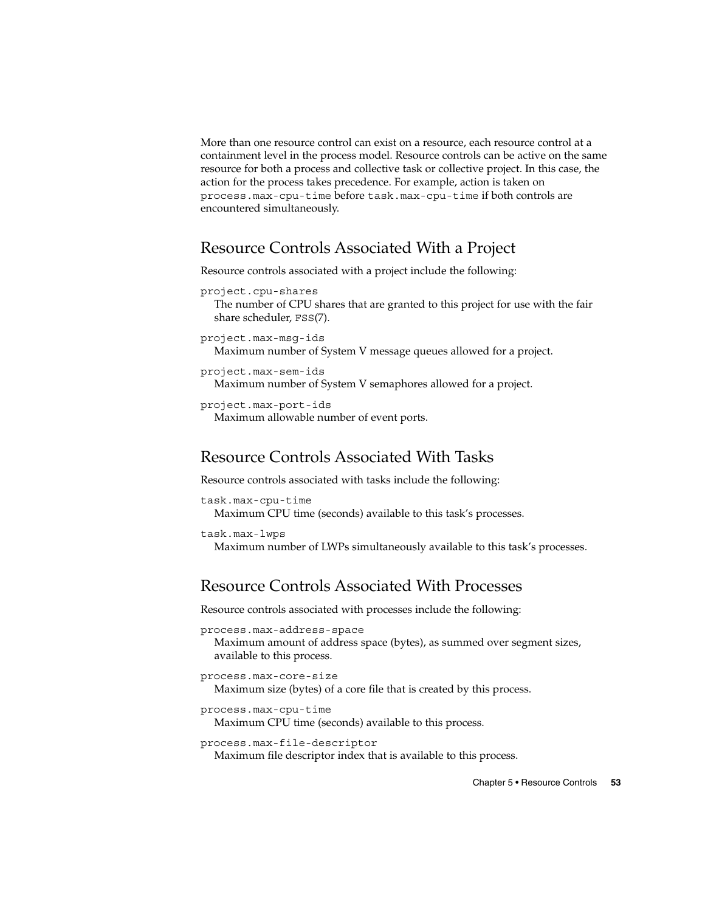More than one resource control can exist on a resource, each resource control at a containment level in the process model. Resource controls can be active on the same resource for both a process and collective task or collective project. In this case, the action for the process takes precedence. For example, action is taken on `process.max-cpu-time` before `task.max-cpu-time` if both controls are encountered simultaneously.

## Resource Controls Associated With a Project

Resource controls associated with a project include the following:

`project.cpu-shares`
: The number of CPU shares that are granted to this project for use with the fair share scheduler, `FSS`(7).

`project.max-msg-ids`
: Maximum number of System V message queues allowed for a project.

`project.max-sem-ids`
: Maximum number of System V semaphores allowed for a project.

`project.max-port-ids`
: Maximum allowable number of event ports.

## Resource Controls Associated With Tasks

Resource controls associated with tasks include the following:

`task.max-cpu-time`
: Maximum CPU time (seconds) available to this task's processes.

`task.max-lwps`
: Maximum number of LWPs simultaneously available to this task's processes.

## Resource Controls Associated With Processes

Resource controls associated with processes include the following:

`process.max-address-space`
: Maximum amount of address space (bytes), as summed over segment sizes, available to this process.

`process.max-core-size`
: Maximum size (bytes) of a core file that is created by this process.

`process.max-cpu-time`
: Maximum CPU time (seconds) available to this process.

`process.max-file-descriptor`
: Maximum file descriptor index that is available to this process.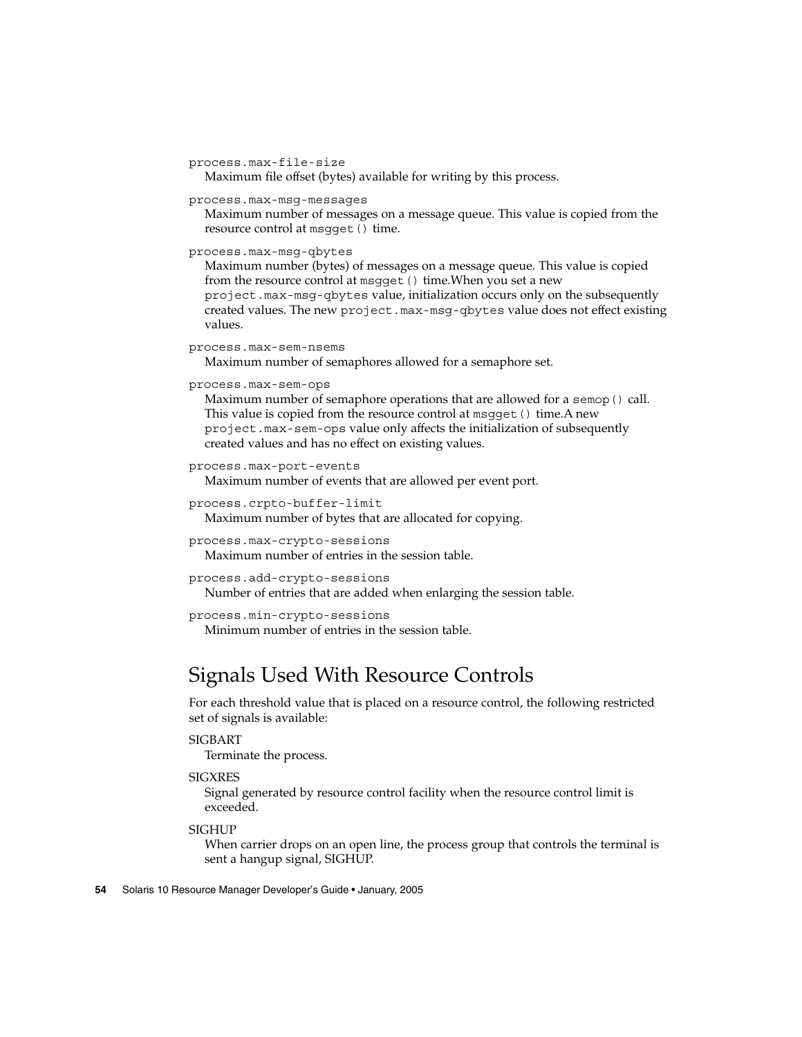`process.max-file-size`
Maximum file offset (bytes) available for writing by this process.

`process.max-msg-messages`
Maximum number of messages on a message queue. This value is copied from the resource control at `msgget()` time.

`process.max-msg-qbytes`
Maximum number (bytes) of messages on a message queue. This value is copied from the resource control at `msgget()` time.When you set a new `project.max-msg-qbytes` value, initialization occurs only on the subsequently created values. The new `project.max-msg-qbytes` value does not effect existing values.

`process.max-sem-nsems`
Maximum number of semaphores allowed for a semaphore set.

`process.max-sem-ops`
Maximum number of semaphore operations that are allowed for a `semop()` call. This value is copied from the resource control at `msgget()` time.A new `project.max-sem-ops` value only affects the initialization of subsequently created values and has no effect on existing values.

`process.max-port-events`
Maximum number of events that are allowed per event port.

`process.crpto-buffer-limit`
Maximum number of bytes that are allocated for copying.

`process.max-crypto-sessions`
Maximum number of entries in the session table.

`process.add-crypto-sessions`
Number of entries that are added when enlarging the session table.

`process.min-crypto-sessions`
Minimum number of entries in the session table.

## Signals Used With Resource Controls

For each threshold value that is placed on a resource control, the following restricted set of signals is available:

SIGBART
Terminate the process.

SIGXRES
Signal generated by resource control facility when the resource control limit is exceeded.

SIGHUP
When carrier drops on an open line, the process group that controls the terminal is sent a hangup signal, SIGHUP.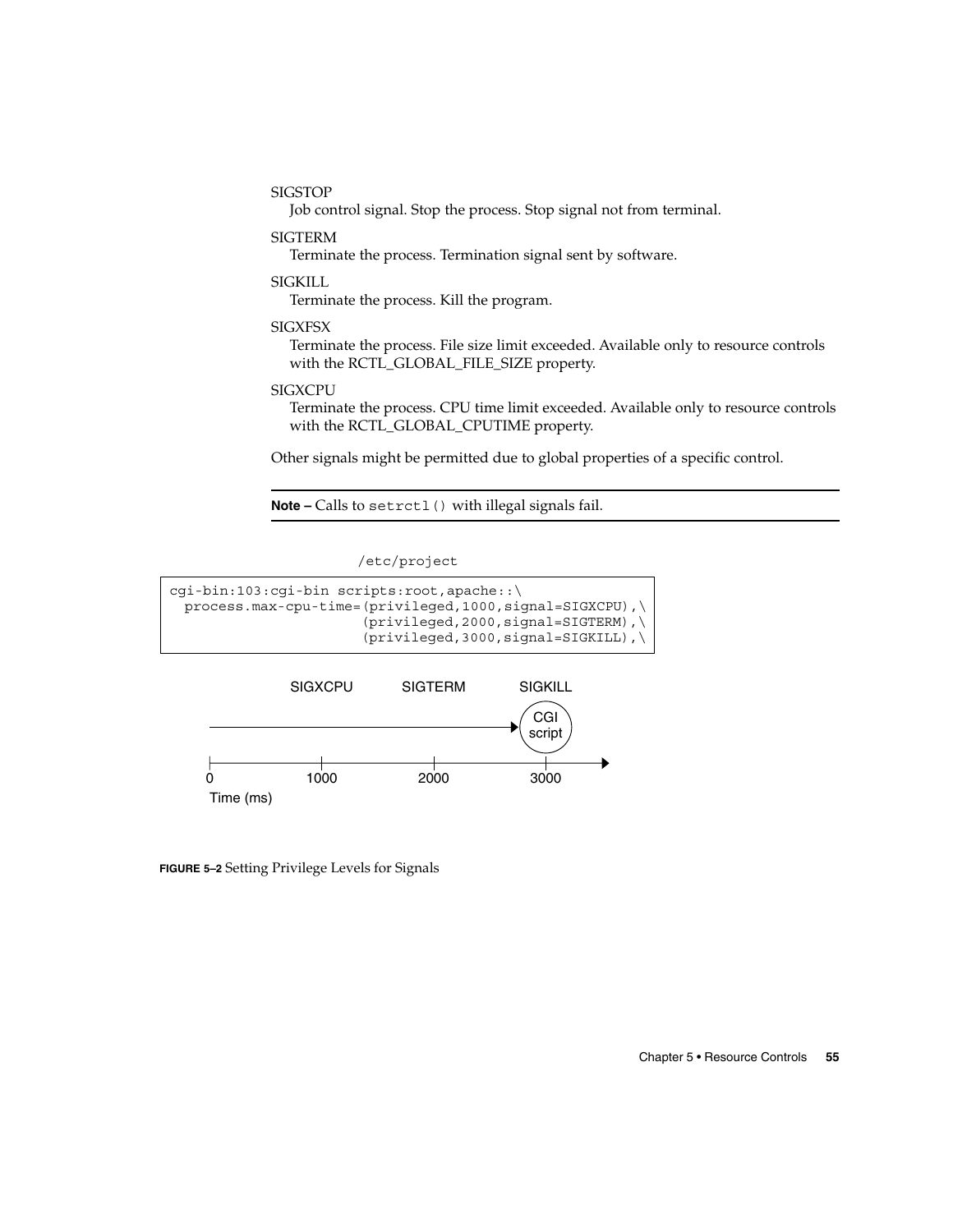SIGSTOP
: Job control signal. Stop the process. Stop signal not from terminal.

SIGTERM
: Terminate the process. Termination signal sent by software.

SIGKILL
: Terminate the process. Kill the program.

SIGXFSX
: Terminate the process. File size limit exceeded. Available only to resource controls with the RCTL_GLOBAL_FILE_SIZE property.

SIGXCPU
: Terminate the process. CPU time limit exceeded. Available only to resource controls with the RCTL_GLOBAL_CPUTIME property.

Other signals might be permitted due to global properties of a specific control.

---

**Note –** Calls to `setrctl()` with illegal signals fail.

---

/etc/project

```
cgi-bin:103:cgi-bin scripts:root,apache::\
  process.max-cpu-time=(privileged,1000,signal=SIGXCPU),\
                       (privileged,2000,signal=SIGTERM),\
                       (privileged,3000,signal=SIGKILL),\
```

SIGXCPU SIGTERM SIGKILL

CGI script

0 1000 2000 3000

Time (ms)

**FIGURE 5–2** Setting Privilege Levels for Signals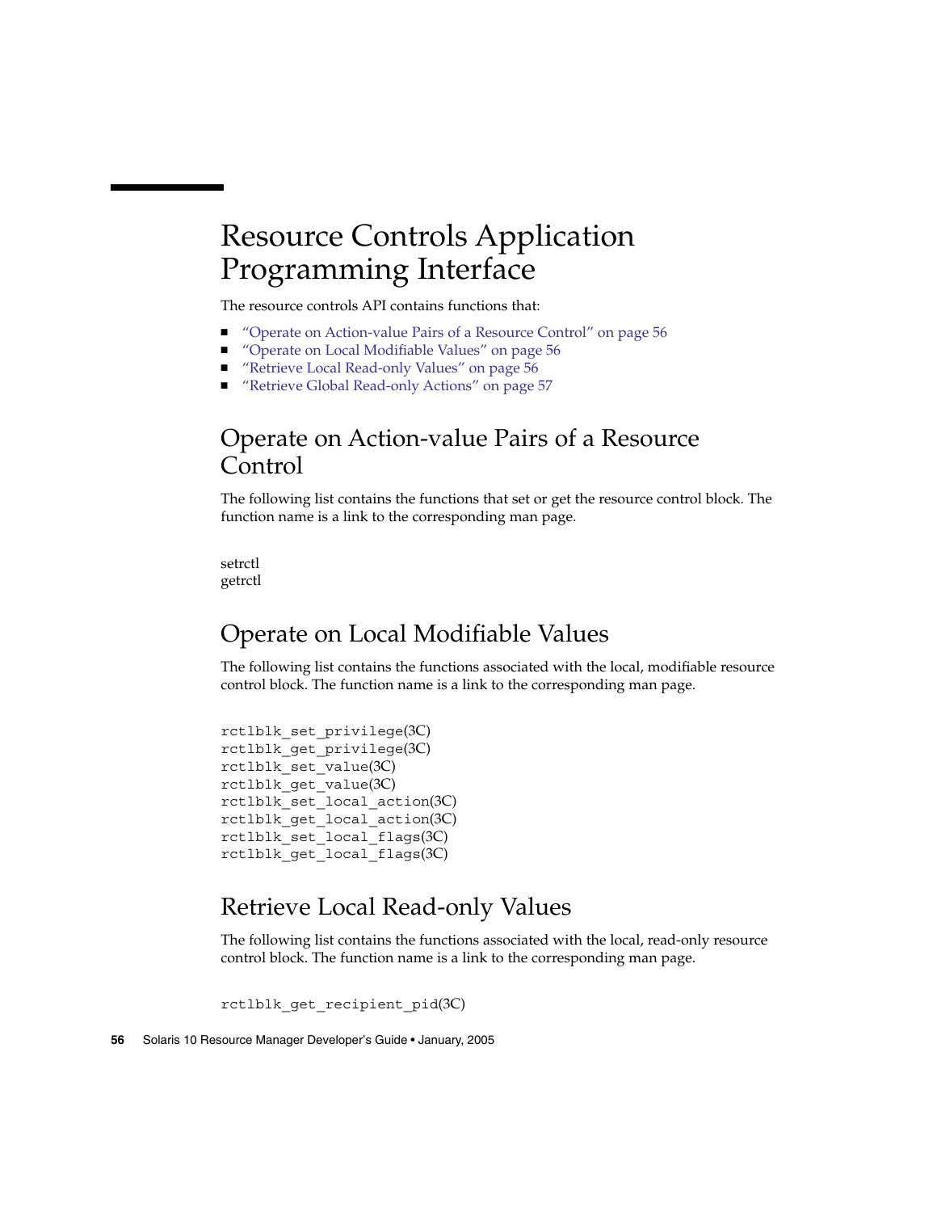# Resource Controls Application Programming Interface

The resource controls API contains functions that:

- "Operate on Action-value Pairs of a Resource Control" on page 56
- "Operate on Local Modifiable Values" on page 56
- "Retrieve Local Read-only Values" on page 56
- "Retrieve Global Read-only Actions" on page 57

## Operate on Action-value Pairs of a Resource Control

The following list contains the functions that set or get the resource control block. The function name is a link to the corresponding man page.

setrctl
getrctl

## Operate on Local Modifiable Values

The following list contains the functions associated with the local, modifiable resource control block. The function name is a link to the corresponding man page.

```
rctlblk_set_privilege(3C)
rctlblk_get_privilege(3C)
rctlblk_set_value(3C)
rctlblk_get_value(3C)
rctlblk_set_local_action(3C)
rctlblk_get_local_action(3C)
rctlblk_set_local_flags(3C)
rctlblk_get_local_flags(3C)
```

## Retrieve Local Read-only Values

The following list contains the functions associated with the local, read-only resource control block. The function name is a link to the corresponding man page.

```
rctlblk_get_recipient_pid(3C)
```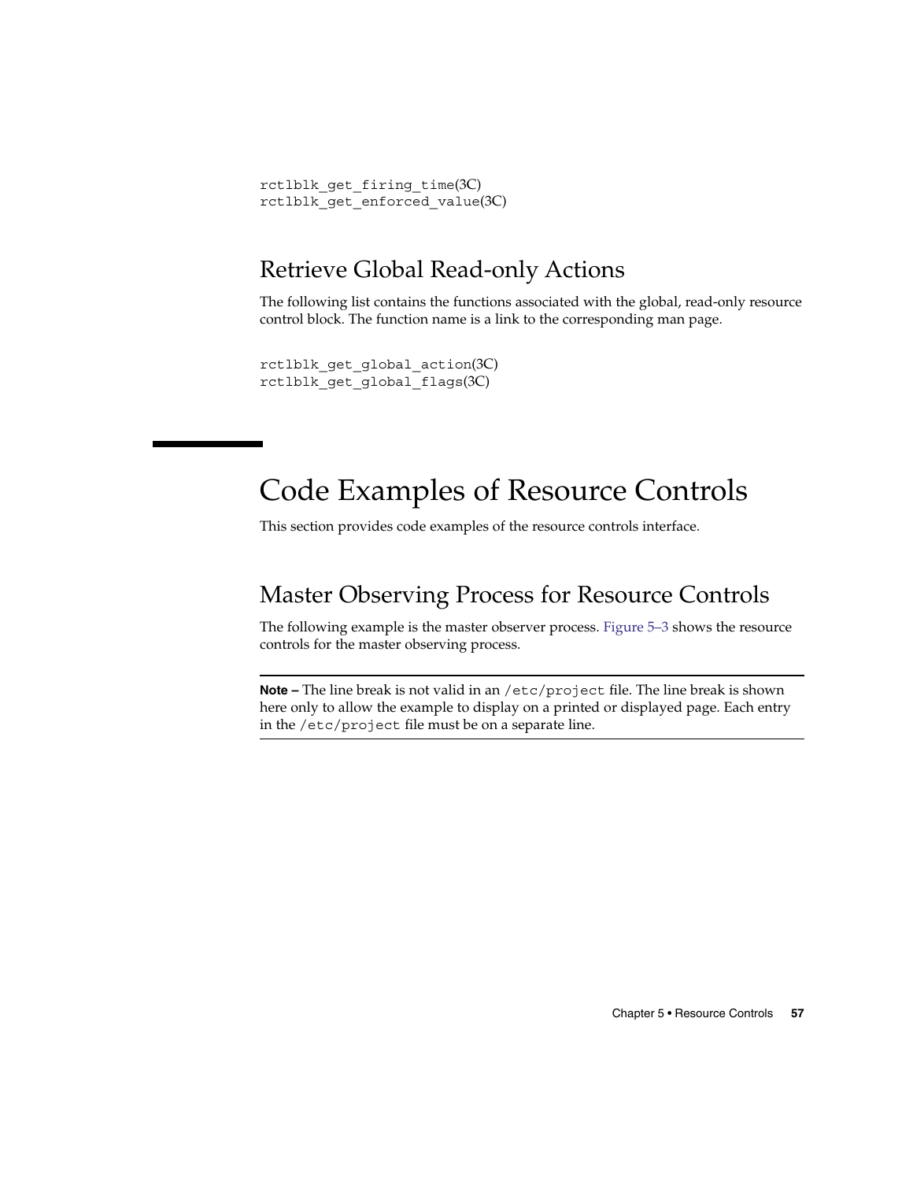```
rctlblk_get_firing_time(3C)
rctlblk_get_enforced_value(3C)
```

### Retrieve Global Read-only Actions

The following list contains the functions associated with the global, read-only resource control block. The function name is a link to the corresponding man page.

```
rctlblk_get_global_action(3C)
rctlblk_get_global_flags(3C)
```

## Code Examples of Resource Controls

This section provides code examples of the resource controls interface.

### Master Observing Process for Resource Controls

The following example is the master observer process. Figure 5–3 shows the resource controls for the master observing process.

---

**Note –** The line break is not valid in an `/etc/project` file. The line break is shown here only to allow the example to display on a printed or displayed page. Each entry in the `/etc/project` file must be on a separate line.

---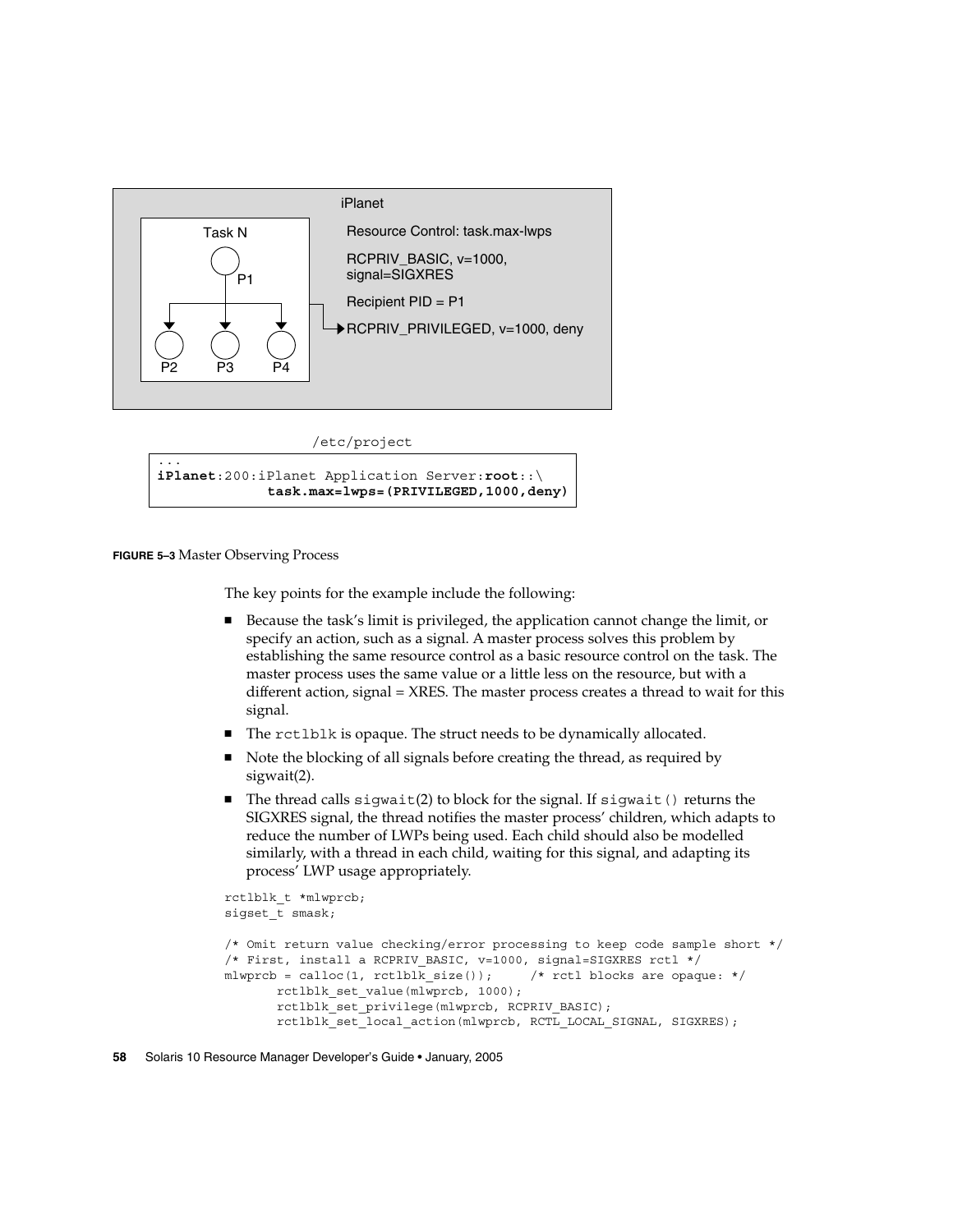iPlanet

Task N

P1

P2 P3 P4

Resource Control: task.max-lwps

RCPRIV_BASIC, v=1000, signal=SIGXRES

Recipient PID = P1

RCPRIV_PRIVILEGED, v=1000, deny

/etc/project

```
...
iPlanet:200:iPlanet Application Server:root::\
          task.max=lwps=(PRIVILEGED,1000,deny)
```

**FIGURE 5–3** Master Observing Process

The key points for the example include the following:

- Because the task's limit is privileged, the application cannot change the limit, or specify an action, such as a signal. A master process solves this problem by establishing the same resource control as a basic resource control on the task. The master process uses the same value or a little less on the resource, but with a different action, signal = XRES. The master process creates a thread to wait for this signal.
- The `rctlblk` is opaque. The struct needs to be dynamically allocated.
- Note the blocking of all signals before creating the thread, as required by sigwait(2).
- The thread calls `sigwait`(2) to block for the signal. If `sigwait()` returns the SIGXRES signal, the thread notifies the master process' children, which adapts to reduce the number of LWPs being used. Each child should also be modelled similarly, with a thread in each child, waiting for this signal, and adapting its process' LWP usage appropriately.

```
rctlblk_t *mlwprcb;
sigset_t smask;

/* Omit return value checking/error processing to keep code sample short */
/* First, install a RCPRIV_BASIC, v=1000, signal=SIGXRES rctl */
mlwprcb = calloc(1, rctlblk_size());     /* rctl blocks are opaque: */
       rctlblk_set_value(mlwprcb, 1000);
       rctlblk_set_privilege(mlwprcb, RCPRIV_BASIC);
       rctlblk_set_local_action(mlwprcb, RCTL_LOCAL_SIGNAL, SIGXRES);
```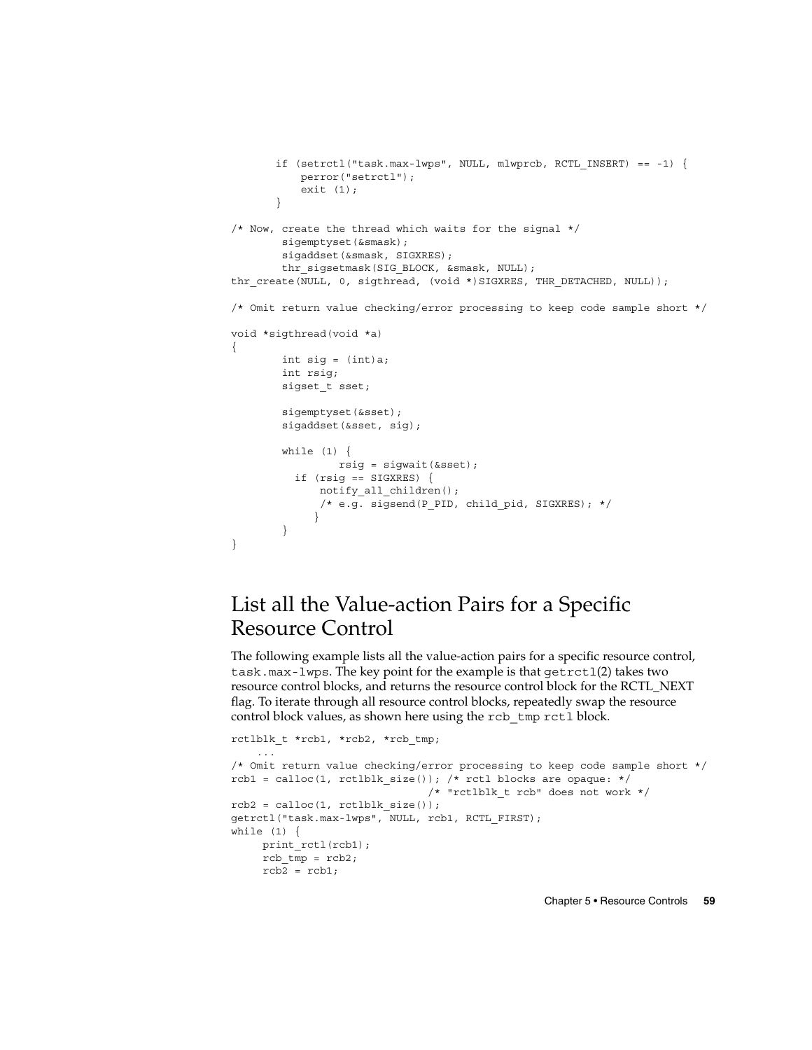```
        if (setrctl("task.max-lwps", NULL, mlwprcb, RCTL_INSERT) == -1) {
            perror("setrctl");
            exit (1);
        }

/* Now, create the thread which waits for the signal */
        sigemptyset(&smask);
        sigaddset(&smask, SIGXRES);
        thr_sigsetmask(SIG_BLOCK, &smask, NULL);
thr_create(NULL, 0, sigthread, (void *)SIGXRES, THR_DETACHED, NULL));

/* Omit return value checking/error processing to keep code sample short */

void *sigthread(void *a)
{
        int sig = (int)a;
        int rsig;
        sigset_t sset;

        sigemptyset(&sset);
        sigaddset(&sset, sig);

        while (1) {
                 rsig = sigwait(&sset);
          if (rsig == SIGXRES) {
              notify_all_children();
              /* e.g. sigsend(P_PID, child_pid, SIGXRES); */
             }
        }
}
```

## List all the Value-action Pairs for a Specific Resource Control

The following example lists all the value-action pairs for a specific resource control, `task.max-lwps`. The key point for the example is that `getrctl`(2) takes two resource control blocks, and returns the resource control block for the RCTL_NEXT flag. To iterate through all resource control blocks, repeatedly swap the resource control block values, as shown here using the `rcb_tmp` `rctl` block.

```
rctlblk_t *rcb1, *rcb2, *rcb_tmp;
    ...
/* Omit return value checking/error processing to keep code sample short */
rcb1 = calloc(1, rctlblk_size()); /* rctl blocks are opaque: */
                                  /* "rctlblk_t rcb" does not work */
rcb2 = calloc(1, rctlblk_size());
getrctl("task.max-lwps", NULL, rcb1, RCTL_FIRST);
while (1) {
     print_rctl(rcb1);
     rcb_tmp = rcb2;
     rcb2 = rcb1;
```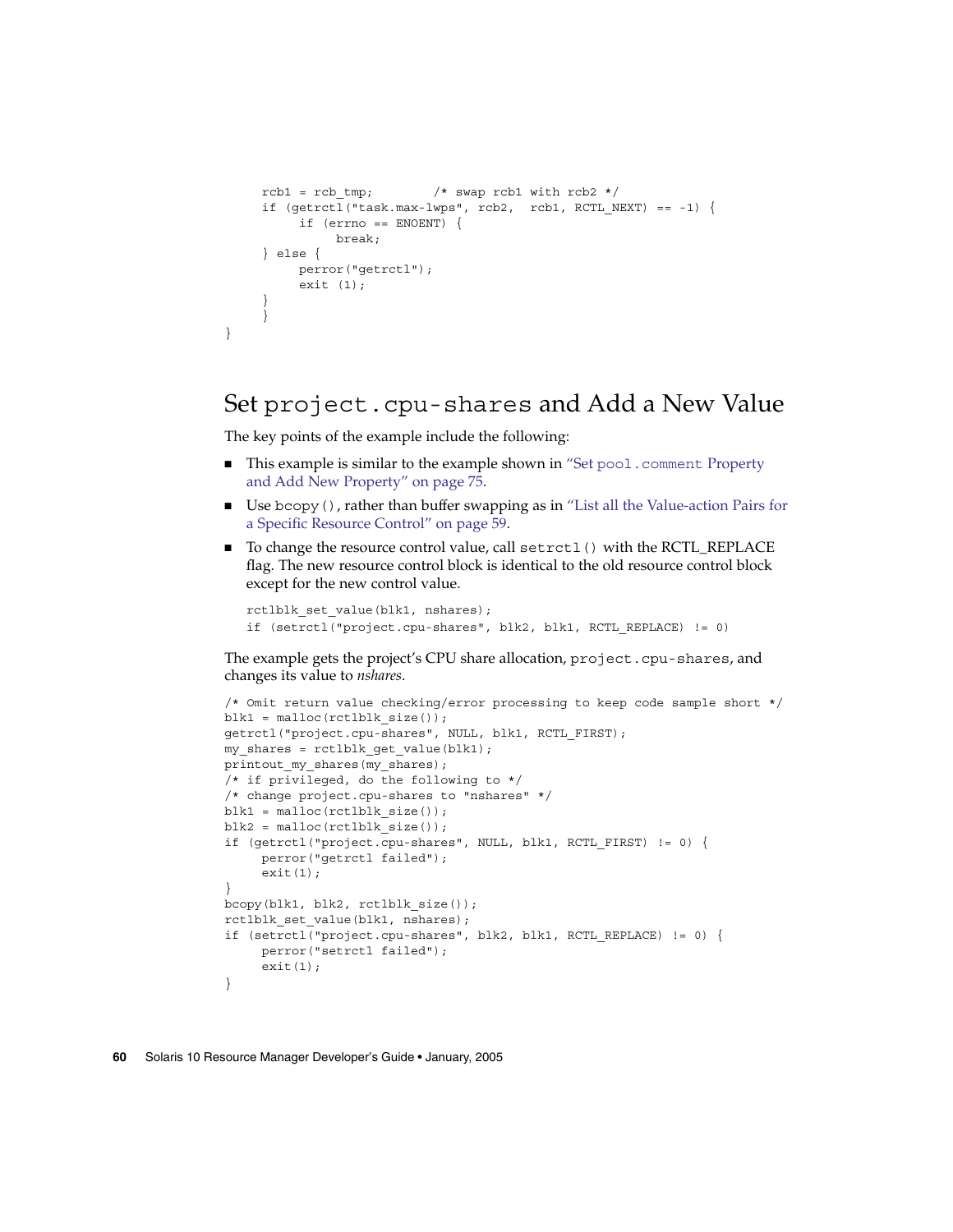```
    rcb1 = rcb_tmp;        /* swap rcb1 with rcb2 */
    if (getrctl("task.max-lwps", rcb2,  rcb1, RCTL_NEXT) == -1) {
         if (errno == ENOENT) {
              break;
    } else {
         perror("getrctl");
         exit (1);
    }
    }
}
```

## Set `project.cpu-shares` and Add a New Value

The key points of the example include the following:

- This example is similar to the example shown in "Set `pool.comment` Property and Add New Property" on page 75.
- Use `bcopy()`, rather than buffer swapping as in "List all the Value-action Pairs for a Specific Resource Control" on page 59.
- To change the resource control value, call `setrctl()` with the RCTL_REPLACE flag. The new resource control block is identical to the old resource control block except for the new control value.

  ```
  rctlblk_set_value(blk1, nshares);
  if (setrctl("project.cpu-shares", blk2, blk1, RCTL_REPLACE) != 0)
  ```

The example gets the project's CPU share allocation, `project.cpu-shares`, and changes its value to *nshares*.

```
/* Omit return value checking/error processing to keep code sample short */
blk1 = malloc(rctlblk_size());
getrctl("project.cpu-shares", NULL, blk1, RCTL_FIRST);
my_shares = rctlblk_get_value(blk1);
printout_my_shares(my_shares);
/* if privileged, do the following to */
/* change project.cpu-shares to "nshares" */
blk1 = malloc(rctlblk_size());
blk2 = malloc(rctlblk_size());
if (getrctl("project.cpu-shares", NULL, blk1, RCTL_FIRST) != 0) {
     perror("getrctl failed");
     exit(1);
}
bcopy(blk1, blk2, rctlblk_size());
rctlblk_set_value(blk1, nshares);
if (setrctl("project.cpu-shares", blk2, blk1, RCTL_REPLACE) != 0) {
     perror("setrctl failed");
     exit(1);
}
```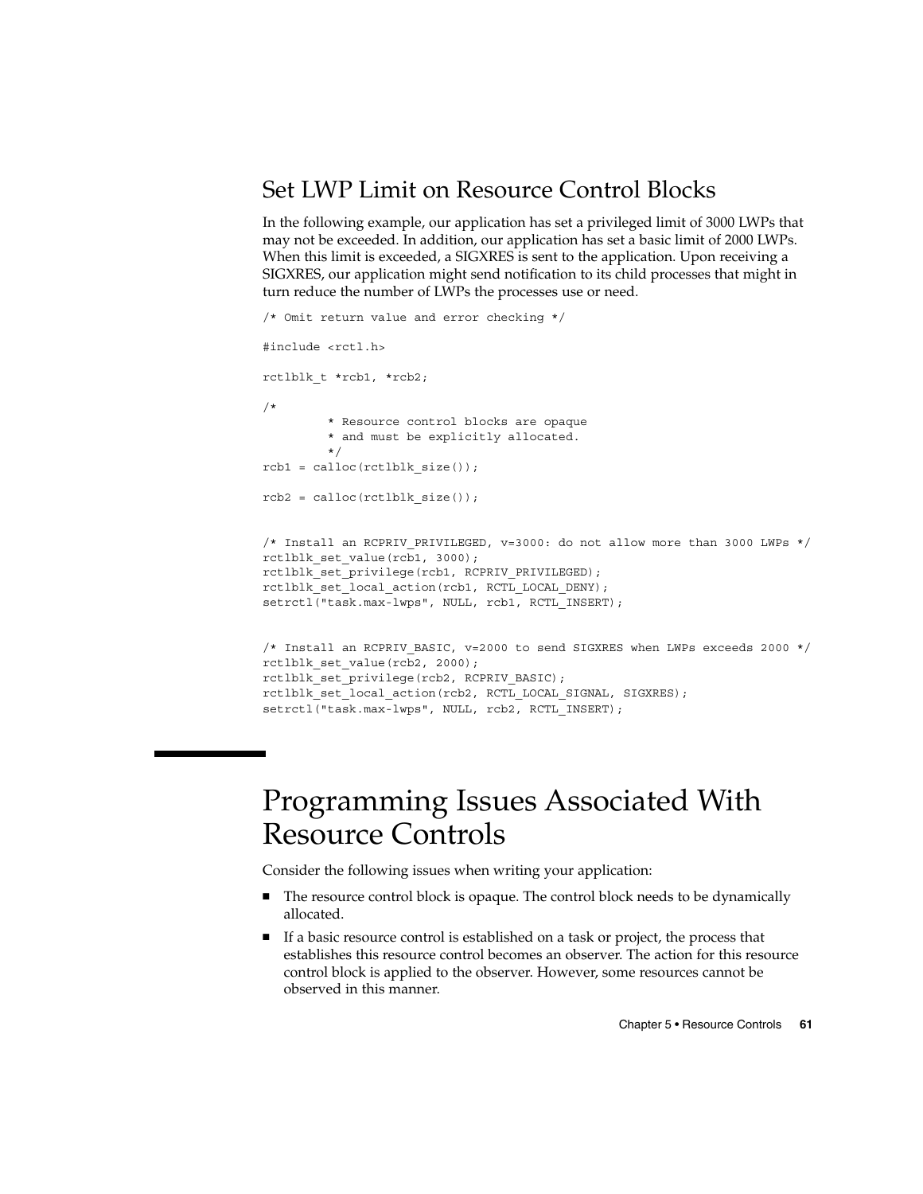## Set LWP Limit on Resource Control Blocks

In the following example, our application has set a privileged limit of 3000 LWPs that may not be exceeded. In addition, our application has set a basic limit of 2000 LWPs. When this limit is exceeded, a SIGXRES is sent to the application. Upon receiving a SIGXRES, our application might send notification to its child processes that might in turn reduce the number of LWPs the processes use or need.

```
/* Omit return value and error checking */

#include <rctl.h>

rctlblk_t *rcb1, *rcb2;

/*
         * Resource control blocks are opaque
         * and must be explicitly allocated.
         */
rcb1 = calloc(rctlblk_size());

rcb2 = calloc(rctlblk_size());


/* Install an RCPRIV_PRIVILEGED, v=3000: do not allow more than 3000 LWPs */
rctlblk_set_value(rcb1, 3000);
rctlblk_set_privilege(rcb1, RCPRIV_PRIVILEGED);
rctlblk_set_local_action(rcb1, RCTL_LOCAL_DENY);
setrctl("task.max-lwps", NULL, rcb1, RCTL_INSERT);


/* Install an RCPRIV_BASIC, v=2000 to send SIGXRES when LWPs exceeds 2000 */
rctlblk_set_value(rcb2, 2000);
rctlblk_set_privilege(rcb2, RCPRIV_BASIC);
rctlblk_set_local_action(rcb2, RCTL_LOCAL_SIGNAL, SIGXRES);
setrctl("task.max-lwps", NULL, rcb2, RCTL_INSERT);
```

# Programming Issues Associated With Resource Controls

Consider the following issues when writing your application:

- The resource control block is opaque. The control block needs to be dynamically allocated.
- If a basic resource control is established on a task or project, the process that establishes this resource control becomes an observer. The action for this resource control block is applied to the observer. However, some resources cannot be observed in this manner.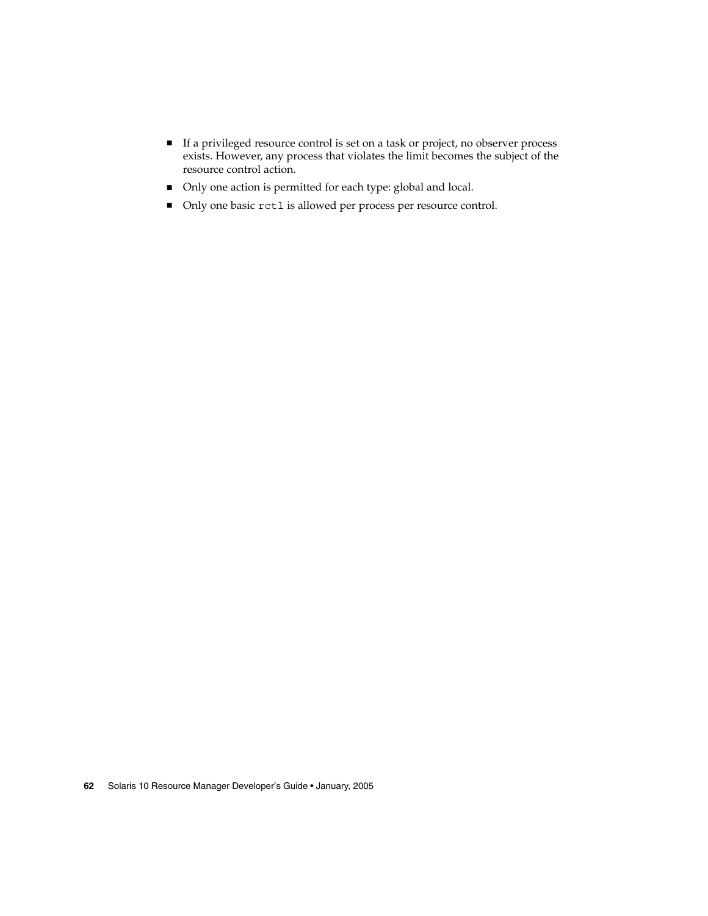- If a privileged resource control is set on a task or project, no observer process exists. However, any process that violates the limit becomes the subject of the resource control action.
- Only one action is permitted for each type: global and local.
- Only one basic `rctl` is allowed per process per resource control.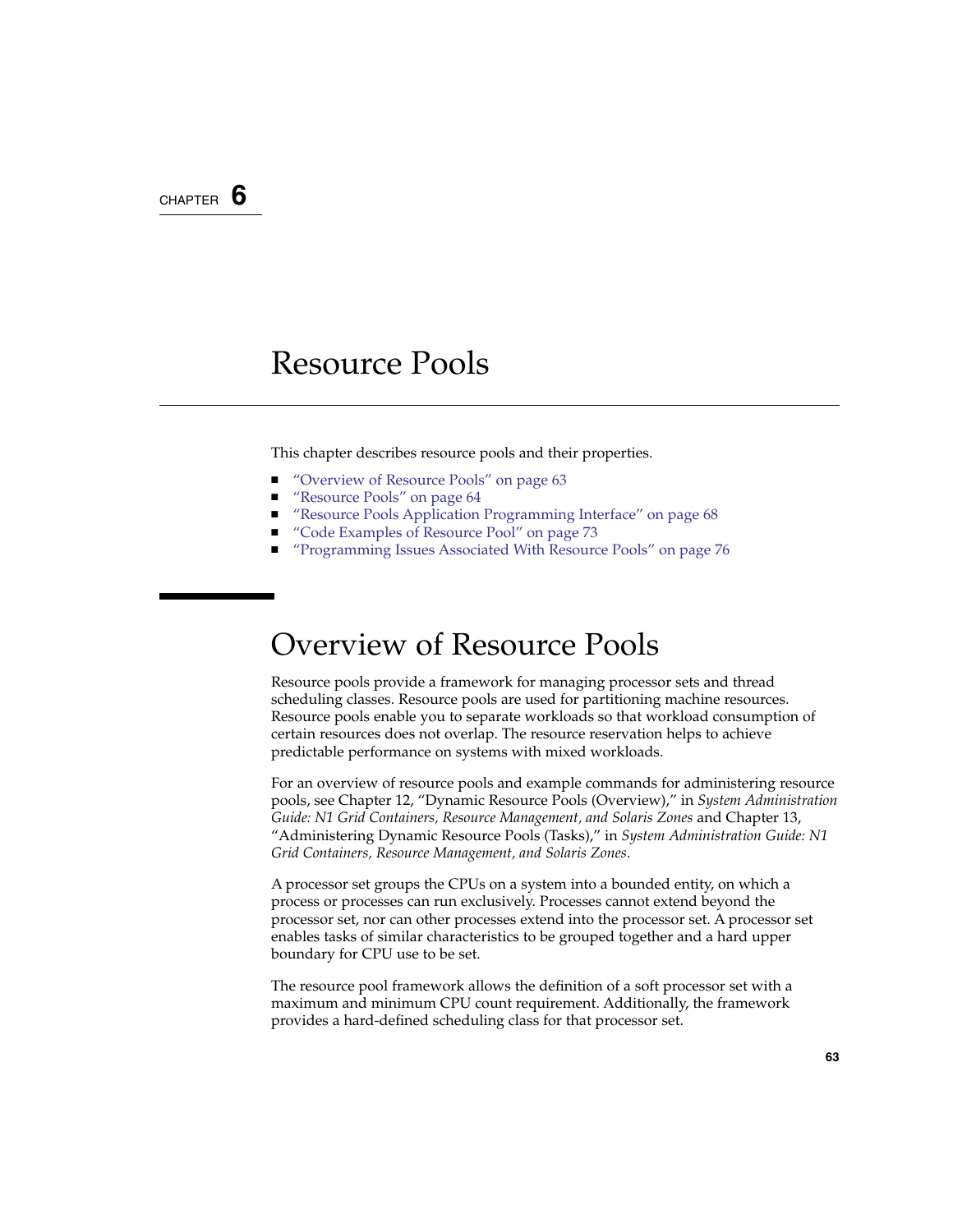CHAPTER 6

# Resource Pools

This chapter describes resource pools and their properties.

- "Overview of Resource Pools" on page 63
- "Resource Pools" on page 64
- "Resource Pools Application Programming Interface" on page 68
- "Code Examples of Resource Pool" on page 73
- "Programming Issues Associated With Resource Pools" on page 76

## Overview of Resource Pools

Resource pools provide a framework for managing processor sets and thread scheduling classes. Resource pools are used for partitioning machine resources. Resource pools enable you to separate workloads so that workload consumption of certain resources does not overlap. The resource reservation helps to achieve predictable performance on systems with mixed workloads.

For an overview of resource pools and example commands for administering resource pools, see Chapter 12, "Dynamic Resource Pools (Overview)," in *System Administration Guide: N1 Grid Containers, Resource Management, and Solaris Zones* and Chapter 13, "Administering Dynamic Resource Pools (Tasks)," in *System Administration Guide: N1 Grid Containers, Resource Management, and Solaris Zones*.

A processor set groups the CPUs on a system into a bounded entity, on which a process or processes can run exclusively. Processes cannot extend beyond the processor set, nor can other processes extend into the processor set. A processor set enables tasks of similar characteristics to be grouped together and a hard upper boundary for CPU use to be set.

The resource pool framework allows the definition of a soft processor set with a maximum and minimum CPU count requirement. Additionally, the framework provides a hard-defined scheduling class for that processor set.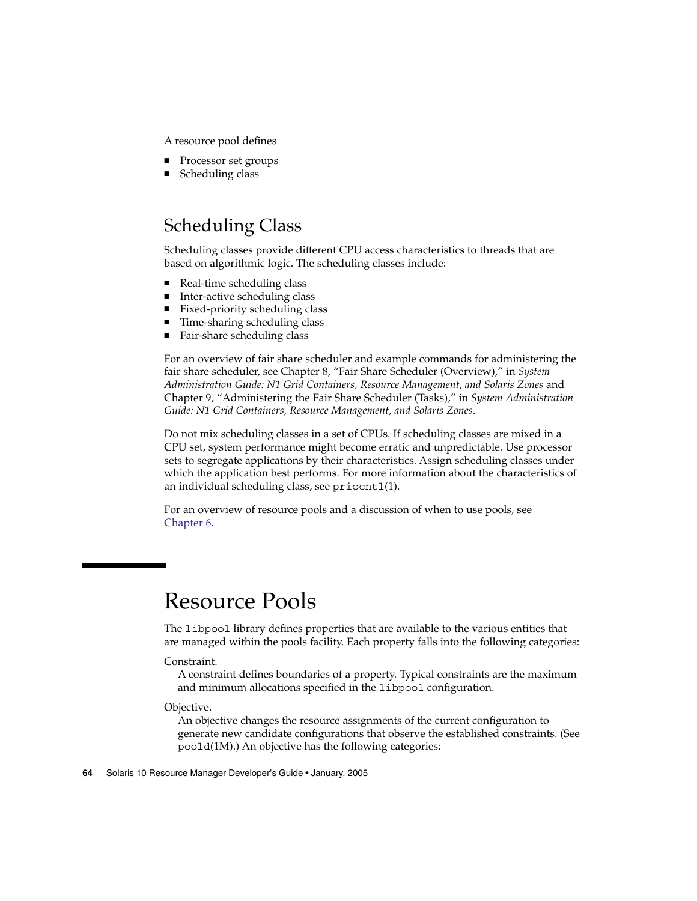A resource pool defines

- Processor set groups
- Scheduling class

## Scheduling Class

Scheduling classes provide different CPU access characteristics to threads that are based on algorithmic logic. The scheduling classes include:

- Real-time scheduling class
- Inter-active scheduling class
- Fixed-priority scheduling class
- Time-sharing scheduling class
- Fair-share scheduling class

For an overview of fair share scheduler and example commands for administering the fair share scheduler, see Chapter 8, "Fair Share Scheduler (Overview)," in *System Administration Guide: N1 Grid Containers, Resource Management, and Solaris Zones* and Chapter 9, "Administering the Fair Share Scheduler (Tasks)," in *System Administration Guide: N1 Grid Containers, Resource Management, and Solaris Zones*.

Do not mix scheduling classes in a set of CPUs. If scheduling classes are mixed in a CPU set, system performance might become erratic and unpredictable. Use processor sets to segregate applications by their characteristics. Assign scheduling classes under which the application best performs. For more information about the characteristics of an individual scheduling class, see `priocntl`(1).

For an overview of resource pools and a discussion of when to use pools, see Chapter 6.

# Resource Pools

The `libpool` library defines properties that are available to the various entities that are managed within the pools facility. Each property falls into the following categories:

Constraint.

A constraint defines boundaries of a property. Typical constraints are the maximum and minimum allocations specified in the `libpool` configuration.

Objective.

An objective changes the resource assignments of the current configuration to generate new candidate configurations that observe the established constraints. (See `poold`(1M).) An objective has the following categories: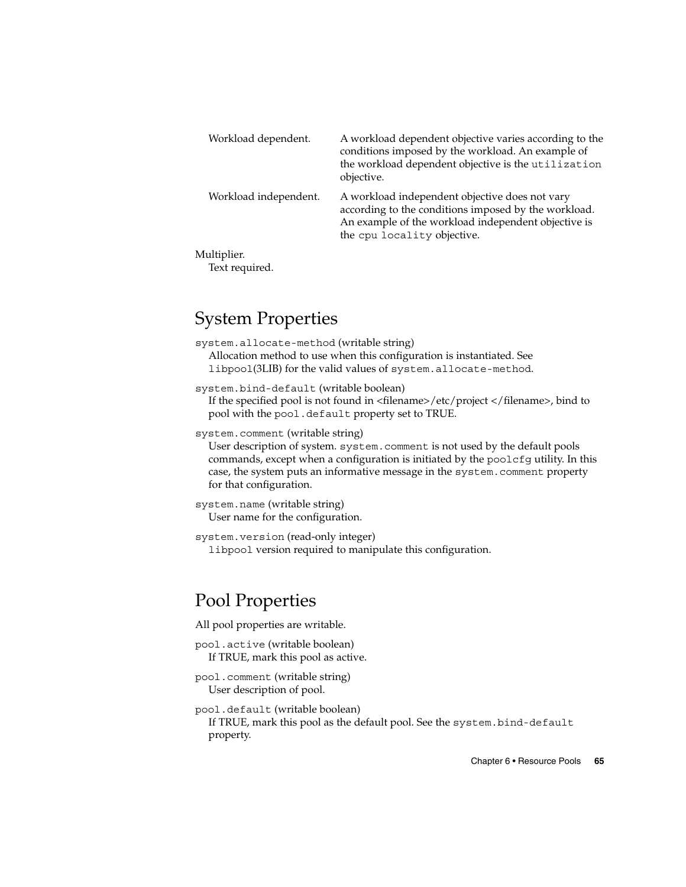Workload dependent.
: A workload dependent objective varies according to the conditions imposed by the workload. An example of the workload dependent objective is the `utilization` objective.

Workload independent.
: A workload independent objective does not vary according to the conditions imposed by the workload. An example of the workload independent objective is the `cpu locality` objective.

Multiplier.
: Text required.

## System Properties

`system.allocate-method` (writable string)
: Allocation method to use when this configuration is instantiated. See `libpool`(3LIB) for the valid values of `system.allocate-method`.

`system.bind-default` (writable boolean)
: If the specified pool is not found in <filename>/etc/project </filename>, bind to pool with the `pool.default` property set to TRUE.

`system.comment` (writable string)
: User description of system. `system.comment` is not used by the default pools commands, except when a configuration is initiated by the `poolcfg` utility. In this case, the system puts an informative message in the `system.comment` property for that configuration.

`system.name` (writable string)
: User name for the configuration.

`system.version` (read-only integer)
: `libpool` version required to manipulate this configuration.

## Pool Properties

All pool properties are writable.

`pool.active` (writable boolean)
: If TRUE, mark this pool as active.

`pool.comment` (writable string)
: User description of pool.

`pool.default` (writable boolean)
: If TRUE, mark this pool as the default pool. See the `system.bind-default` property.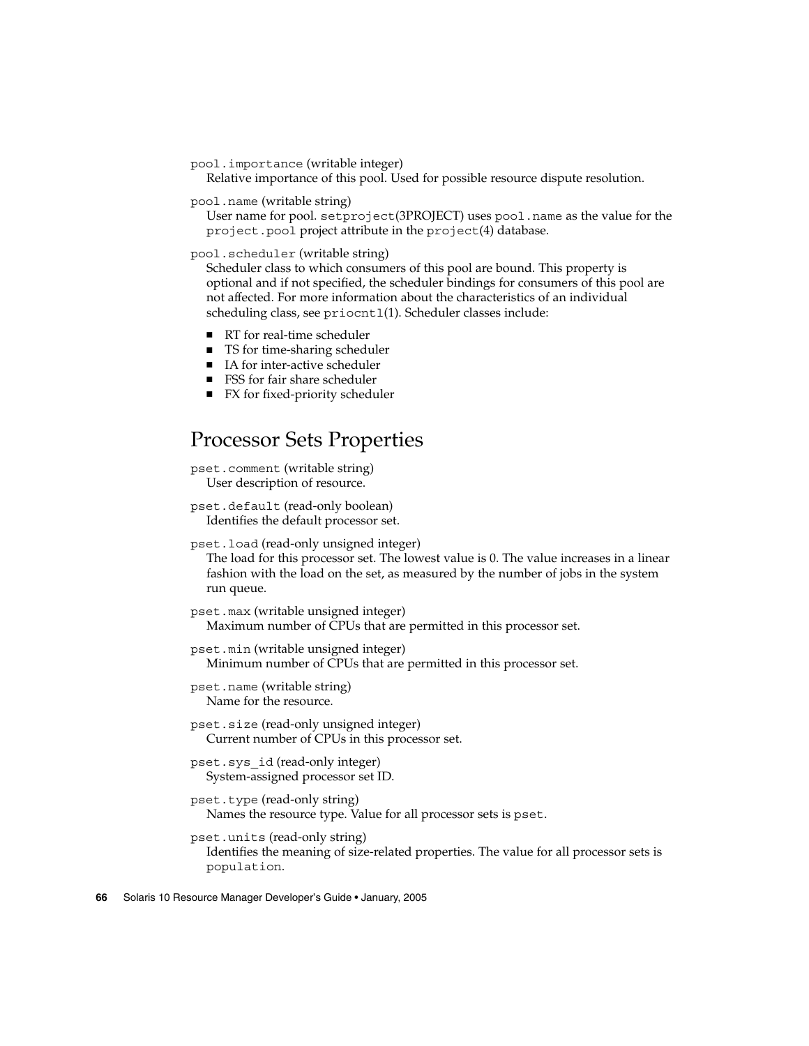`pool.importance` (writable integer)
Relative importance of this pool. Used for possible resource dispute resolution.

`pool.name` (writable string)
User name for pool. `setproject`(3PROJECT) uses `pool.name` as the value for the `project.pool` project attribute in the `project`(4) database.

`pool.scheduler` (writable string)
Scheduler class to which consumers of this pool are bound. This property is optional and if not specified, the scheduler bindings for consumers of this pool are not affected. For more information about the characteristics of an individual scheduling class, see `priocntl`(1). Scheduler classes include:

- RT for real-time scheduler
- TS for time-sharing scheduler
- IA for inter-active scheduler
- FSS for fair share scheduler
- FX for fixed-priority scheduler

## Processor Sets Properties

`pset.comment` (writable string)
User description of resource.

`pset.default` (read-only boolean)
Identifies the default processor set.

`pset.load` (read-only unsigned integer)
The load for this processor set. The lowest value is 0. The value increases in a linear fashion with the load on the set, as measured by the number of jobs in the system run queue.

`pset.max` (writable unsigned integer)
Maximum number of CPUs that are permitted in this processor set.

`pset.min` (writable unsigned integer)
Minimum number of CPUs that are permitted in this processor set.

`pset.name` (writable string)
Name for the resource.

`pset.size` (read-only unsigned integer)
Current number of CPUs in this processor set.

`pset.sys_id` (read-only integer)
System-assigned processor set ID.

`pset.type` (read-only string)
Names the resource type. Value for all processor sets is `pset`.

`pset.units` (read-only string)
Identifies the meaning of size-related properties. The value for all processor sets is `population`.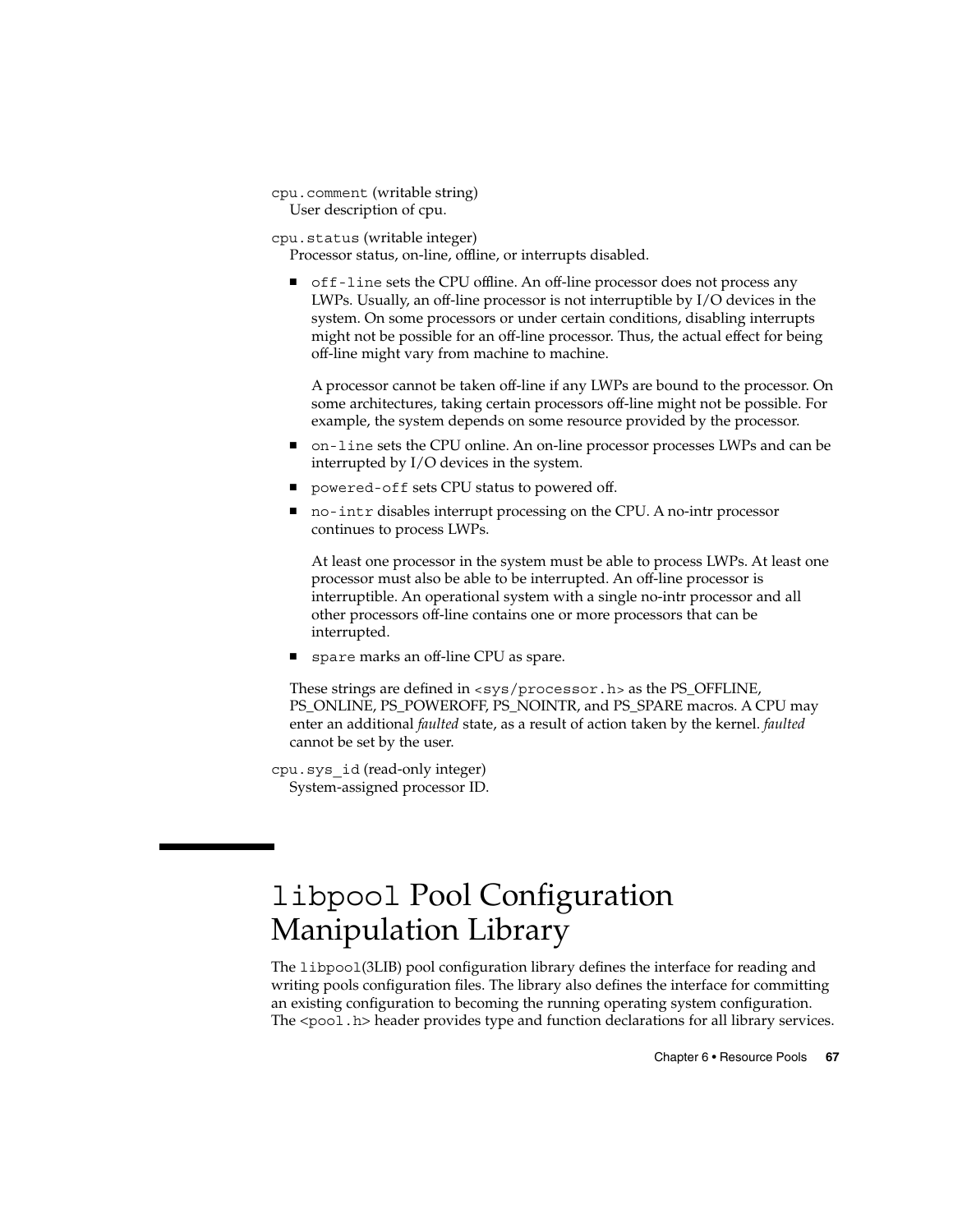`cpu.comment` (writable string)
User description of cpu.

`cpu.status` (writable integer)
Processor status, on-line, offline, or interrupts disabled.

- `off-line` sets the CPU offline. An off-line processor does not process any LWPs. Usually, an off-line processor is not interruptible by I/O devices in the system. On some processors or under certain conditions, disabling interrupts might not be possible for an off-line processor. Thus, the actual effect for being off-line might vary from machine to machine.

  A processor cannot be taken off-line if any LWPs are bound to the processor. On some architectures, taking certain processors off-line might not be possible. For example, the system depends on some resource provided by the processor.
- `on-line` sets the CPU online. An on-line processor processes LWPs and can be interrupted by I/O devices in the system.
- `powered-off` sets CPU status to powered off.
- `no-intr` disables interrupt processing on the CPU. A no-intr processor continues to process LWPs.

  At least one processor in the system must be able to process LWPs. At least one processor must also be able to be interrupted. An off-line processor is interruptible. An operational system with a single no-intr processor and all other processors off-line contains one or more processors that can be interrupted.
- `spare` marks an off-line CPU as spare.

These strings are defined in `<sys/processor.h>` as the PS_OFFLINE, PS_ONLINE, PS_POWEROFF, PS_NOINTR, and PS_SPARE macros. A CPU may enter an additional *faulted* state, as a result of action taken by the kernel. *faulted* cannot be set by the user.

`cpu.sys_id` (read-only integer)
System-assigned processor ID.

# `libpool` Pool Configuration Manipulation Library

The `libpool`(3LIB) pool configuration library defines the interface for reading and writing pools configuration files. The library also defines the interface for committing an existing configuration to becoming the running operating system configuration. The `<pool.h>` header provides type and function declarations for all library services.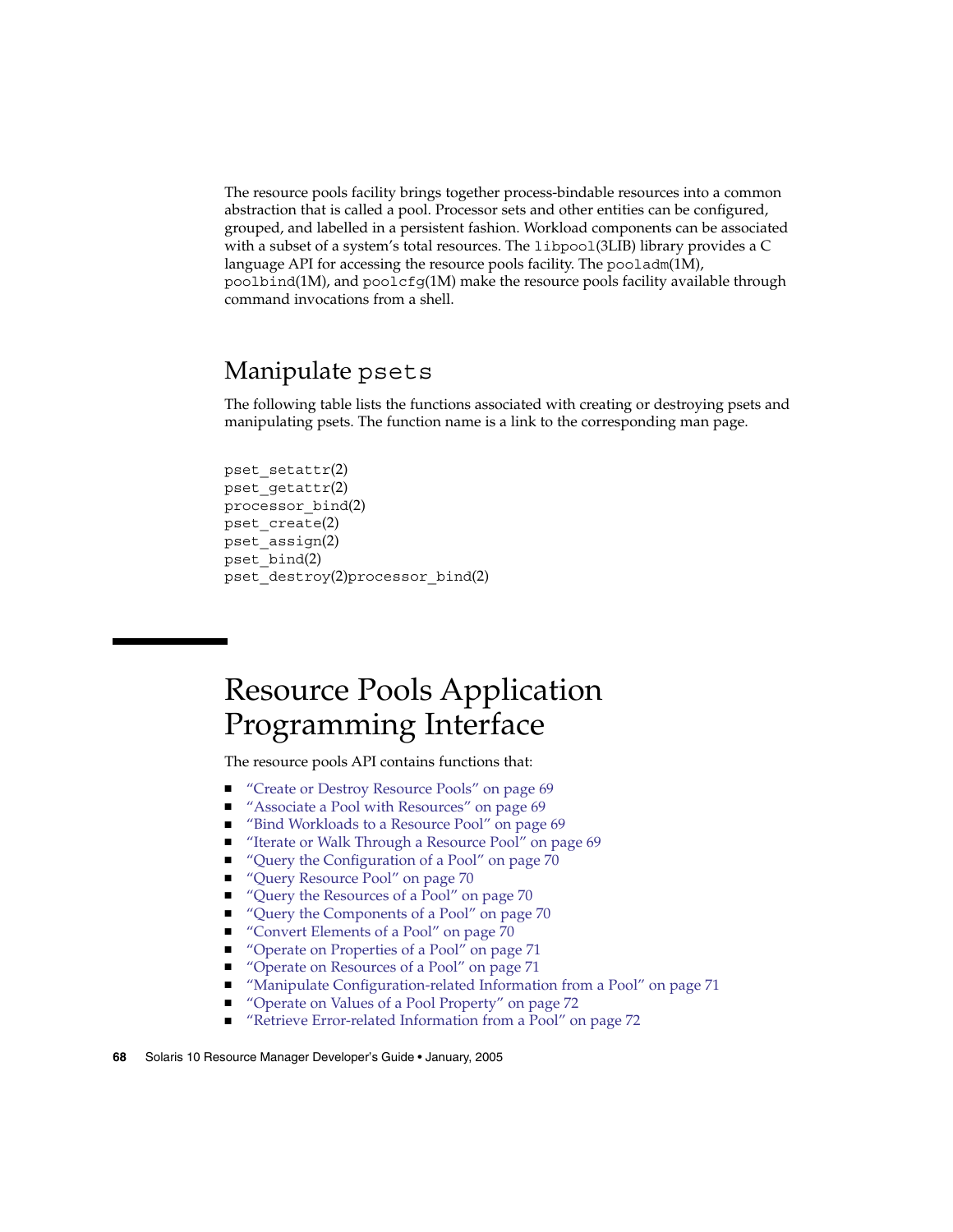The resource pools facility brings together process-bindable resources into a common abstraction that is called a pool. Processor sets and other entities can be configured, grouped, and labelled in a persistent fashion. Workload components can be associated with a subset of a system's total resources. The `libpool`(3LIB) library provides a C language API for accessing the resource pools facility. The `pooladm`(1M), `poolbind`(1M), and `poolcfg`(1M) make the resource pools facility available through command invocations from a shell.

## Manipulate `psets`

The following table lists the functions associated with creating or destroying psets and manipulating psets. The function name is a link to the corresponding man page.

`pset_setattr`(2)
`pset_getattr`(2)
`processor_bind`(2)
`pset_create`(2)
`pset_assign`(2)
`pset_bind`(2)
`pset_destroy`(2)`processor_bind`(2)

# Resource Pools Application Programming Interface

The resource pools API contains functions that:

- "Create or Destroy Resource Pools" on page 69
- "Associate a Pool with Resources" on page 69
- "Bind Workloads to a Resource Pool" on page 69
- "Iterate or Walk Through a Resource Pool" on page 69
- "Query the Configuration of a Pool" on page 70
- "Query Resource Pool" on page 70
- "Query the Resources of a Pool" on page 70
- "Query the Components of a Pool" on page 70
- "Convert Elements of a Pool" on page 70
- "Operate on Properties of a Pool" on page 71
- "Operate on Resources of a Pool" on page 71
- "Manipulate Configuration-related Information from a Pool" on page 71
- "Operate on Values of a Pool Property" on page 72
- "Retrieve Error-related Information from a Pool" on page 72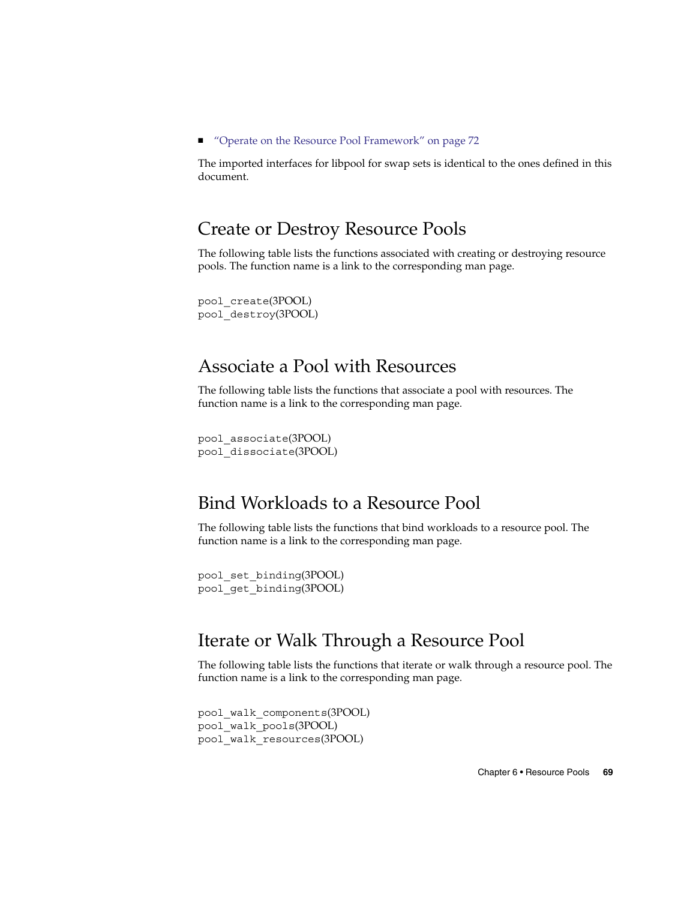- "Operate on the Resource Pool Framework" on page 72

The imported interfaces for libpool for swap sets is identical to the ones defined in this document.

## Create or Destroy Resource Pools

The following table lists the functions associated with creating or destroying resource pools. The function name is a link to the corresponding man page.

`pool_create`(3POOL)
`pool_destroy`(3POOL)

## Associate a Pool with Resources

The following table lists the functions that associate a pool with resources. The function name is a link to the corresponding man page.

`pool_associate`(3POOL)
`pool_dissociate`(3POOL)

## Bind Workloads to a Resource Pool

The following table lists the functions that bind workloads to a resource pool. The function name is a link to the corresponding man page.

`pool_set_binding`(3POOL)
`pool_get_binding`(3POOL)

## Iterate or Walk Through a Resource Pool

The following table lists the functions that iterate or walk through a resource pool. The function name is a link to the corresponding man page.

`pool_walk_components`(3POOL)
`pool_walk_pools`(3POOL)
`pool_walk_resources`(3POOL)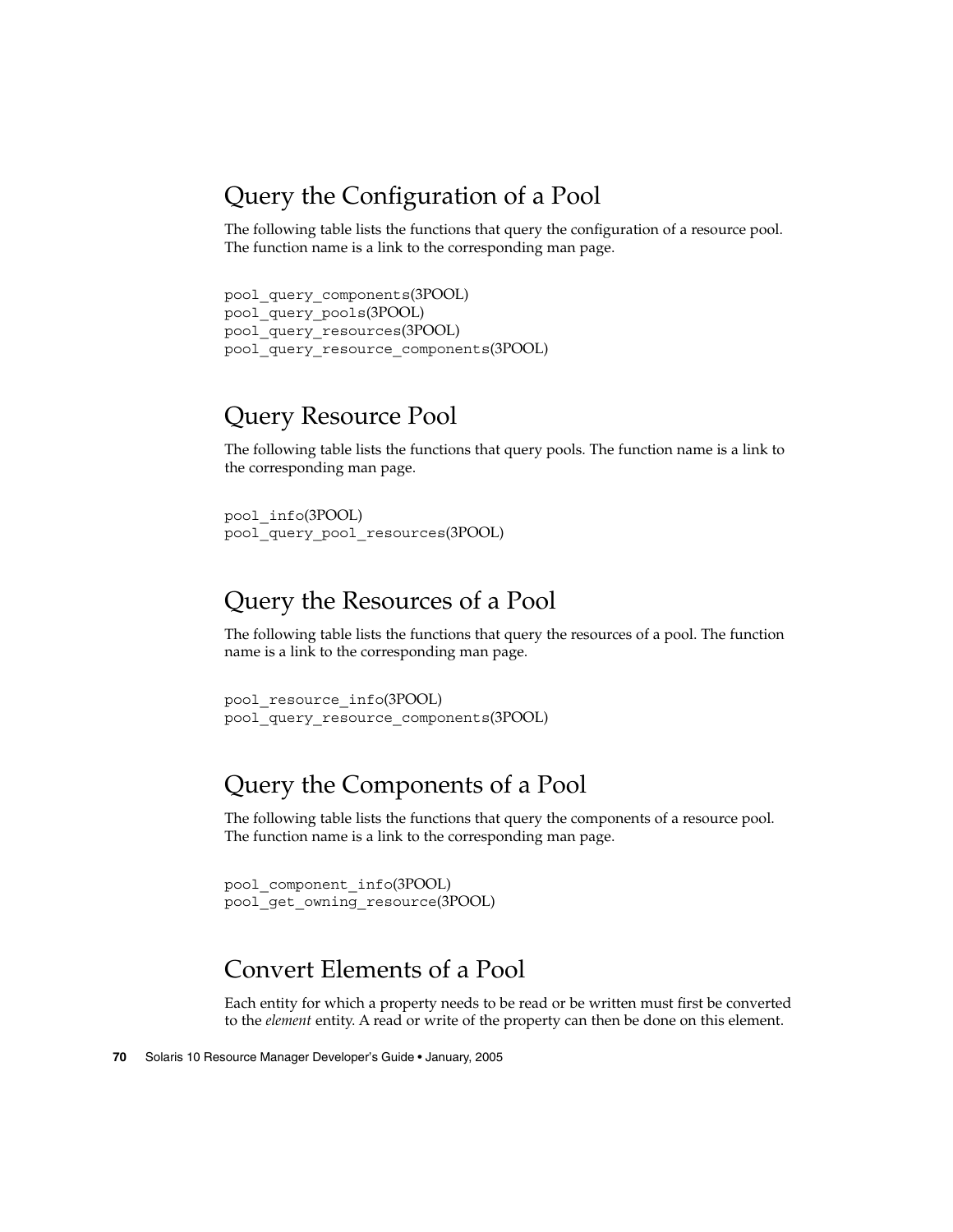## Query the Configuration of a Pool

The following table lists the functions that query the configuration of a resource pool. The function name is a link to the corresponding man page.

```
pool_query_components(3POOL)
pool_query_pools(3POOL)
pool_query_resources(3POOL)
pool_query_resource_components(3POOL)
```

## Query Resource Pool

The following table lists the functions that query pools. The function name is a link to the corresponding man page.

```
pool_info(3POOL)
pool_query_pool_resources(3POOL)
```

## Query the Resources of a Pool

The following table lists the functions that query the resources of a pool. The function name is a link to the corresponding man page.

```
pool_resource_info(3POOL)
pool_query_resource_components(3POOL)
```

## Query the Components of a Pool

The following table lists the functions that query the components of a resource pool. The function name is a link to the corresponding man page.

```
pool_component_info(3POOL)
pool_get_owning_resource(3POOL)
```

## Convert Elements of a Pool

Each entity for which a property needs to be read or be written must first be converted to the *element* entity. A read or write of the property can then be done on this element.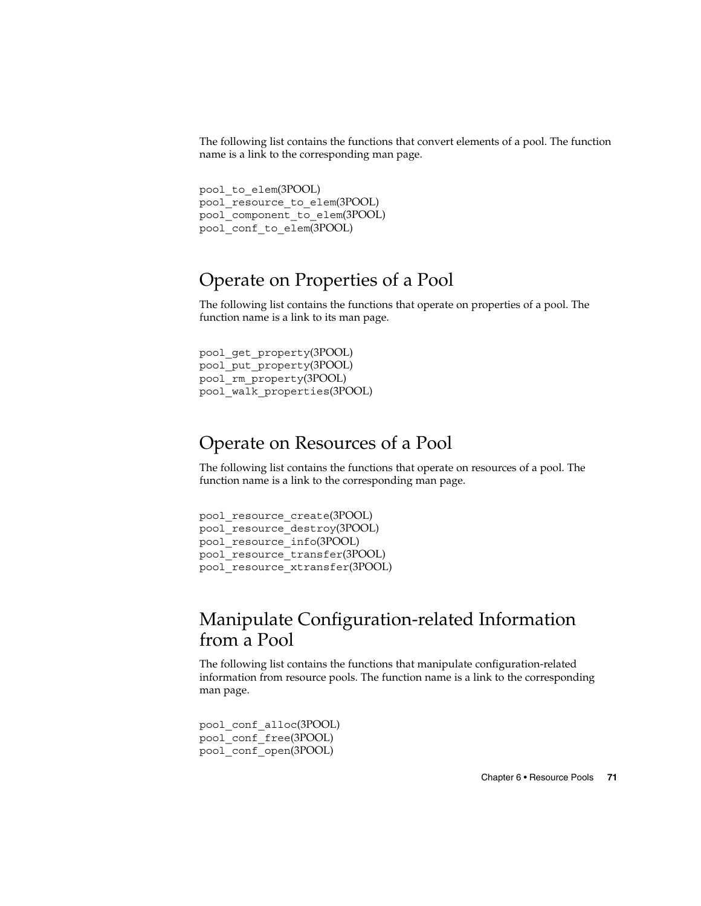The following list contains the functions that convert elements of a pool. The function name is a link to the corresponding man page.

```
pool_to_elem(3POOL)
pool_resource_to_elem(3POOL)
pool_component_to_elem(3POOL)
pool_conf_to_elem(3POOL)
```

## Operate on Properties of a Pool

The following list contains the functions that operate on properties of a pool. The function name is a link to its man page.

```
pool_get_property(3POOL)
pool_put_property(3POOL)
pool_rm_property(3POOL)
pool_walk_properties(3POOL)
```

## Operate on Resources of a Pool

The following list contains the functions that operate on resources of a pool. The function name is a link to the corresponding man page.

```
pool_resource_create(3POOL)
pool_resource_destroy(3POOL)
pool_resource_info(3POOL)
pool_resource_transfer(3POOL)
pool_resource_xtransfer(3POOL)
```

## Manipulate Configuration-related Information from a Pool

The following list contains the functions that manipulate configuration-related information from resource pools. The function name is a link to the corresponding man page.

```
pool_conf_alloc(3POOL)
pool_conf_free(3POOL)
pool_conf_open(3POOL)
```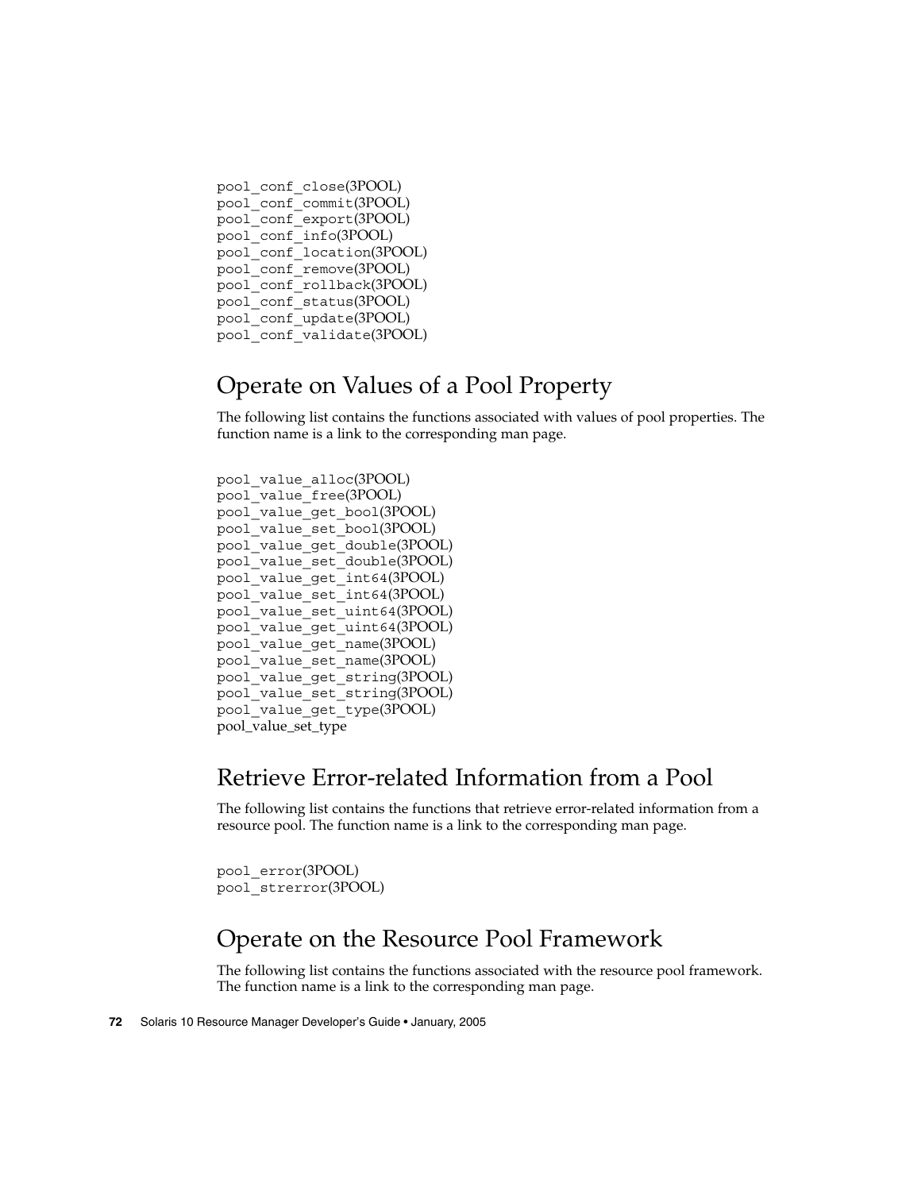```
pool_conf_close(3POOL)
pool_conf_commit(3POOL)
pool_conf_export(3POOL)
pool_conf_info(3POOL)
pool_conf_location(3POOL)
pool_conf_remove(3POOL)
pool_conf_rollback(3POOL)
pool_conf_status(3POOL)
pool_conf_update(3POOL)
pool_conf_validate(3POOL)
```

## Operate on Values of a Pool Property

The following list contains the functions associated with values of pool properties. The function name is a link to the corresponding man page.

```
pool_value_alloc(3POOL)
pool_value_free(3POOL)
pool_value_get_bool(3POOL)
pool_value_set_bool(3POOL)
pool_value_get_double(3POOL)
pool_value_set_double(3POOL)
pool_value_get_int64(3POOL)
pool_value_set_int64(3POOL)
pool_value_set_uint64(3POOL)
pool_value_get_uint64(3POOL)
pool_value_get_name(3POOL)
pool_value_set_name(3POOL)
pool_value_get_string(3POOL)
pool_value_set_string(3POOL)
pool_value_get_type(3POOL)
pool_value_set_type
```

## Retrieve Error-related Information from a Pool

The following list contains the functions that retrieve error-related information from a resource pool. The function name is a link to the corresponding man page.

```
pool_error(3POOL)
pool_strerror(3POOL)
```

## Operate on the Resource Pool Framework

The following list contains the functions associated with the resource pool framework. The function name is a link to the corresponding man page.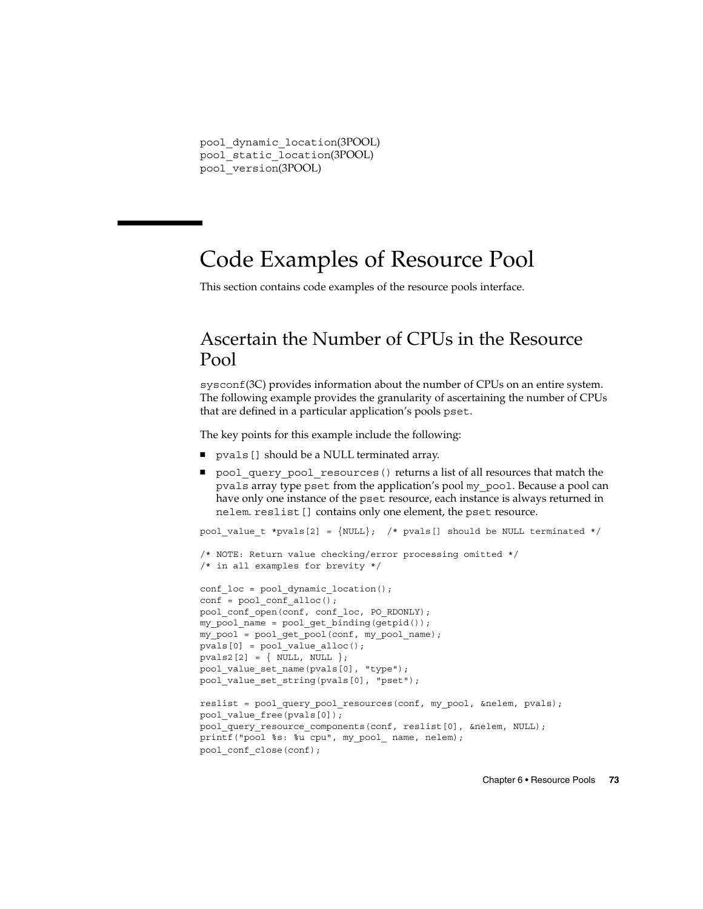pool_dynamic_location(3POOL)
pool_static_location(3POOL)
pool_version(3POOL)

## Code Examples of Resource Pool

This section contains code examples of the resource pools interface.

### Ascertain the Number of CPUs in the Resource Pool

sysconf(3C) provides information about the number of CPUs on an entire system. The following example provides the granularity of ascertaining the number of CPUs that are defined in a particular application's pools pset.

The key points for this example include the following:

- pvals[] should be a NULL terminated array.
- pool_query_pool_resources() returns a list of all resources that match the pvals array type pset from the application's pool my_pool. Because a pool can have only one instance of the pset resource, each instance is always returned in nelem. reslist[] contains only one element, the pset resource.

```
pool_value_t *pvals[2] = {NULL};  /* pvals[] should be NULL terminated */

/* NOTE: Return value checking/error processing omitted */
/* in all examples for brevity */

conf_loc = pool_dynamic_location();
conf = pool_conf_alloc();
pool_conf_open(conf, conf_loc, PO_RDONLY);
my_pool_name = pool_get_binding(getpid());
my_pool = pool_get_pool(conf, my_pool_name);
pvals[0] = pool_value_alloc();
pvals2[2] = { NULL, NULL };
pool_value_set_name(pvals[0], "type");
pool_value_set_string(pvals[0], "pset");

reslist = pool_query_pool_resources(conf, my_pool, &nelem, pvals);
pool_value_free(pvals[0]);
pool_query_resource_components(conf, reslist[0], &nelem, NULL);
printf("pool %s: %u cpu", my_pool_ name, nelem);
pool_conf_close(conf);
```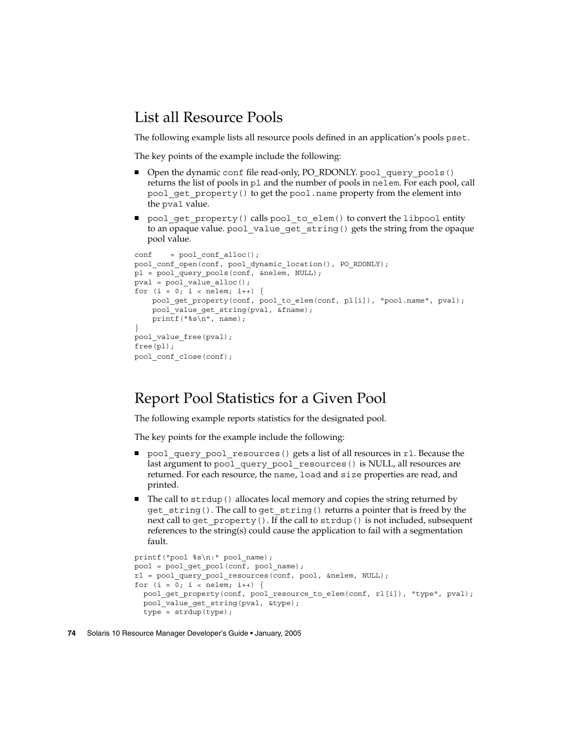## List all Resource Pools

The following example lists all resource pools defined in an application's pools `pset`.

The key points of the example include the following:

- Open the dynamic `conf` file read-only, PO_RDONLY. `pool_query_pools()` returns the list of pools in `pl` and the number of pools in `nelem`. For each pool, call `pool_get_property()` to get the `pool.name` property from the element into the `pval` value.
- `pool_get_property()` calls `pool_to_elem()` to convert the `libpool` entity to an opaque value. `pool_value_get_string()` gets the string from the opaque pool value.

```
conf    = pool_conf_alloc();
pool_conf_open(conf, pool_dynamic_location(), PO_RDONLY);
pl = pool_query_pools(conf, &nelem, NULL);
pval = pool_value_alloc();
for (i = 0; i < nelem; i++) {
    pool_get_property(conf, pool_to_elem(conf, pl[i]), "pool.name", pval);
    pool_value_get_string(pval, &fname);
    printf("%s\n", name);
}
pool_value_free(pval);
free(pl);
pool_conf_close(conf);
```

## Report Pool Statistics for a Given Pool

The following example reports statistics for the designated pool.

The key points for the example include the following:

- `pool_query_pool_resources()` gets a list of all resources in `rl`. Because the last argument to `pool_query_pool_resources()` is NULL, all resources are returned. For each resource, the `name`, `load` and `size` properties are read, and printed.
- The call to `strdup()` allocates local memory and copies the string returned by `get_string()`. The call to `get_string()` returns a pointer that is freed by the next call to `get_property()`. If the call to `strdup()` is not included, subsequent references to the string(s) could cause the application to fail with a segmentation fault.

```
printf("pool %s\n:" pool_name);
pool = pool_get_pool(conf, pool_name);
rl = pool_query_pool_resources(conf, pool, &nelem, NULL);
for (i = 0; i < nelem; i++) {
  pool_get_property(conf, pool_resource_to_elem(conf, rl[i]), "type", pval);
  pool_value_get_string(pval, &type);
  type = strdup(type);
```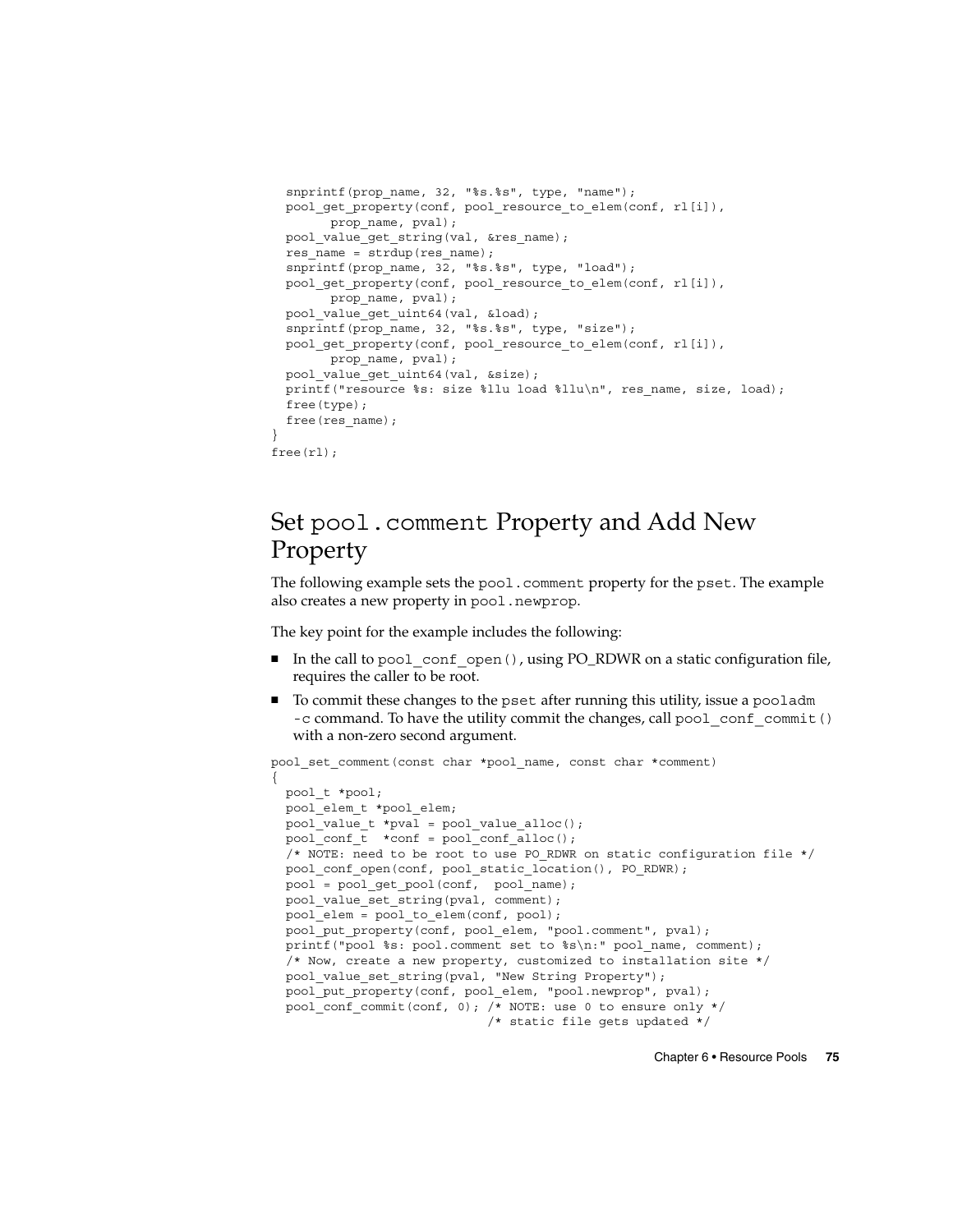```
  snprintf(prop_name, 32, "%s.%s", type, "name");
  pool_get_property(conf, pool_resource_to_elem(conf, rl[i]),
        prop_name, pval);
  pool_value_get_string(val, &res_name);
  res_name = strdup(res_name);
  snprintf(prop_name, 32, "%s.%s", type, "load");
  pool_get_property(conf, pool_resource_to_elem(conf, rl[i]),
        prop_name, pval);
  pool_value_get_uint64(val, &load);
  snprintf(prop_name, 32, "%s.%s", type, "size");
  pool_get_property(conf, pool_resource_to_elem(conf, rl[i]),
        prop_name, pval);
  pool_value_get_uint64(val, &size);
  printf("resource %s: size %llu load %llu\n", res_name, size, load);
  free(type);
  free(res_name);
}
free(rl);
```

## Set `pool.comment` Property and Add New Property

The following example sets the `pool.comment` property for the `pset`. The example also creates a new property in `pool.newprop`.

The key point for the example includes the following:

- In the call to `pool_conf_open()`, using PO_RDWR on a static configuration file, requires the caller to be root.
- To commit these changes to the `pset` after running this utility, issue a `pooladm -c` command. To have the utility commit the changes, call `pool_conf_commit()` with a non-zero second argument.

```
pool_set_comment(const char *pool_name, const char *comment)
{
  pool_t *pool;
  pool_elem_t *pool_elem;
  pool_value_t *pval = pool_value_alloc();
  pool_conf_t  *conf = pool_conf_alloc();
  /* NOTE: need to be root to use PO_RDWR on static configuration file */
  pool_conf_open(conf, pool_static_location(), PO_RDWR);
  pool = pool_get_pool(conf,  pool_name);
  pool_value_set_string(pval, comment);
  pool_elem = pool_to_elem(conf, pool);
  pool_put_property(conf, pool_elem, "pool.comment", pval);
  printf("pool %s: pool.comment set to %s\n:" pool_name, comment);
  /* Now, create a new property, customized to installation site */
  pool_value_set_string(pval, "New String Property");
  pool_put_property(conf, pool_elem, "pool.newprop", pval);
  pool_conf_commit(conf, 0); /* NOTE: use 0 to ensure only */
                             /* static file gets updated */
```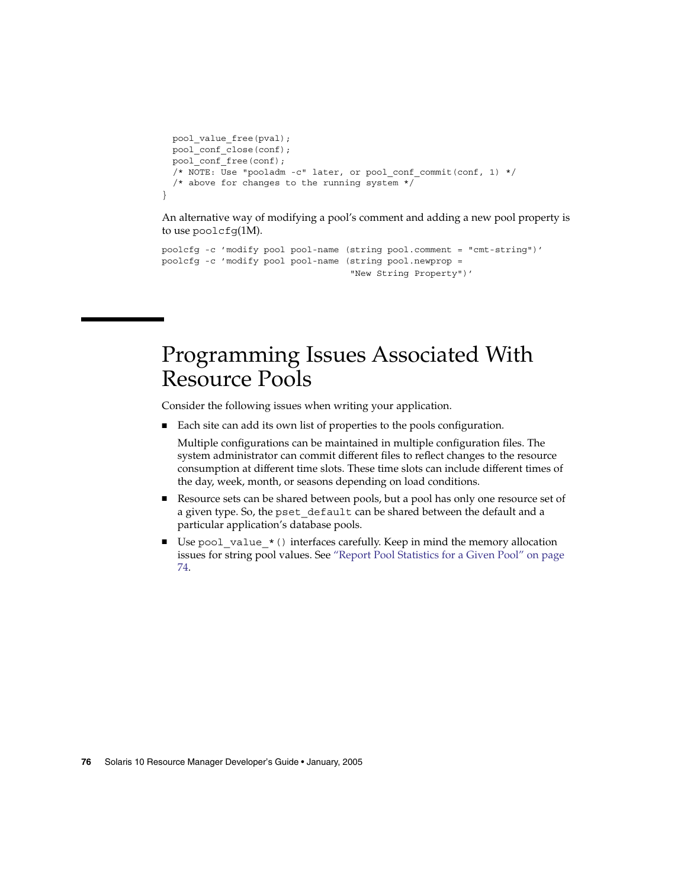```
  pool_value_free(pval);
  pool_conf_close(conf);
  pool_conf_free(conf);
  /* NOTE: Use "pooladm -c" later, or pool_conf_commit(conf, 1) */
  /* above for changes to the running system */
}
```

An alternative way of modifying a pool's comment and adding a new pool property is to use poolcfg(1M).

```
poolcfg -c 'modify pool pool-name (string pool.comment = "cmt-string")'
poolcfg -c 'modify pool pool-name (string pool.newprop =
                                   "New String Property")'
```

# Programming Issues Associated With Resource Pools

Consider the following issues when writing your application.

- Each site can add its own list of properties to the pools configuration.

  Multiple configurations can be maintained in multiple configuration files. The system administrator can commit different files to reflect changes to the resource consumption at different time slots. These time slots can include different times of the day, week, month, or seasons depending on load conditions.

- Resource sets can be shared between pools, but a pool has only one resource set of a given type. So, the `pset_default` can be shared between the default and a particular application's database pools.

- Use `pool_value_*()` interfaces carefully. Keep in mind the memory allocation issues for string pool values. See "Report Pool Statistics for a Given Pool" on page 74.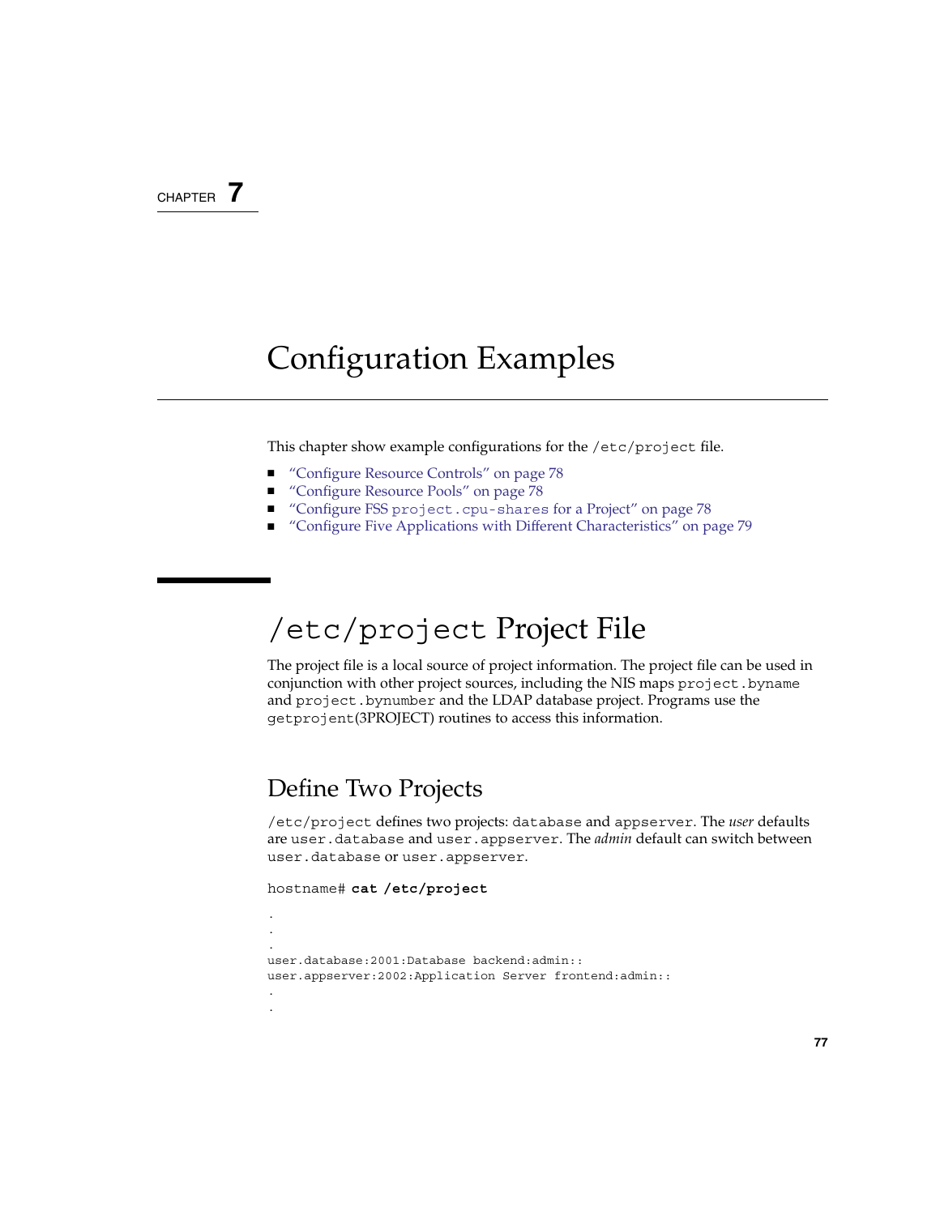CHAPTER 7

# Configuration Examples

This chapter show example configurations for the `/etc/project` file.

- “Configure Resource Controls” on page 78
- “Configure Resource Pools” on page 78
- “Configure FSS `project.cpu-shares` for a Project” on page 78
- “Configure Five Applications with Different Characteristics” on page 79

## `/etc/project` Project File

The project file is a local source of project information. The project file can be used in conjunction with other project sources, including the NIS maps `project.byname` and `project.bynumber` and the LDAP database project. Programs use the `getprojent`(3PROJECT) routines to access this information.

### Define Two Projects

`/etc/project` defines two projects: `database` and `appserver`. The *user* defaults are `user.database` and `user.appserver`. The *admin* default can switch between `user.database` or `user.appserver`.

hostname# **cat /etc/project**

```
.
.
.
user.database:2001:Database backend:admin::
user.appserver:2002:Application Server frontend:admin::
.
.
```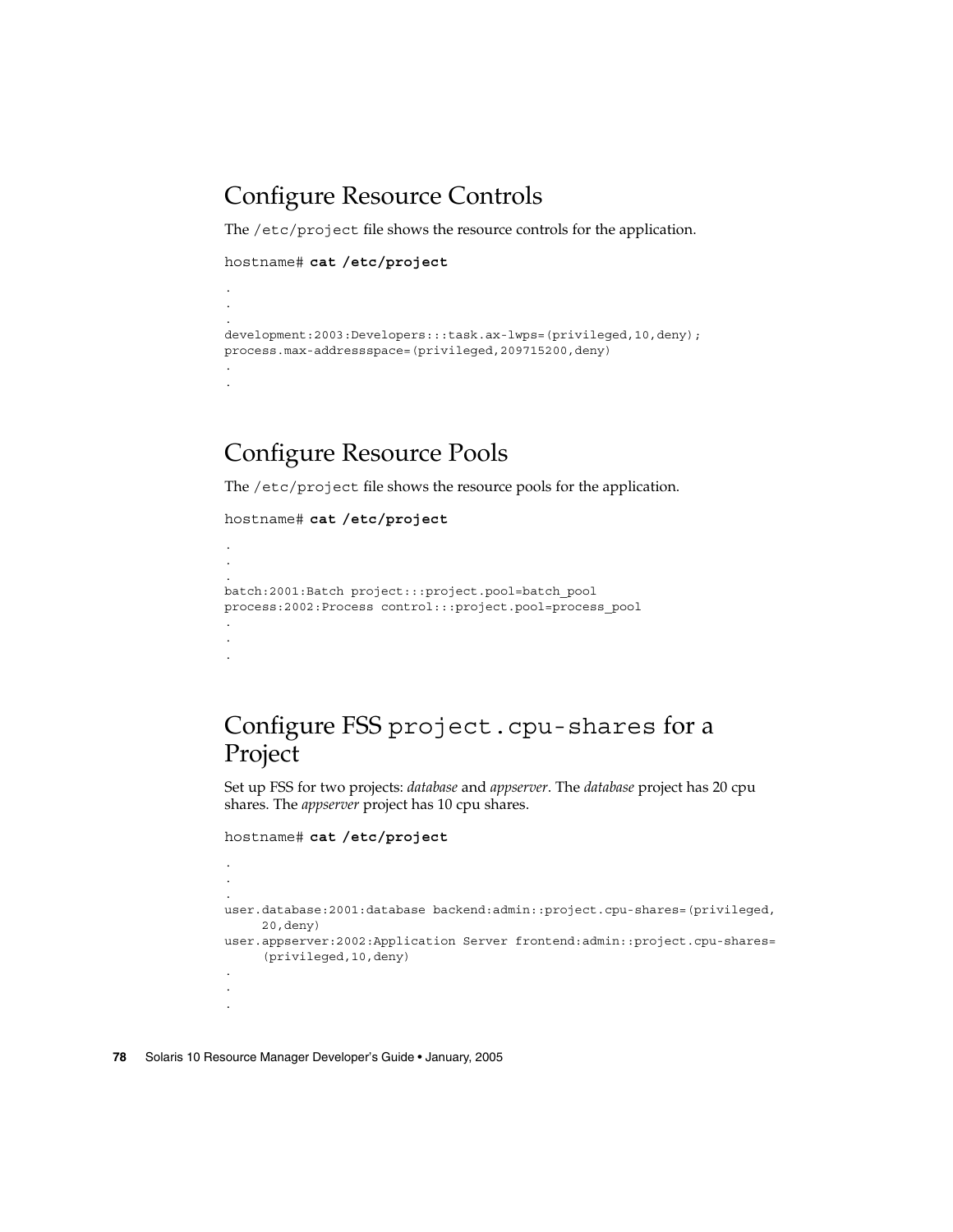## Configure Resource Controls

The `/etc/project` file shows the resource controls for the application.

```
hostname# cat /etc/project
.
.
.
development:2003:Developers:::task.ax-lwps=(privileged,10,deny);
process.max-addressspace=(privileged,209715200,deny)
.
.
```

## Configure Resource Pools

The `/etc/project` file shows the resource pools for the application.

```
hostname# cat /etc/project
.
.
.
batch:2001:Batch project:::project.pool=batch_pool
process:2002:Process control:::project.pool=process_pool
.
.
.
```

## Configure FSS `project.cpu-shares` for a Project

Set up FSS for two projects: *database* and *appserver*. The *database* project has 20 cpu shares. The *appserver* project has 10 cpu shares.

```
hostname# cat /etc/project
.
.
.
user.database:2001:database backend:admin::project.cpu-shares=(privileged,
     20,deny)
user.appserver:2002:Application Server frontend:admin::project.cpu-shares=
     (privileged,10,deny)
.
.
.
```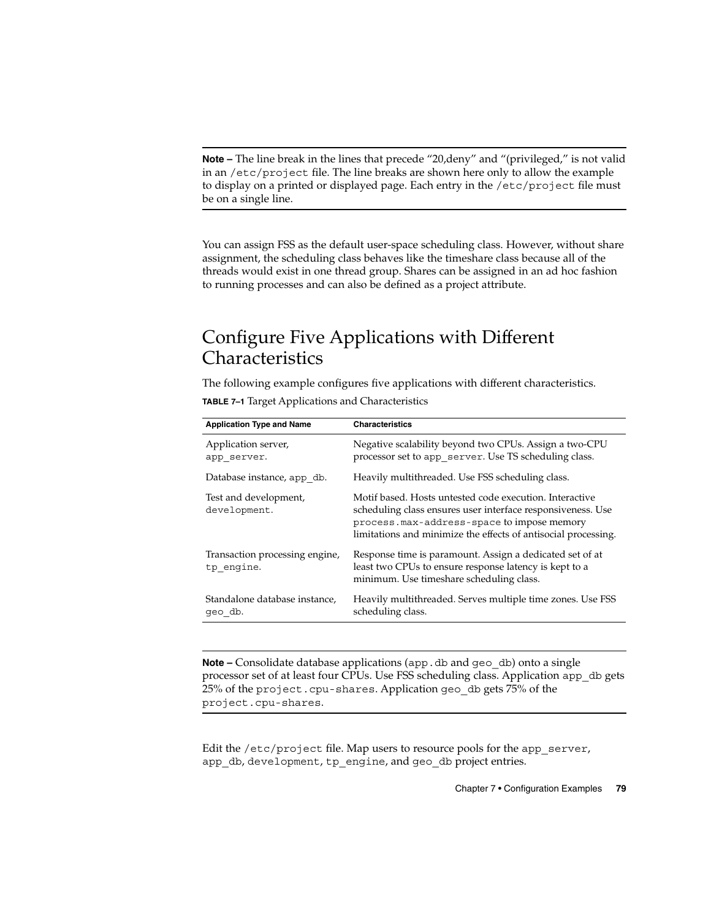**Note –** The line break in the lines that precede "20,deny" and "(privileged," is not valid in an /etc/project file. The line breaks are shown here only to allow the example to display on a printed or displayed page. Each entry in the /etc/project file must be on a single line.

You can assign FSS as the default user-space scheduling class. However, without share assignment, the scheduling class behaves like the timeshare class because all of the threads would exist in one thread group. Shares can be assigned in an ad hoc fashion to running processes and can also be defined as a project attribute.

## Configure Five Applications with Different Characteristics

The following example configures five applications with different characteristics.

**TABLE 7–1** Target Applications and Characteristics

| Application Type and Name | Characteristics |
| --- | --- |
| Application server, app_server. | Negative scalability beyond two CPUs. Assign a two-CPU processor set to app_server. Use TS scheduling class. |
| Database instance, app_db. | Heavily multithreaded. Use FSS scheduling class. |
| Test and development, development. | Motif based. Hosts untested code execution. Interactive scheduling class ensures user interface responsiveness. Use process.max-address-space to impose memory limitations and minimize the effects of antisocial processing. |
| Transaction processing engine, tp_engine. | Response time is paramount. Assign a dedicated set of at least two CPUs to ensure response latency is kept to a minimum. Use timeshare scheduling class. |
| Standalone database instance, geo_db. | Heavily multithreaded. Serves multiple time zones. Use FSS scheduling class. |

**Note –** Consolidate database applications (app.db and geo_db) onto a single processor set of at least four CPUs. Use FSS scheduling class. Application app_db gets 25% of the project.cpu-shares. Application geo_db gets 75% of the project.cpu-shares.

Edit the /etc/project file. Map users to resource pools for the app_server, app_db, development, tp_engine, and geo_db project entries.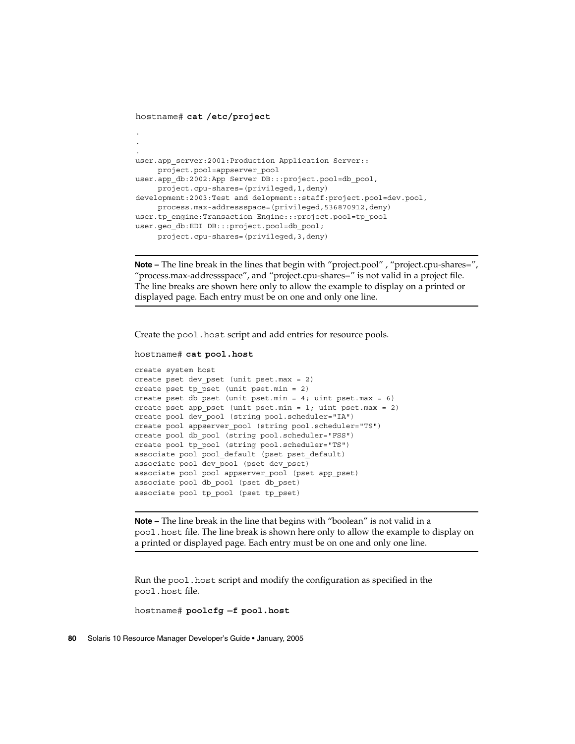```
hostname# cat /etc/project
.
.
.
user.app_server:2001:Production Application Server::
     project.pool=appserver_pool
user.app_db:2002:App Server DB:::project.pool=db_pool,
     project.cpu-shares=(privileged,1,deny)
development:2003:Test and delopment::staff:project.pool=dev.pool,
     process.max-addressspace=(privileged,536870912,deny)
user.tp_engine:Transaction Engine:::project.pool=tp_pool
user.geo_db:EDI DB:::project.pool=db_pool;
     project.cpu-shares=(privileged,3,deny)
```

---

**Note –** The line break in the lines that begin with “project.pool” , “project.cpu-shares=”, “process.max-addressspace”, and “project.cpu-shares=” is not valid in a project file. The line breaks are shown here only to allow the example to display on a printed or displayed page. Each entry must be on one and only one line.

---

Create the pool.host script and add entries for resource pools.

```
hostname# cat pool.host
create system host
create pset dev_pset (unit pset.max = 2)
create pset tp_pset (unit pset.min = 2)
create pset db_pset (unit pset.min = 4; uint pset.max = 6)
create pset app_pset (unit pset.min = 1; uint pset.max = 2)
create pool dev_pool (string pool.scheduler="IA")
create pool appserver_pool (string pool.scheduler="TS")
create pool db_pool (string pool.scheduler="FSS")
create pool tp_pool (string pool.scheduler="TS")
associate pool pool_default (pset pset_default)
associate pool dev_pool (pset dev_pset)
associate pool pool appserver_pool (pset app_pset)
associate pool db_pool (pset db_pset)
associate pool tp_pool (pset tp_pset)
```

---

**Note –** The line break in the line that begins with “boolean” is not valid in a pool.host file. The line break is shown here only to allow the example to display on a printed or displayed page. Each entry must be on one and only one line.

---

Run the pool.host script and modify the configuration as specified in the pool.host file.

```
hostname# poolcfg —f pool.host
```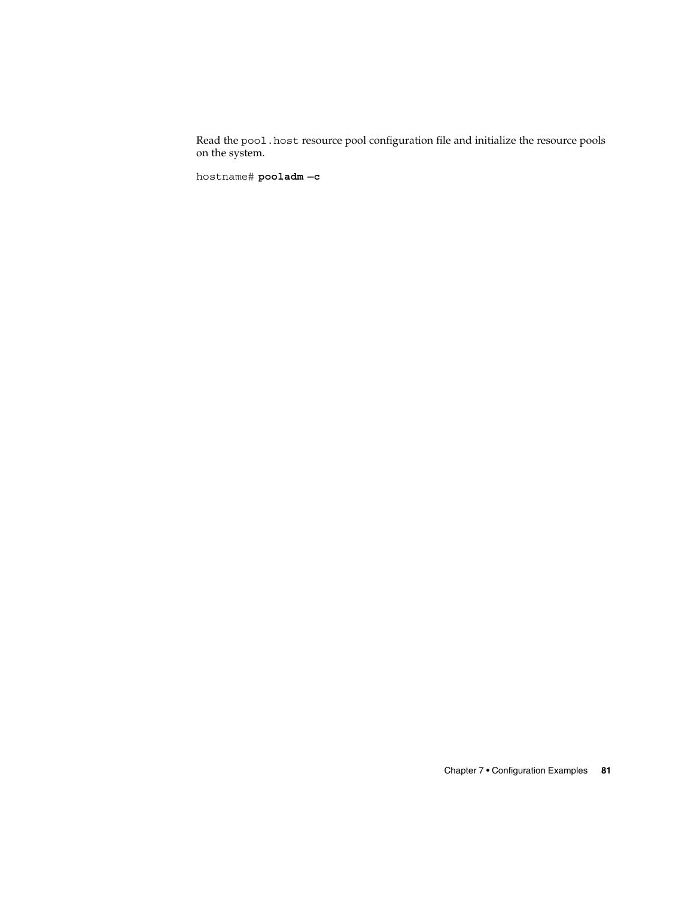Read the `pool.host` resource pool configuration file and initialize the resource pools on the system.

```
hostname# pooladm -c
```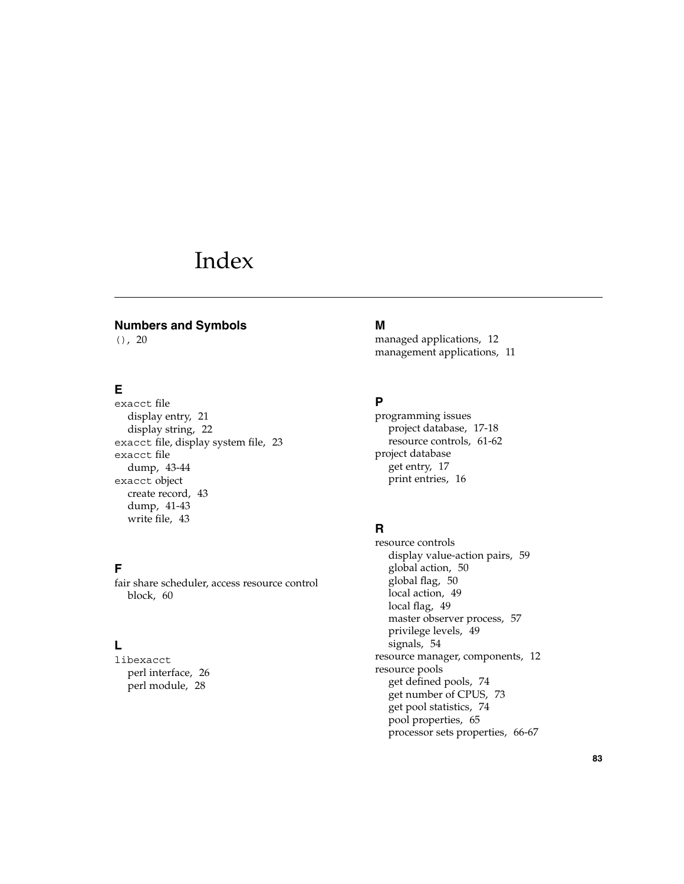# Index

## Numbers and Symbols

`()`, 20

## E

`exacct` file
- display entry, 21
- display string, 22

`exacct` file, display system file, 23

`exacct` file
- dump, 43-44

`exacct` object
- create record, 43
- dump, 41-43
- write file, 43

## F

fair share scheduler, access resource control block, 60

## L

`libexacct`
- perl interface, 26
- perl module, 28

## M

managed applications, 12

management applications, 11

## P

programming issues
- project database, 17-18
- resource controls, 61-62

project database
- get entry, 17
- print entries, 16

## R

resource controls
- display value-action pairs, 59
- global action, 50
- global flag, 50
- local action, 49
- local flag, 49
- master observer process, 57
- privilege levels, 49
- signals, 54

resource manager, components, 12

resource pools
- get defined pools, 74
- get number of CPUS, 73
- get pool statistics, 74
- pool properties, 65
- processor sets properties, 66-67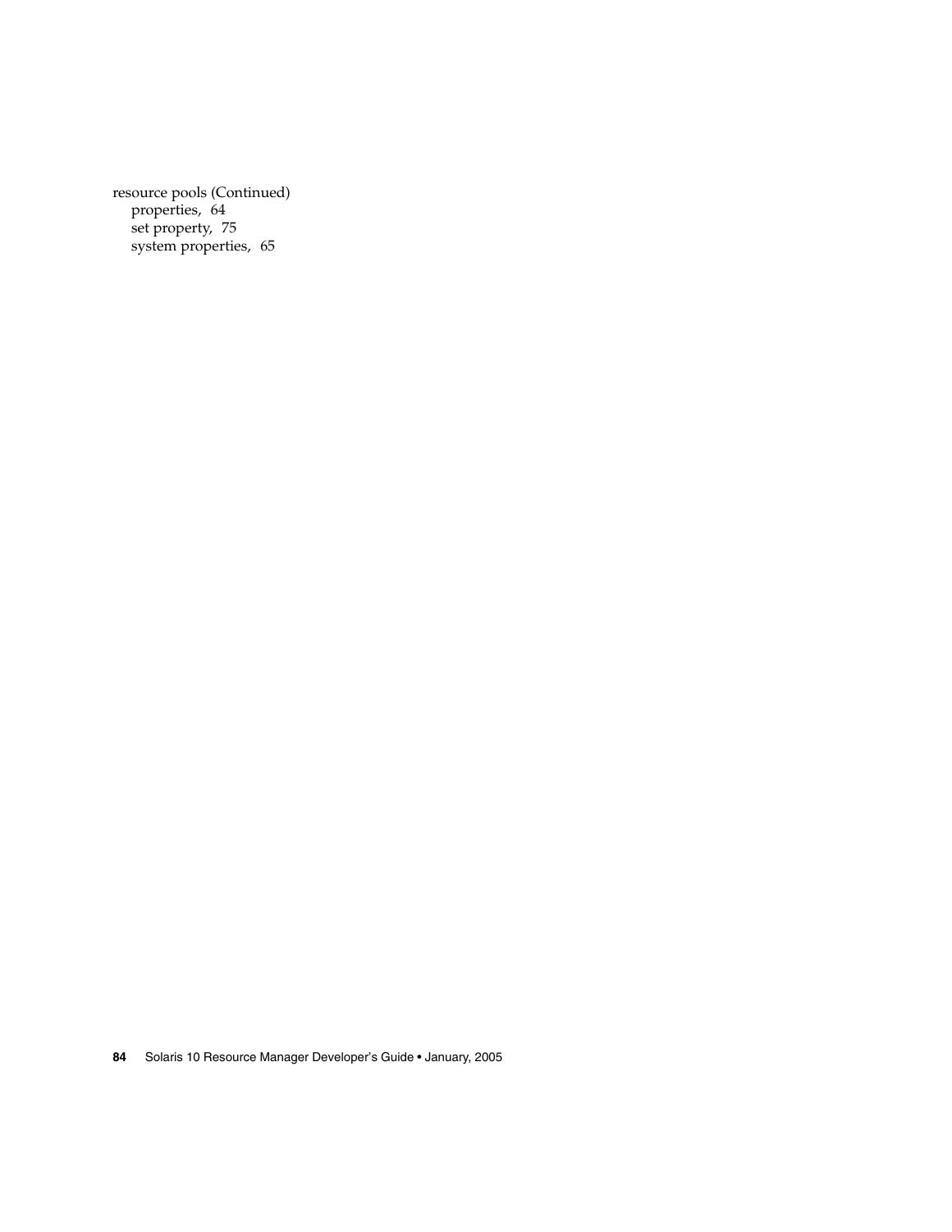resource pools (Continued)
- properties, 64
- set property, 75
- system properties, 65